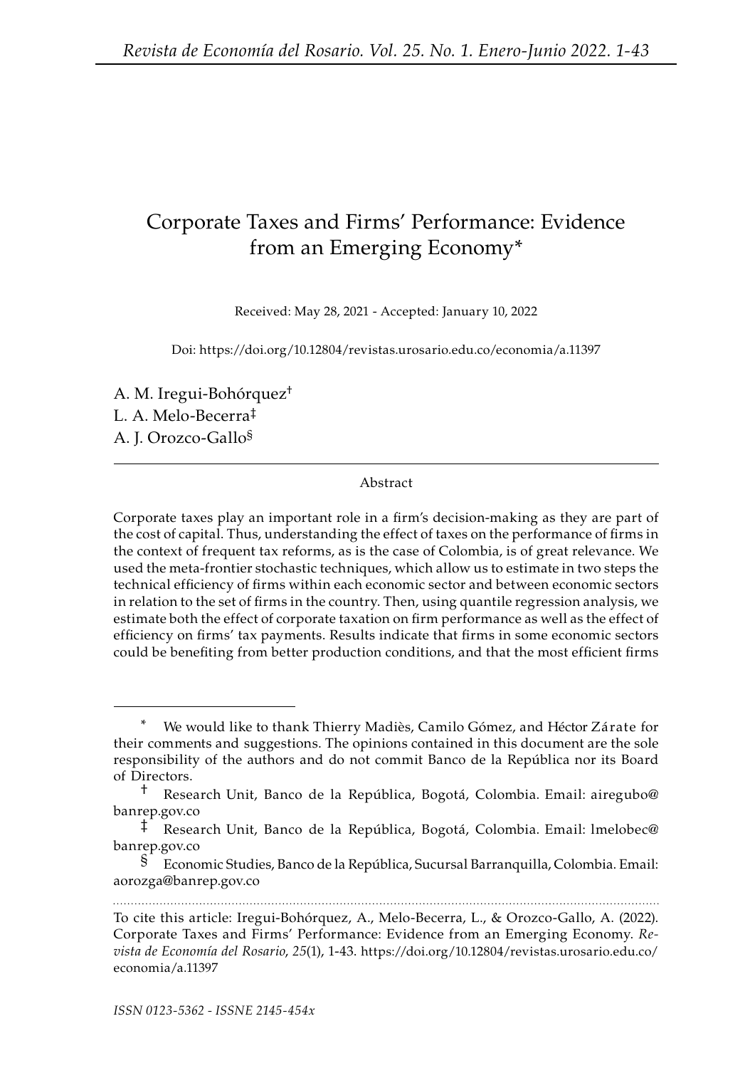# Corporate Taxes and Firms' Performance: Evidence from an Emerging Economy*

Received: May 28, 2021 - Accepted: January 10, 2022

Doi: https://doi.org/10.12804/revistas.urosario.edu.co/economia/a.11397

A. M. Iregui-Bohórquez[†]
L. A. Melo-Becerra[‡]
A. J. Orozco-Gallo[§]

## Abstract

Corporate taxes play an important role in a firm's decision-making as they are part of the cost of capital. Thus, understanding the effect of taxes on the performance of firms in the context of frequent tax reforms, as is the case of Colombia, is of great relevance. We used the meta-frontier stochastic techniques, which allow us to estimate in two steps the technical efficiency of firms within each economic sector and between economic sectors in relation to the set of firms in the country. Then, using quantile regression analysis, we estimate both the effect of corporate taxation on firm performance as well as the effect of efficiency on firms' tax payments. Results indicate that firms in some economic sectors could be benefiting from better production conditions, and that the most efficient firms

---

\* We would like to thank Thierry Madiès, Camilo Gómez, and Héctor Zárate for their comments and suggestions. The opinions contained in this document are the sole responsibility of the authors and do not commit Banco de la República nor its Board of Directors.

† Research Unit, Banco de la República, Bogotá, Colombia. Email: airegubo@banrep.gov.co

‡ Research Unit, Banco de la República, Bogotá, Colombia. Email: lmelobec@banrep.gov.co

§ Economic Studies, Banco de la República, Sucursal Barranquilla, Colombia. Email: aorozga@banrep.gov.co

---

To cite this article: Iregui-Bohórquez, A., Melo-Becerra, L., & Orozco-Gallo, A. (2022). Corporate Taxes and Firms' Performance: Evidence from an Emerging Economy. *Revista de Economía del Rosario*, *25*(1), 1-43. https://doi.org/10.12804/revistas.urosario.edu.co/economia/a.11397

*ISSN 0123-5362 - ISSNE 2145-454x*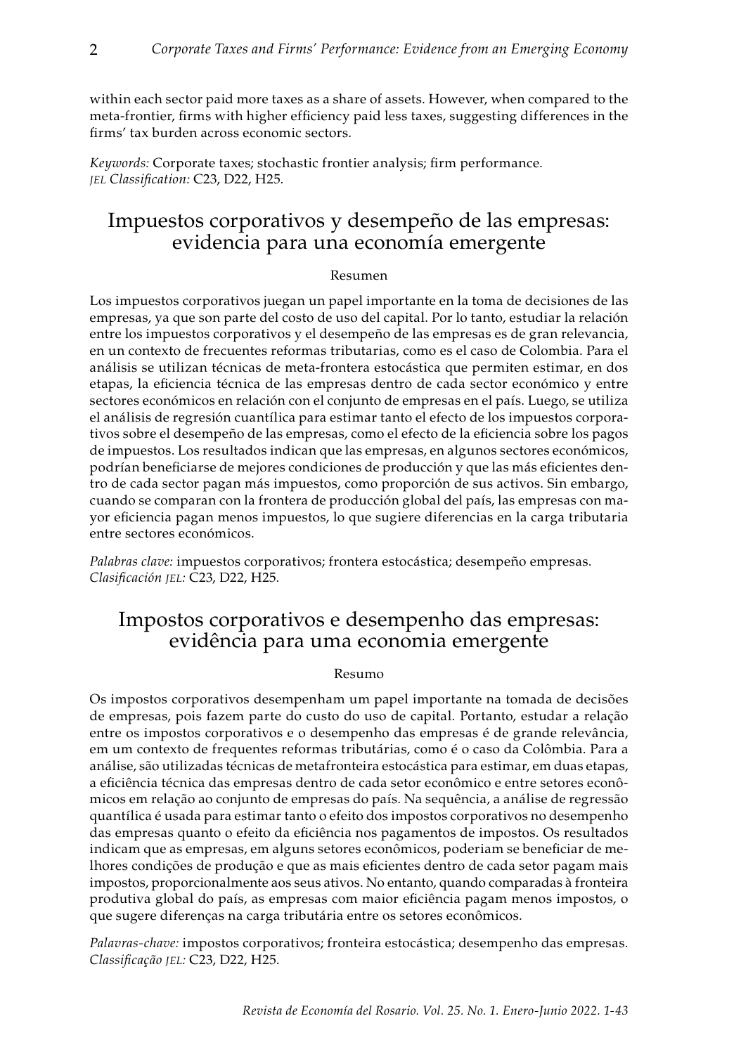within each sector paid more taxes as a share of assets. However, when compared to the meta-frontier, firms with higher efficiency paid less taxes, suggesting differences in the firms' tax burden across economic sectors.

*Keywords:* Corporate taxes; stochastic frontier analysis; firm performance.
*JEL Classification:* C23, D22, H25.

## Impuestos corporativos y desempeño de las empresas: evidencia para una economía emergente

### Resumen

Los impuestos corporativos juegan un papel importante en la toma de decisiones de las empresas, ya que son parte del costo de uso del capital. Por lo tanto, estudiar la relación entre los impuestos corporativos y el desempeño de las empresas es de gran relevancia, en un contexto de frecuentes reformas tributarias, como es el caso de Colombia. Para el análisis se utilizan técnicas de meta-frontera estocástica que permiten estimar, en dos etapas, la eficiencia técnica de las empresas dentro de cada sector económico y entre sectores económicos en relación con el conjunto de empresas en el país. Luego, se utiliza el análisis de regresión cuantílica para estimar tanto el efecto de los impuestos corporativos sobre el desempeño de las empresas, como el efecto de la eficiencia sobre los pagos de impuestos. Los resultados indican que las empresas, en algunos sectores económicos, podrían beneficiarse de mejores condiciones de producción y que las más eficientes dentro de cada sector pagan más impuestos, como proporción de sus activos. Sin embargo, cuando se comparan con la frontera de producción global del país, las empresas con mayor eficiencia pagan menos impuestos, lo que sugiere diferencias en la carga tributaria entre sectores económicos.

*Palabras clave:* impuestos corporativos; frontera estocástica; desempeño empresas.
*Clasificación JEL:* C23, D22, H25.

## Impostos corporativos e desempenho das empresas: evidência para uma economia emergente

### Resumo

Os impostos corporativos desempenham um papel importante na tomada de decisões de empresas, pois fazem parte do custo do uso de capital. Portanto, estudar a relação entre os impostos corporativos e o desempenho das empresas é de grande relevância, em um contexto de frequentes reformas tributárias, como é o caso da Colômbia. Para a análise, são utilizadas técnicas de metafronteira estocástica para estimar, em duas etapas, a eficiência técnica das empresas dentro de cada setor econômico e entre setores econômicos em relação ao conjunto de empresas do país. Na sequência, a análise de regressão quantílica é usada para estimar tanto o efeito dos impostos corporativos no desempenho das empresas quanto o efeito da eficiência nos pagamentos de impostos. Os resultados indicam que as empresas, em alguns setores econômicos, poderiam se beneficiar de melhores condições de produção e que as mais eficientes dentro de cada setor pagam mais impostos, proporcionalmente aos seus ativos. No entanto, quando comparadas à fronteira produtiva global do país, as empresas com maior eficiência pagam menos impostos, o que sugere diferenças na carga tributária entre os setores econômicos.

*Palavras-chave:* impostos corporativos; fronteira estocástica; desempenho das empresas.
*Classificação JEL:* C23, D22, H25.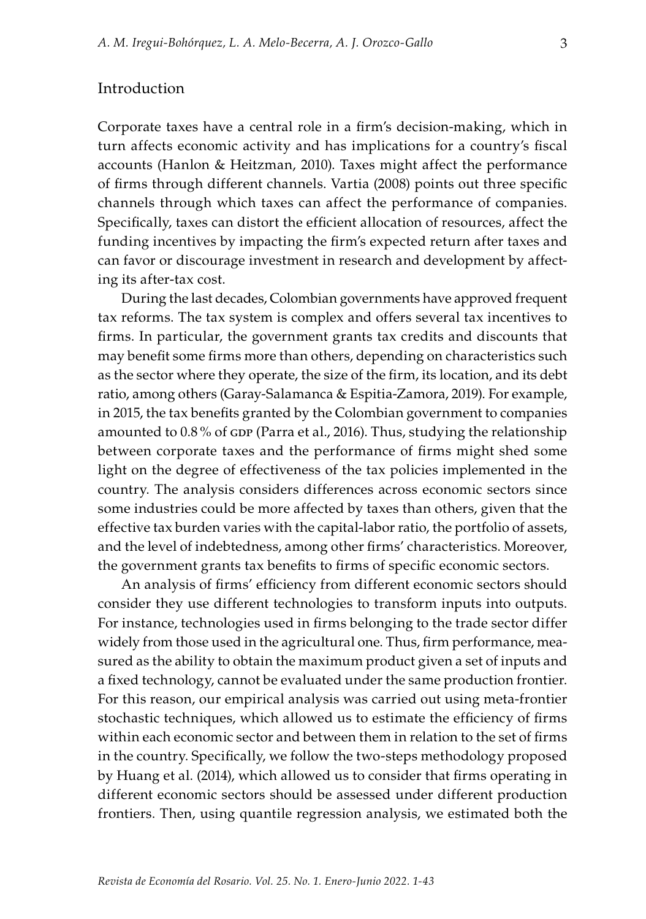## Introduction

Corporate taxes have a central role in a firm's decision-making, which in turn affects economic activity and has implications for a country's fiscal accounts (Hanlon & Heitzman, 2010). Taxes might affect the performance of firms through different channels. Vartia (2008) points out three specific channels through which taxes can affect the performance of companies. Specifically, taxes can distort the efficient allocation of resources, affect the funding incentives by impacting the firm's expected return after taxes and can favor or discourage investment in research and development by affecting its after-tax cost.

During the last decades, Colombian governments have approved frequent tax reforms. The tax system is complex and offers several tax incentives to firms. In particular, the government grants tax credits and discounts that may benefit some firms more than others, depending on characteristics such as the sector where they operate, the size of the firm, its location, and its debt ratio, among others (Garay-Salamanca & Espitia-Zamora, 2019). For example, in 2015, the tax benefits granted by the Colombian government to companies amounted to 0.8 % of GDP (Parra et al., 2016). Thus, studying the relationship between corporate taxes and the performance of firms might shed some light on the degree of effectiveness of the tax policies implemented in the country. The analysis considers differences across economic sectors since some industries could be more affected by taxes than others, given that the effective tax burden varies with the capital-labor ratio, the portfolio of assets, and the level of indebtedness, among other firms' characteristics. Moreover, the government grants tax benefits to firms of specific economic sectors.

An analysis of firms' efficiency from different economic sectors should consider they use different technologies to transform inputs into outputs. For instance, technologies used in firms belonging to the trade sector differ widely from those used in the agricultural one. Thus, firm performance, measured as the ability to obtain the maximum product given a set of inputs and a fixed technology, cannot be evaluated under the same production frontier. For this reason, our empirical analysis was carried out using meta-frontier stochastic techniques, which allowed us to estimate the efficiency of firms within each economic sector and between them in relation to the set of firms in the country. Specifically, we follow the two-steps methodology proposed by Huang et al. (2014), which allowed us to consider that firms operating in different economic sectors should be assessed under different production frontiers. Then, using quantile regression analysis, we estimated both the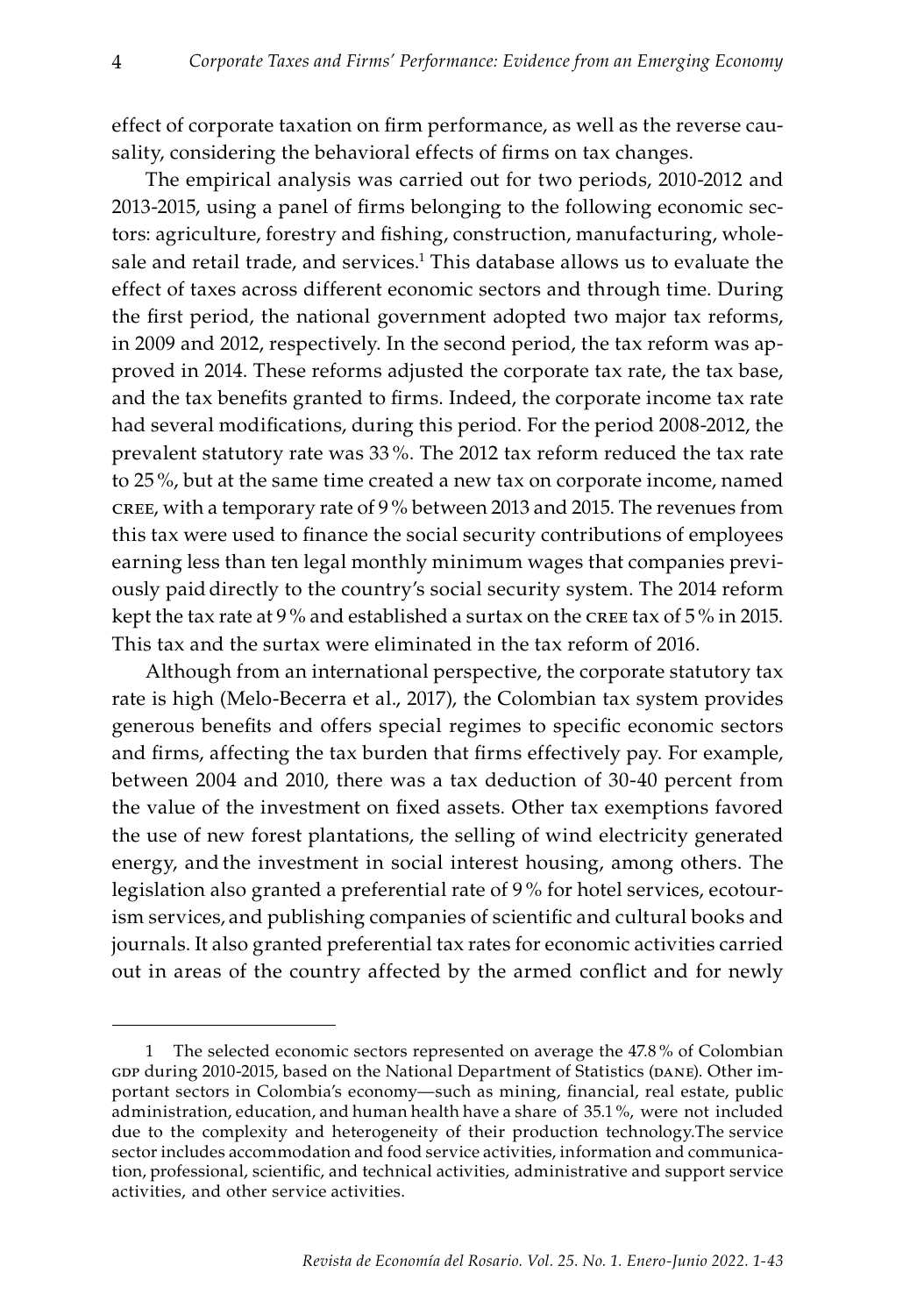effect of corporate taxation on firm performance, as well as the reverse causality, considering the behavioral effects of firms on tax changes.

The empirical analysis was carried out for two periods, 2010-2012 and 2013-2015, using a panel of firms belonging to the following economic sectors: agriculture, forestry and fishing, construction, manufacturing, wholesale and retail trade, and services.[1] This database allows us to evaluate the effect of taxes across different economic sectors and through time. During the first period, the national government adopted two major tax reforms, in 2009 and 2012, respectively. In the second period, the tax reform was approved in 2014. These reforms adjusted the corporate tax rate, the tax base, and the tax benefits granted to firms. Indeed, the corporate income tax rate had several modifications, during this period. For the period 2008-2012, the prevalent statutory rate was 33 %. The 2012 tax reform reduced the tax rate to 25 %, but at the same time created a new tax on corporate income, named CREE, with a temporary rate of 9 % between 2013 and 2015. The revenues from this tax were used to finance the social security contributions of employees earning less than ten legal monthly minimum wages that companies previously paid directly to the country's social security system. The 2014 reform kept the tax rate at 9 % and established a surtax on the CREE tax of 5 % in 2015. This tax and the surtax were eliminated in the tax reform of 2016.

Although from an international perspective, the corporate statutory tax rate is high (Melo-Becerra et al., 2017), the Colombian tax system provides generous benefits and offers special regimes to specific economic sectors and firms, affecting the tax burden that firms effectively pay. For example, between 2004 and 2010, there was a tax deduction of 30-40 percent from the value of the investment on fixed assets. Other tax exemptions favored the use of new forest plantations, the selling of wind electricity generated energy, and the investment in social interest housing, among others. The legislation also granted a preferential rate of 9 % for hotel services, ecotourism services, and publishing companies of scientific and cultural books and journals. It also granted preferential tax rates for economic activities carried out in areas of the country affected by the armed conflict and for newly

---

1 The selected economic sectors represented on average the 47.8 % of Colombian GDP during 2010-2015, based on the National Department of Statistics (DANE). Other important sectors in Colombia's economy—such as mining, financial, real estate, public administration, education, and human health have a share of 35.1 %, were not included due to the complexity and heterogeneity of their production technology.The service sector includes accommodation and food service activities, information and communication, professional, scientific, and technical activities, administrative and support service activities, and other service activities.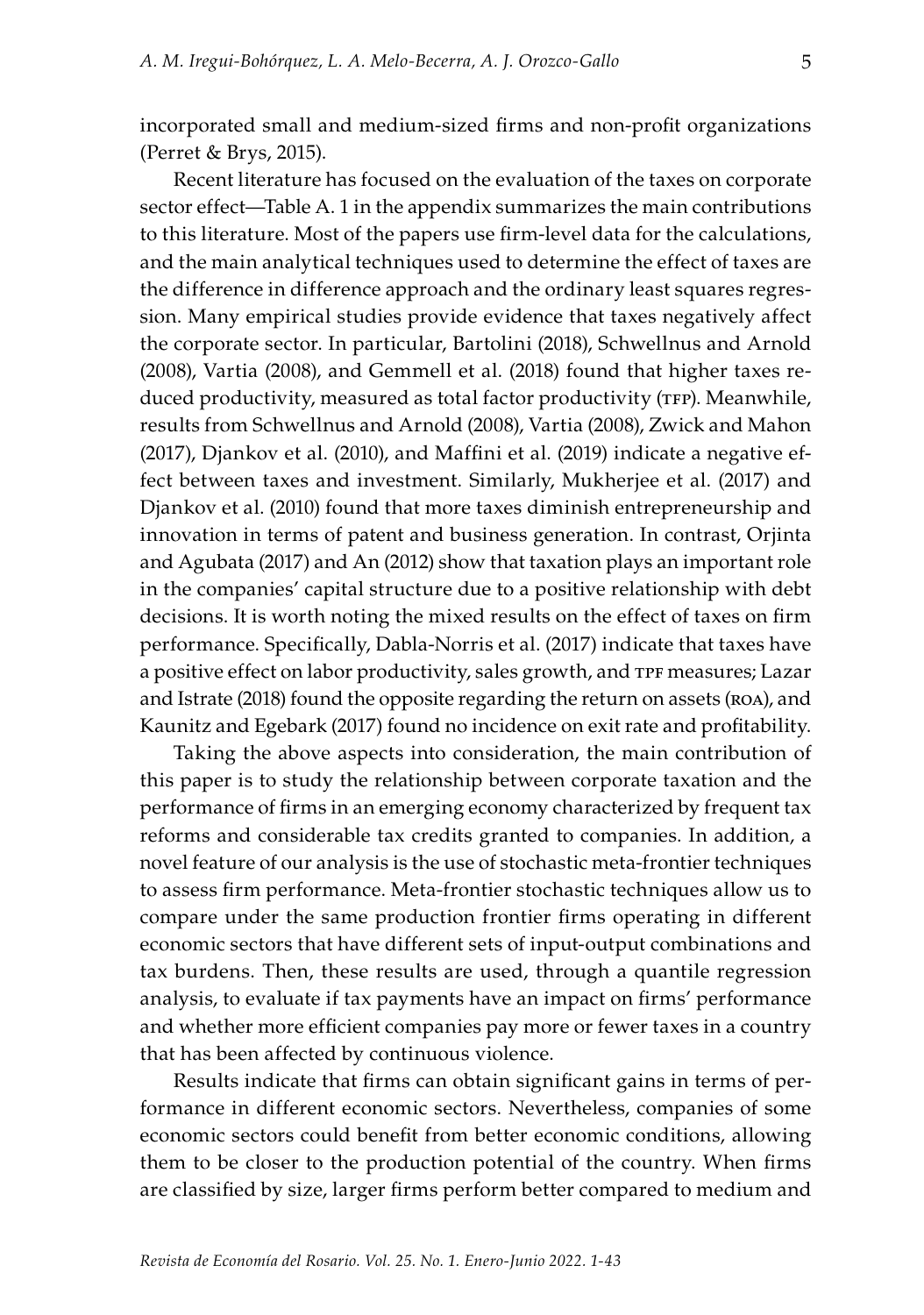incorporated small and medium-sized firms and non-profit organizations (Perret & Brys, 2015).

Recent literature has focused on the evaluation of the taxes on corporate sector effect—Table A. 1 in the appendix summarizes the main contributions to this literature. Most of the papers use firm-level data for the calculations, and the main analytical techniques used to determine the effect of taxes are the difference in difference approach and the ordinary least squares regression. Many empirical studies provide evidence that taxes negatively affect the corporate sector. In particular, Bartolini (2018), Schwellnus and Arnold (2008), Vartia (2008), and Gemmell et al. (2018) found that higher taxes reduced productivity, measured as total factor productivity (TFP). Meanwhile, results from Schwellnus and Arnold (2008), Vartia (2008), Zwick and Mahon (2017), Djankov et al. (2010), and Maffini et al. (2019) indicate a negative effect between taxes and investment. Similarly, Mukherjee et al. (2017) and Djankov et al. (2010) found that more taxes diminish entrepreneurship and innovation in terms of patent and business generation. In contrast, Orjinta and Agubata (2017) and An (2012) show that taxation plays an important role in the companies' capital structure due to a positive relationship with debt decisions. It is worth noting the mixed results on the effect of taxes on firm performance. Specifically, Dabla-Norris et al. (2017) indicate that taxes have a positive effect on labor productivity, sales growth, and TPF measures; Lazar and Istrate (2018) found the opposite regarding the return on assets (ROA), and Kaunitz and Egebark (2017) found no incidence on exit rate and profitability.

Taking the above aspects into consideration, the main contribution of this paper is to study the relationship between corporate taxation and the performance of firms in an emerging economy characterized by frequent tax reforms and considerable tax credits granted to companies. In addition, a novel feature of our analysis is the use of stochastic meta-frontier techniques to assess firm performance. Meta-frontier stochastic techniques allow us to compare under the same production frontier firms operating in different economic sectors that have different sets of input-output combinations and tax burdens. Then, these results are used, through a quantile regression analysis, to evaluate if tax payments have an impact on firms' performance and whether more efficient companies pay more or fewer taxes in a country that has been affected by continuous violence.

Results indicate that firms can obtain significant gains in terms of performance in different economic sectors. Nevertheless, companies of some economic sectors could benefit from better economic conditions, allowing them to be closer to the production potential of the country. When firms are classified by size, larger firms perform better compared to medium and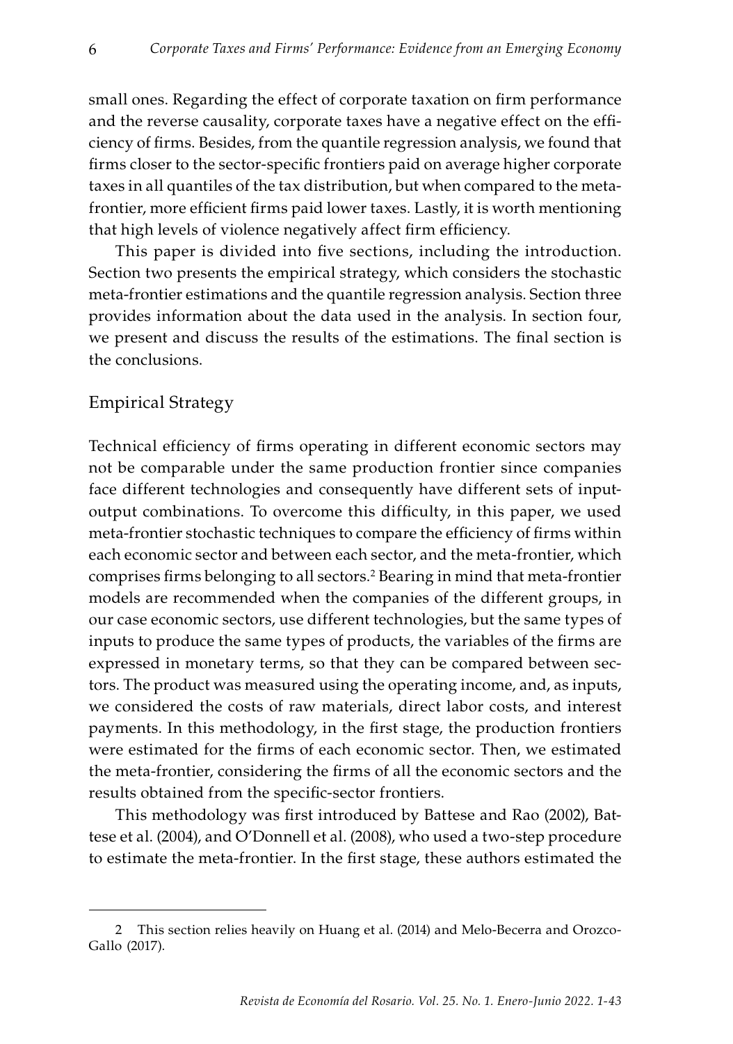small ones. Regarding the effect of corporate taxation on firm performance and the reverse causality, corporate taxes have a negative effect on the efficiency of firms. Besides, from the quantile regression analysis, we found that firms closer to the sector-specific frontiers paid on average higher corporate taxes in all quantiles of the tax distribution, but when compared to the meta-frontier, more efficient firms paid lower taxes. Lastly, it is worth mentioning that high levels of violence negatively affect firm efficiency.

This paper is divided into five sections, including the introduction. Section two presents the empirical strategy, which considers the stochastic meta-frontier estimations and the quantile regression analysis. Section three provides information about the data used in the analysis. In section four, we present and discuss the results of the estimations. The final section is the conclusions.

## Empirical Strategy

Technical efficiency of firms operating in different economic sectors may not be comparable under the same production frontier since companies face different technologies and consequently have different sets of input-output combinations. To overcome this difficulty, in this paper, we used meta-frontier stochastic techniques to compare the efficiency of firms within each economic sector and between each sector, and the meta-frontier, which comprises firms belonging to all sectors.[2] Bearing in mind that meta-frontier models are recommended when the companies of the different groups, in our case economic sectors, use different technologies, but the same types of inputs to produce the same types of products, the variables of the firms are expressed in monetary terms, so that they can be compared between sectors. The product was measured using the operating income, and, as inputs, we considered the costs of raw materials, direct labor costs, and interest payments. In this methodology, in the first stage, the production frontiers were estimated for the firms of each economic sector. Then, we estimated the meta-frontier, considering the firms of all the economic sectors and the results obtained from the specific-sector frontiers.

This methodology was first introduced by Battese and Rao (2002), Battese et al. (2004), and O'Donnell et al. (2008), who used a two-step procedure to estimate the meta-frontier. In the first stage, these authors estimated the

---

2 This section relies heavily on Huang et al. (2014) and Melo-Becerra and Orozco-Gallo (2017).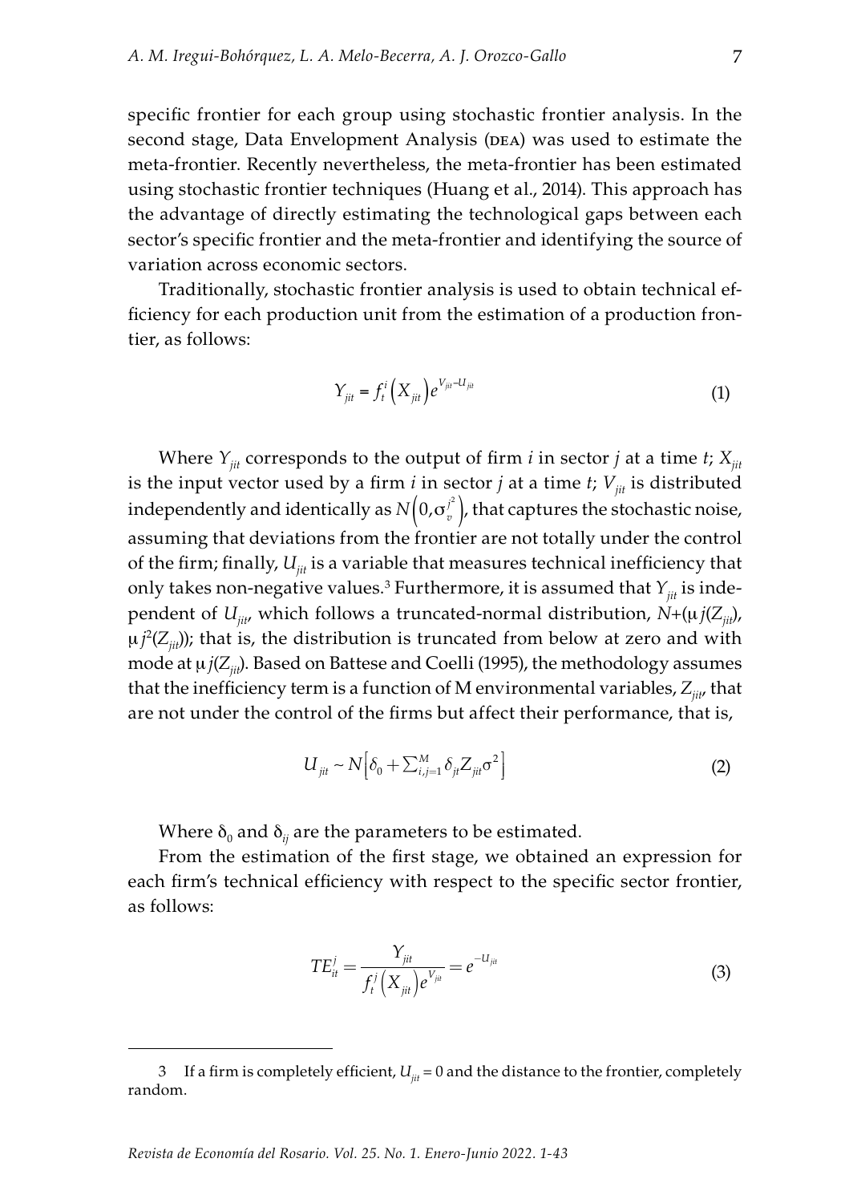specific frontier for each group using stochastic frontier analysis. In the second stage, Data Envelopment Analysis (DEA) was used to estimate the meta-frontier. Recently nevertheless, the meta-frontier has been estimated using stochastic frontier techniques (Huang et al., 2014). This approach has the advantage of directly estimating the technological gaps between each sector's specific frontier and the meta-frontier and identifying the source of variation across economic sectors.

Traditionally, stochastic frontier analysis is used to obtain technical efficiency for each production unit from the estimation of a production frontier, as follows:

$$Y_{jit} = f_t^i \left( X_{jit} \right) e^{V_{jit} - U_{jit}} \tag{1}$$

Where $Y_{jit}$ corresponds to the output of firm $i$ in sector $j$ at a time $t$; $X_{jit}$ is the input vector used by a firm $i$ in sector $j$ at a time $t$; $V_{jit}$ is distributed independently and identically as $N\left(0, \sigma_v^{j^2}\right)$, that captures the stochastic noise, assuming that deviations from the frontier are not totally under the control of the firm; finally, $U_{jit}$ is a variable that measures technical inefficiency that only takes non-negative values.[3] Furthermore, it is assumed that $Y_{jit}$ is independent of $U_{jit}$, which follows a truncated-normal distribution, $N+(\mu j(Z_{jit}), \mu j^2(Z_{jit}))$; that is, the distribution is truncated from below at zero and with mode at $\mu j(Z_{jit})$. Based on Battese and Coelli (1995), the methodology assumes that the inefficiency term is a function of M environmental variables, $Z_{jit}$, that are not under the control of the firms but affect their performance, that is,

$$U_{jit} \sim N\left[\delta_0 + \sum_{i,j=1}^{M} \delta_{jt} Z_{jit} \sigma^2\right] \tag{2}$$

Where $\delta_0$ and $\delta_{ij}$ are the parameters to be estimated.

From the estimation of the first stage, we obtained an expression for each firm's technical efficiency with respect to the specific sector frontier, as follows:

$$TE_{it}^{j} = \frac{Y_{jit}}{f_t^j \left( X_{jit} \right) e^{V_{jit}}} = e^{-U_{jit}} \tag{3}$$

---

3 If a firm is completely efficient, $U_{jit} = 0$ and the distance to the frontier, completely random.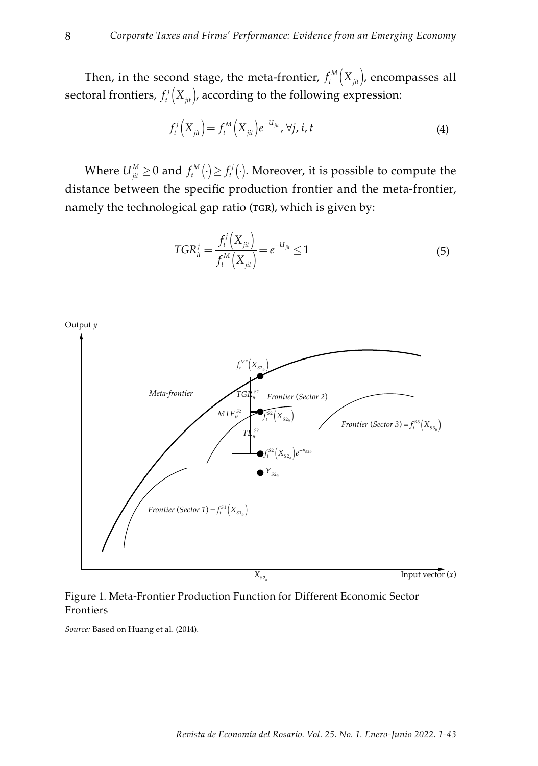Then, in the second stage, the meta-frontier, $f_t^M\left(X_{jit}\right)$, encompasses all sectoral frontiers, $f_t^j\left(X_{jit}\right)$, according to the following expression:

$$f_t^j\left(X_{jit}\right) = f_t^M\left(X_{jit}\right)e^{-U_{jit}}, \forall j, i, t \tag{4}$$

Where $U_{jit}^M \geq 0$ and $f_t^M(\cdot) \geq f_t^j(\cdot)$. Moreover, it is possible to compute the distance between the specific production frontier and the meta-frontier, namely the technological gap ratio (TGR), which is given by:

$$TGR_{it}^j = \frac{f_t^j\left(X_{jit}\right)}{f_t^M\left(X_{jit}\right)} = e^{-U_{jit}} \leq 1 \tag{5}$$

Figure 1. Meta-Frontier Production Function for Different Economic Sector Frontiers

*Source:* Based on Huang et al. (2014).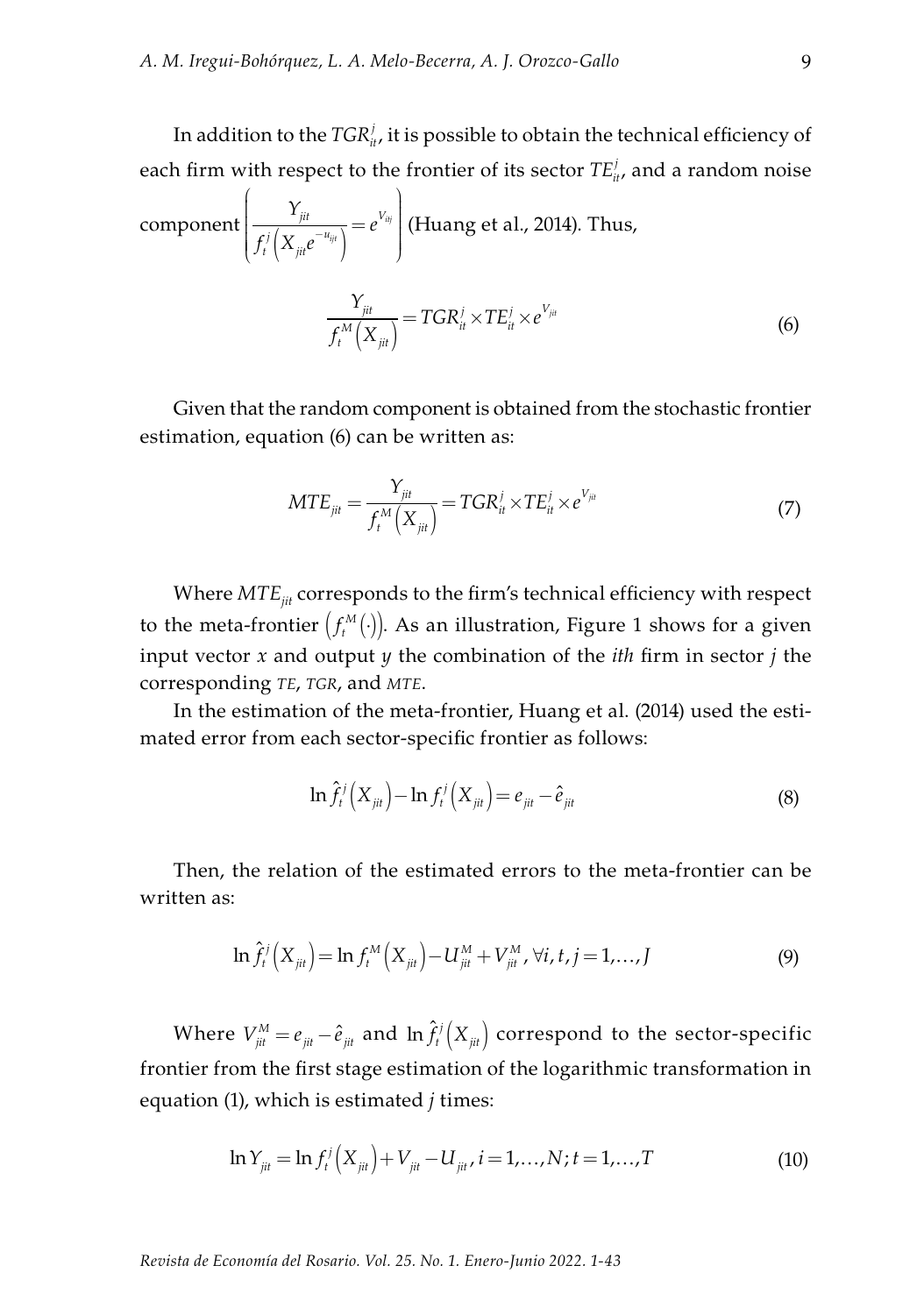In addition to the $TGR_{it}^{j}$, it is possible to obtain the technical efficiency of each firm with respect to the frontier of its sector $TE_{it}^{j}$, and a random noise component $\left( \frac{Y_{jit}}{f_t^j\left(X_{jit}e^{-u_{ijt}}\right)} = e^{V_{itj}} \right)$ (Huang et al., 2014). Thus,

$$\frac{Y_{jit}}{f_t^M\left(X_{jit}\right)} = TGR_{it}^{j} \times TE_{it}^{j} \times e^{V_{jit}} \tag{6}$$

Given that the random component is obtained from the stochastic frontier estimation, equation (6) can be written as:

$$MTE_{jit} = \frac{Y_{jit}}{f_t^M\left(X_{jit}\right)} = TGR_{it}^{j} \times TE_{it}^{j} \times e^{V_{jit}} \tag{7}$$

Where $MTE_{jit}$ corresponds to the firm's technical efficiency with respect to the meta-frontier $\left(f_t^M(\cdot)\right)$. As an illustration, Figure 1 shows for a given input vector $x$ and output $y$ the combination of the *ith* firm in sector $j$ the corresponding TE, TGR, and MTE.

In the estimation of the meta-frontier, Huang et al. (2014) used the estimated error from each sector-specific frontier as follows:

$$\ln \hat{f}_t^j\left(X_{jit}\right) - \ln f_t^j\left(X_{jit}\right) = e_{jit} - \hat{e}_{jit} \tag{8}$$

Then, the relation of the estimated errors to the meta-frontier can be written as:

$$\ln \hat{f}_t^j\left(X_{jit}\right) = \ln f_t^M\left(X_{jit}\right) - U_{jit}^M + V_{jit}^M,\ \forall i, t, j = 1, \ldots, J \tag{9}$$

Where $V_{jit}^M = e_{jit} - \hat{e}_{jit}$ and $\ln \hat{f}_t^j\left(X_{jit}\right)$ correspond to the sector-specific frontier from the first stage estimation of the logarithmic transformation in equation (1), which is estimated $j$ times:

$$\ln Y_{jit} = \ln f_t^j\left(X_{jit}\right) + V_{jit} - U_{jit},\ i = 1, \ldots, N;\ t = 1, \ldots, T \tag{10}$$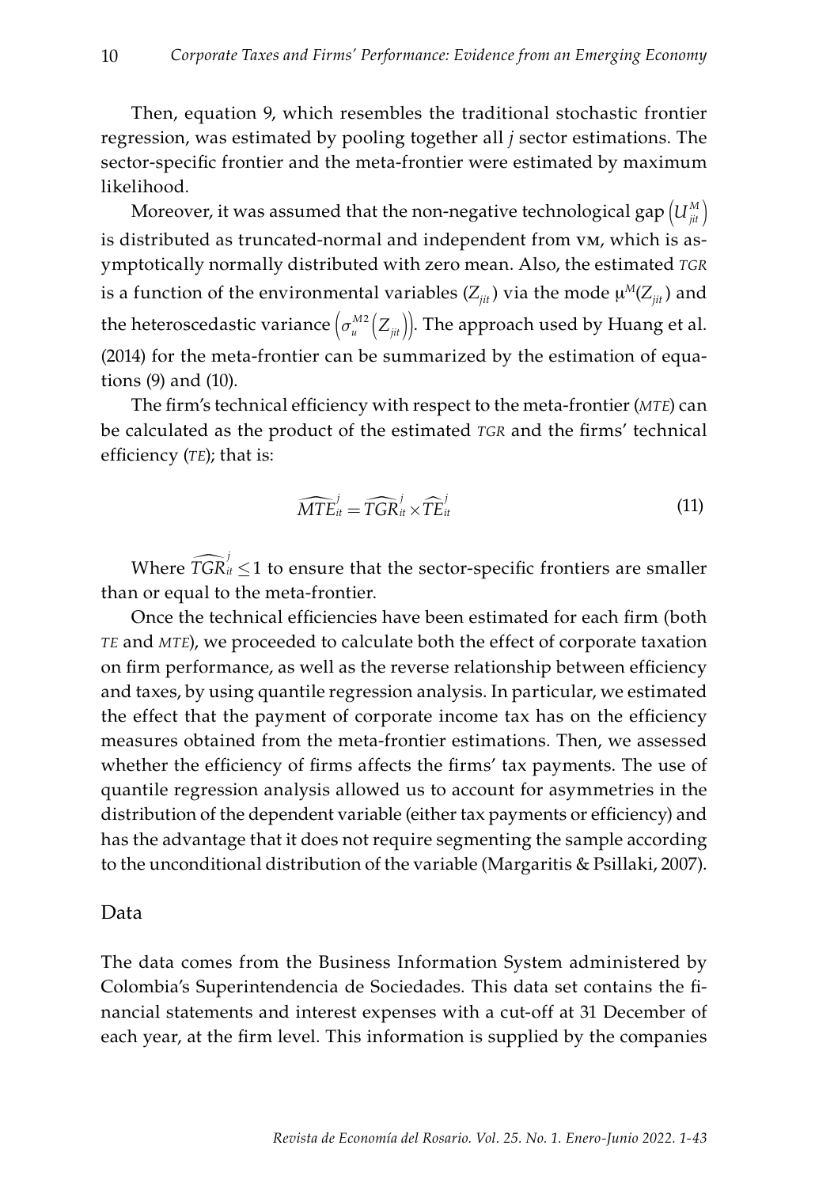Then, equation 9, which resembles the traditional stochastic frontier regression, was estimated by pooling together all *j* sector estimations. The sector-specific frontier and the meta-frontier were estimated by maximum likelihood.

Moreover, it was assumed that the non-negative technological gap $\left(U_{jit}^{M}\right)$ is distributed as truncated-normal and independent from VM, which is asymptotically normally distributed with zero mean. Also, the estimated *TGR* is a function of the environmental variables ($Z_{jit}$) via the mode $\mu^{M}(Z_{jit})$ and the heteroscedastic variance $\left(\sigma_{u}^{M2}\left(Z_{jit}\right)\right)$. The approach used by Huang et al. (2014) for the meta-frontier can be summarized by the estimation of equations (9) and (10).

The firm's technical efficiency with respect to the meta-frontier (*MTE*) can be calculated as the product of the estimated *TGR* and the firms' technical efficiency (*TE*); that is:

$$\widehat{MTE}_{it}^{j} = \widehat{TGR}_{it}^{j} \times \widehat{TE}_{it}^{j} \tag{11}$$

Where $\widehat{TGR}_{it}^{j} \leq 1$ to ensure that the sector-specific frontiers are smaller than or equal to the meta-frontier.

Once the technical efficiencies have been estimated for each firm (both *TE* and *MTE*), we proceeded to calculate both the effect of corporate taxation on firm performance, as well as the reverse relationship between efficiency and taxes, by using quantile regression analysis. In particular, we estimated the effect that the payment of corporate income tax has on the efficiency measures obtained from the meta-frontier estimations. Then, we assessed whether the efficiency of firms affects the firms' tax payments. The use of quantile regression analysis allowed us to account for asymmetries in the distribution of the dependent variable (either tax payments or efficiency) and has the advantage that it does not require segmenting the sample according to the unconditional distribution of the variable (Margaritis & Psillaki, 2007).

## Data

The data comes from the Business Information System administered by Colombia's Superintendencia de Sociedades. This data set contains the financial statements and interest expenses with a cut-off at 31 December of each year, at the firm level. This information is supplied by the companies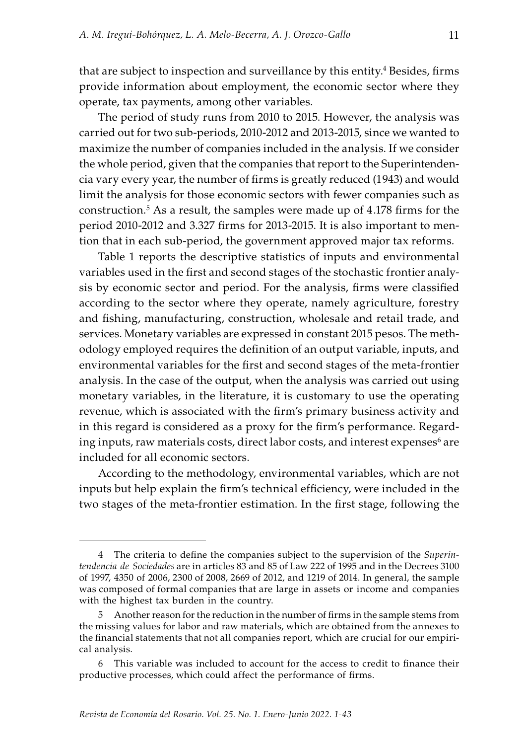that are subject to inspection and surveillance by this entity.[4] Besides, firms provide information about employment, the economic sector where they operate, tax payments, among other variables.

The period of study runs from 2010 to 2015. However, the analysis was carried out for two sub-periods, 2010-2012 and 2013-2015, since we wanted to maximize the number of companies included in the analysis. If we consider the whole period, given that the companies that report to the Superintendencia vary every year, the number of firms is greatly reduced (1943) and would limit the analysis for those economic sectors with fewer companies such as construction.[5] As a result, the samples were made up of 4.178 firms for the period 2010-2012 and 3.327 firms for 2013-2015. It is also important to mention that in each sub-period, the government approved major tax reforms.

Table 1 reports the descriptive statistics of inputs and environmental variables used in the first and second stages of the stochastic frontier analysis by economic sector and period. For the analysis, firms were classified according to the sector where they operate, namely agriculture, forestry and fishing, manufacturing, construction, wholesale and retail trade, and services. Monetary variables are expressed in constant 2015 pesos. The methodology employed requires the definition of an output variable, inputs, and environmental variables for the first and second stages of the meta-frontier analysis. In the case of the output, when the analysis was carried out using monetary variables, in the literature, it is customary to use the operating revenue, which is associated with the firm's primary business activity and in this regard is considered as a proxy for the firm's performance. Regarding inputs, raw materials costs, direct labor costs, and interest expenses[6] are included for all economic sectors.

According to the methodology, environmental variables, which are not inputs but help explain the firm's technical efficiency, were included in the two stages of the meta-frontier estimation. In the first stage, following the

---

4 The criteria to define the companies subject to the supervision of the *Superintendencia de Sociedades* are in articles 83 and 85 of Law 222 of 1995 and in the Decrees 3100 of 1997, 4350 of 2006, 2300 of 2008, 2669 of 2012, and 1219 of 2014. In general, the sample was composed of formal companies that are large in assets or income and companies with the highest tax burden in the country.

5 Another reason for the reduction in the number of firms in the sample stems from the missing values for labor and raw materials, which are obtained from the annexes to the financial statements that not all companies report, which are crucial for our empirical analysis.

6 This variable was included to account for the access to credit to finance their productive processes, which could affect the performance of firms.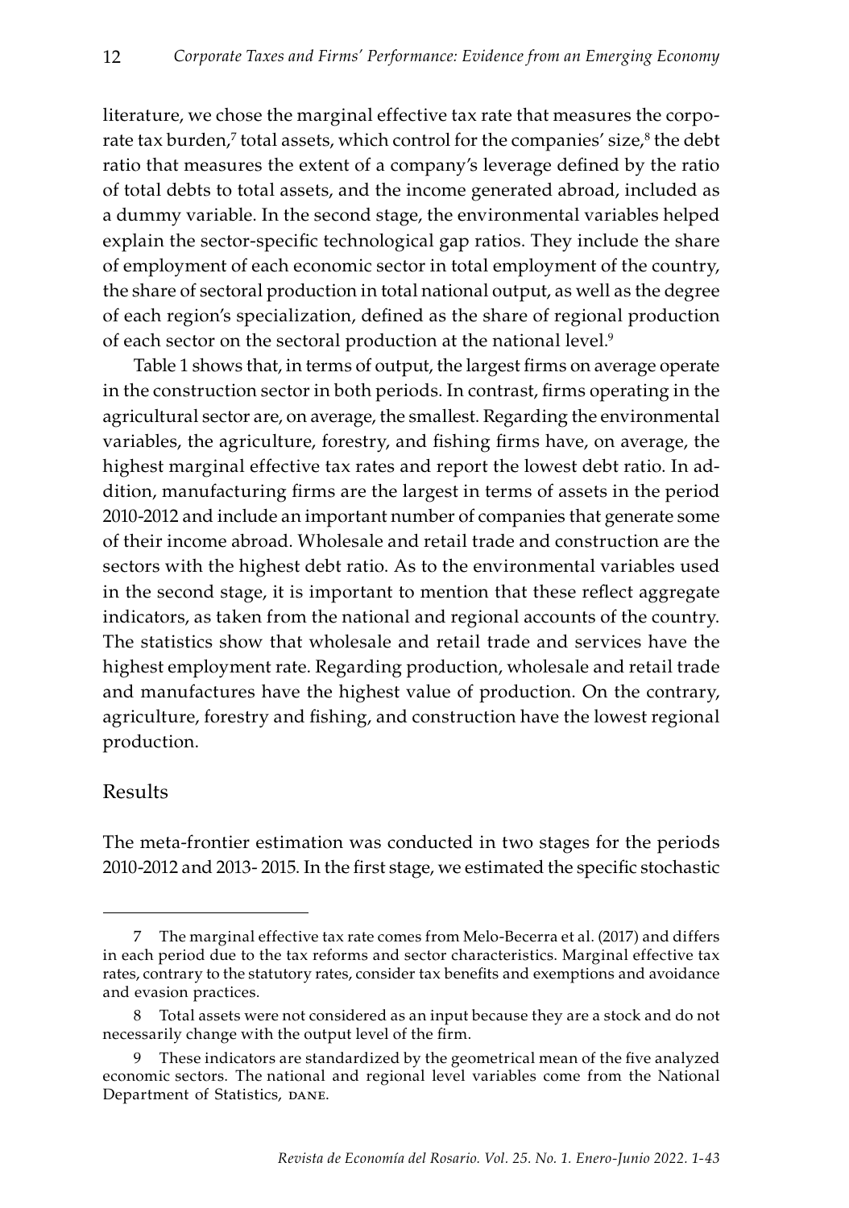literature, we chose the marginal effective tax rate that measures the corporate tax burden,[7] total assets, which control for the companies' size,[8] the debt ratio that measures the extent of a company's leverage defined by the ratio of total debts to total assets, and the income generated abroad, included as a dummy variable. In the second stage, the environmental variables helped explain the sector-specific technological gap ratios. They include the share of employment of each economic sector in total employment of the country, the share of sectoral production in total national output, as well as the degree of each region's specialization, defined as the share of regional production of each sector on the sectoral production at the national level.[9]

Table 1 shows that, in terms of output, the largest firms on average operate in the construction sector in both periods. In contrast, firms operating in the agricultural sector are, on average, the smallest. Regarding the environmental variables, the agriculture, forestry, and fishing firms have, on average, the highest marginal effective tax rates and report the lowest debt ratio. In addition, manufacturing firms are the largest in terms of assets in the period 2010-2012 and include an important number of companies that generate some of their income abroad. Wholesale and retail trade and construction are the sectors with the highest debt ratio. As to the environmental variables used in the second stage, it is important to mention that these reflect aggregate indicators, as taken from the national and regional accounts of the country. The statistics show that wholesale and retail trade and services have the highest employment rate. Regarding production, wholesale and retail trade and manufactures have the highest value of production. On the contrary, agriculture, forestry and fishing, and construction have the lowest regional production.

## Results

The meta-frontier estimation was conducted in two stages for the periods 2010-2012 and 2013- 2015. In the first stage, we estimated the specific stochastic

---

7 The marginal effective tax rate comes from Melo-Becerra et al. (2017) and differs in each period due to the tax reforms and sector characteristics. Marginal effective tax rates, contrary to the statutory rates, consider tax benefits and exemptions and avoidance and evasion practices.

8 Total assets were not considered as an input because they are a stock and do not necessarily change with the output level of the firm.

9 These indicators are standardized by the geometrical mean of the five analyzed economic sectors. The national and regional level variables come from the National Department of Statistics, DANE.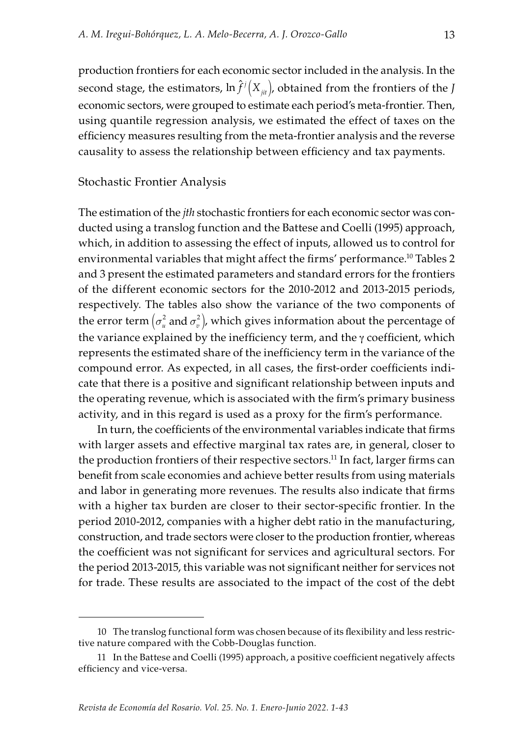production frontiers for each economic sector included in the analysis. In the second stage, the estimators, $\ln \hat{f}^{j}\left(X_{jit}\right)$, obtained from the frontiers of the $J$ economic sectors, were grouped to estimate each period's meta-frontier. Then, using quantile regression analysis, we estimated the effect of taxes on the efficiency measures resulting from the meta-frontier analysis and the reverse causality to assess the relationship between efficiency and tax payments.

## Stochastic Frontier Analysis

The estimation of the *jth* stochastic frontiers for each economic sector was conducted using a translog function and the Battese and Coelli (1995) approach, which, in addition to assessing the effect of inputs, allowed us to control for environmental variables that might affect the firms' performance.[10] Tables 2 and 3 present the estimated parameters and standard errors for the frontiers of the different economic sectors for the 2010-2012 and 2013-2015 periods, respectively. The tables also show the variance of the two components of the error term $\left(\sigma_{u}^{2} \text{ and } \sigma_{v}^{2}\right)$, which gives information about the percentage of the variance explained by the inefficiency term, and the $\gamma$ coefficient, which represents the estimated share of the inefficiency term in the variance of the compound error. As expected, in all cases, the first-order coefficients indicate that there is a positive and significant relationship between inputs and the operating revenue, which is associated with the firm's primary business activity, and in this regard is used as a proxy for the firm's performance.

In turn, the coefficients of the environmental variables indicate that firms with larger assets and effective marginal tax rates are, in general, closer to the production frontiers of their respective sectors.[11] In fact, larger firms can benefit from scale economies and achieve better results from using materials and labor in generating more revenues. The results also indicate that firms with a higher tax burden are closer to their sector-specific frontier. In the period 2010-2012, companies with a higher debt ratio in the manufacturing, construction, and trade sectors were closer to the production frontier, whereas the coefficient was not significant for services and agricultural sectors. For the period 2013-2015, this variable was not significant neither for services not for trade. These results are associated to the impact of the cost of the debt

---

10 The translog functional form was chosen because of its flexibility and less restrictive nature compared with the Cobb-Douglas function.

11 In the Battese and Coelli (1995) approach, a positive coefficient negatively affects efficiency and vice-versa.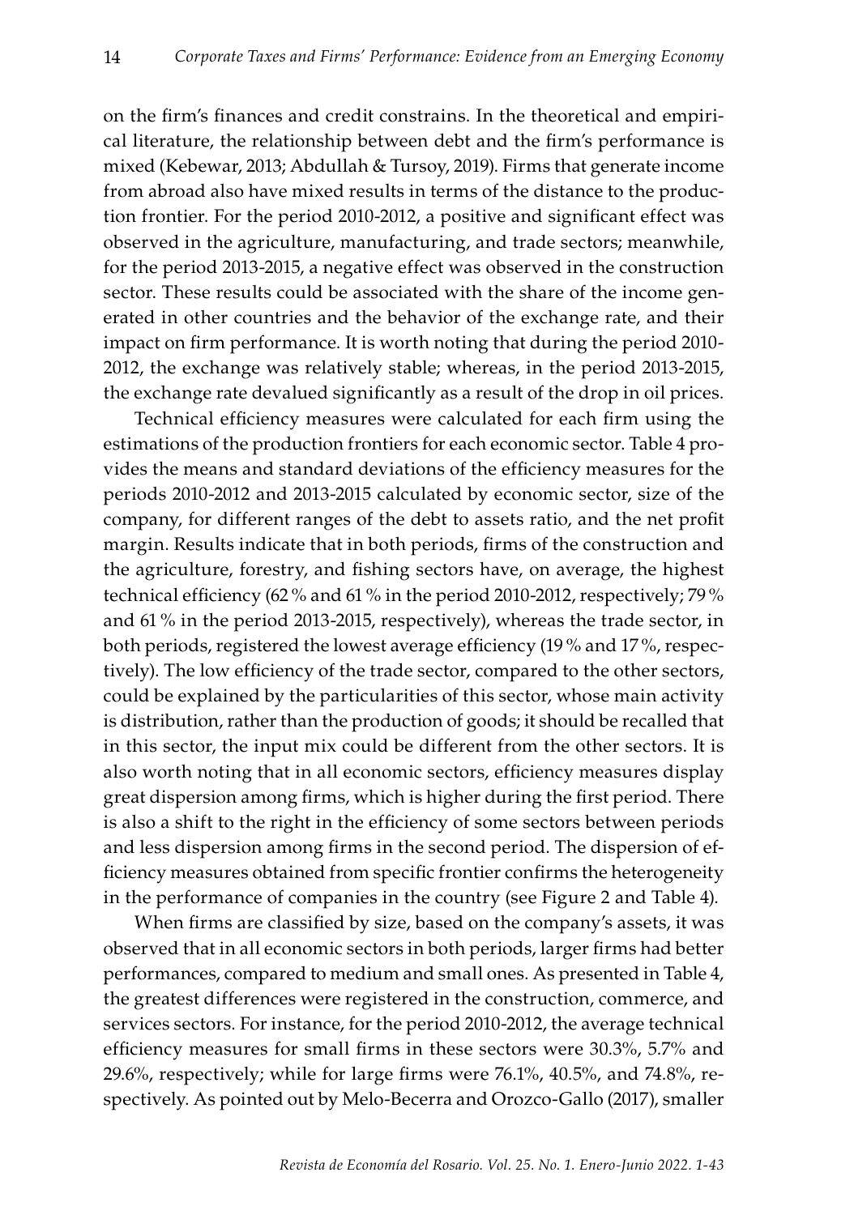on the firm's finances and credit constrains. In the theoretical and empirical literature, the relationship between debt and the firm's performance is mixed (Kebewar, 2013; Abdullah & Tursoy, 2019). Firms that generate income from abroad also have mixed results in terms of the distance to the production frontier. For the period 2010-2012, a positive and significant effect was observed in the agriculture, manufacturing, and trade sectors; meanwhile, for the period 2013-2015, a negative effect was observed in the construction sector. These results could be associated with the share of the income generated in other countries and the behavior of the exchange rate, and their impact on firm performance. It is worth noting that during the period 2010-2012, the exchange was relatively stable; whereas, in the period 2013-2015, the exchange rate devalued significantly as a result of the drop in oil prices.

Technical efficiency measures were calculated for each firm using the estimations of the production frontiers for each economic sector. Table 4 provides the means and standard deviations of the efficiency measures for the periods 2010-2012 and 2013-2015 calculated by economic sector, size of the company, for different ranges of the debt to assets ratio, and the net profit margin. Results indicate that in both periods, firms of the construction and the agriculture, forestry, and fishing sectors have, on average, the highest technical efficiency (62 % and 61 % in the period 2010-2012, respectively; 79 % and 61 % in the period 2013-2015, respectively), whereas the trade sector, in both periods, registered the lowest average efficiency (19 % and 17 %, respectively). The low efficiency of the trade sector, compared to the other sectors, could be explained by the particularities of this sector, whose main activity is distribution, rather than the production of goods; it should be recalled that in this sector, the input mix could be different from the other sectors. It is also worth noting that in all economic sectors, efficiency measures display great dispersion among firms, which is higher during the first period. There is also a shift to the right in the efficiency of some sectors between periods and less dispersion among firms in the second period. The dispersion of efficiency measures obtained from specific frontier confirms the heterogeneity in the performance of companies in the country (see Figure 2 and Table 4).

When firms are classified by size, based on the company's assets, it was observed that in all economic sectors in both periods, larger firms had better performances, compared to medium and small ones. As presented in Table 4, the greatest differences were registered in the construction, commerce, and services sectors. For instance, for the period 2010-2012, the average technical efficiency measures for small firms in these sectors were 30.3%, 5.7% and 29.6%, respectively; while for large firms were 76.1%, 40.5%, and 74.8%, respectively. As pointed out by Melo-Becerra and Orozco-Gallo (2017), smaller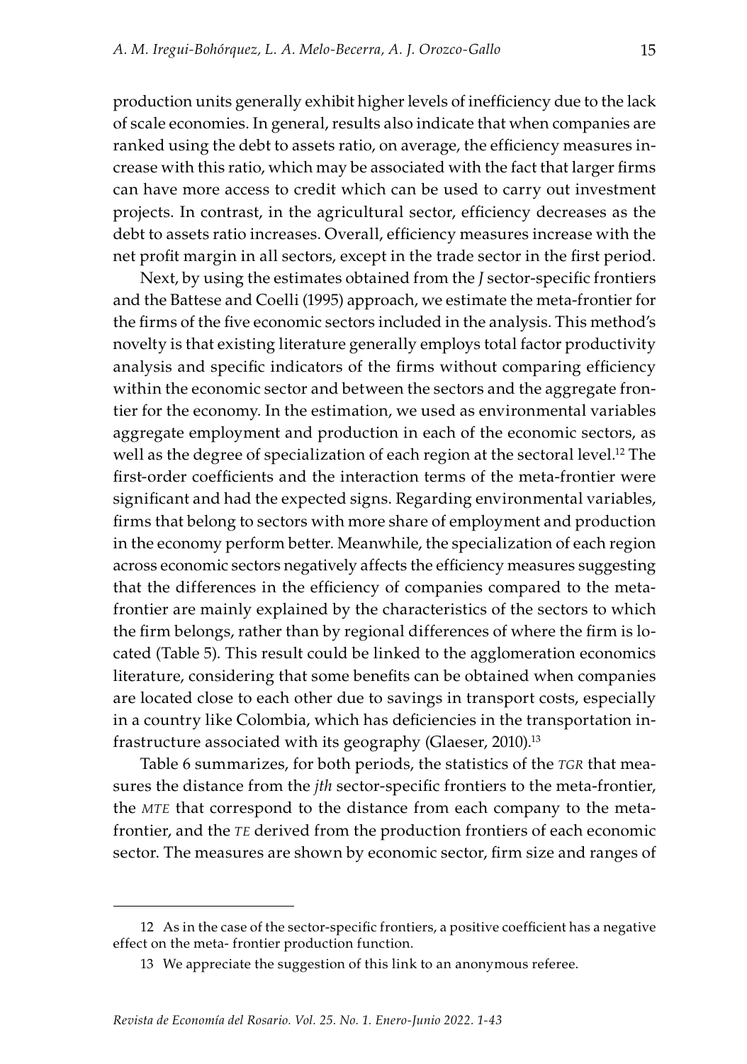production units generally exhibit higher levels of inefficiency due to the lack of scale economies. In general, results also indicate that when companies are ranked using the debt to assets ratio, on average, the efficiency measures increase with this ratio, which may be associated with the fact that larger firms can have more access to credit which can be used to carry out investment projects. In contrast, in the agricultural sector, efficiency decreases as the debt to assets ratio increases. Overall, efficiency measures increase with the net profit margin in all sectors, except in the trade sector in the first period.

Next, by using the estimates obtained from the *J* sector-specific frontiers and the Battese and Coelli (1995) approach, we estimate the meta-frontier for the firms of the five economic sectors included in the analysis. This method's novelty is that existing literature generally employs total factor productivity analysis and specific indicators of the firms without comparing efficiency within the economic sector and between the sectors and the aggregate frontier for the economy. In the estimation, we used as environmental variables aggregate employment and production in each of the economic sectors, as well as the degree of specialization of each region at the sectoral level.[12] The first-order coefficients and the interaction terms of the meta-frontier were significant and had the expected signs. Regarding environmental variables, firms that belong to sectors with more share of employment and production in the economy perform better. Meanwhile, the specialization of each region across economic sectors negatively affects the efficiency measures suggesting that the differences in the efficiency of companies compared to the meta-frontier are mainly explained by the characteristics of the sectors to which the firm belongs, rather than by regional differences of where the firm is located (Table 5). This result could be linked to the agglomeration economics literature, considering that some benefits can be obtained when companies are located close to each other due to savings in transport costs, especially in a country like Colombia, which has deficiencies in the transportation infrastructure associated with its geography (Glaeser, 2010).[13]

Table 6 summarizes, for both periods, the statistics of the *TGR* that measures the distance from the *jth* sector-specific frontiers to the meta-frontier, the *MTE* that correspond to the distance from each company to the meta-frontier, and the *TE* derived from the production frontiers of each economic sector. The measures are shown by economic sector, firm size and ranges of

---

12 As in the case of the sector-specific frontiers, a positive coefficient has a negative effect on the meta- frontier production function.

13 We appreciate the suggestion of this link to an anonymous referee.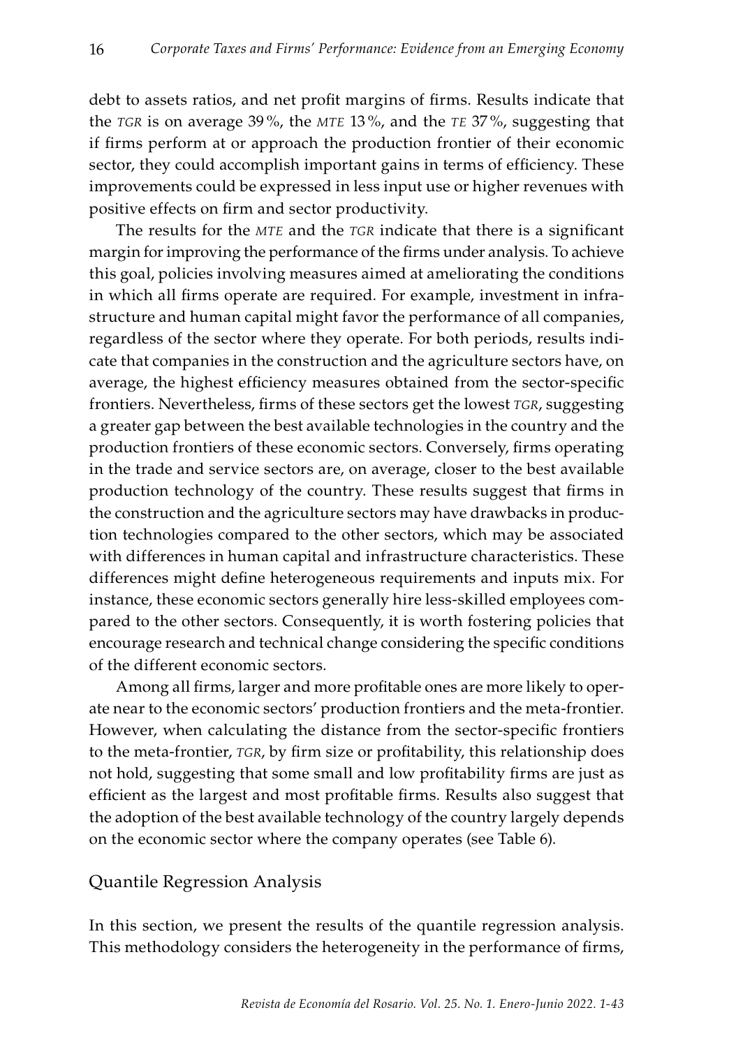debt to assets ratios, and net profit margins of firms. Results indicate that the *TGR* is on average 39 %, the *MTE* 13 %, and the *TE* 37 %, suggesting that if firms perform at or approach the production frontier of their economic sector, they could accomplish important gains in terms of efficiency. These improvements could be expressed in less input use or higher revenues with positive effects on firm and sector productivity.

The results for the *MTE* and the *TGR* indicate that there is a significant margin for improving the performance of the firms under analysis. To achieve this goal, policies involving measures aimed at ameliorating the conditions in which all firms operate are required. For example, investment in infrastructure and human capital might favor the performance of all companies, regardless of the sector where they operate. For both periods, results indicate that companies in the construction and the agriculture sectors have, on average, the highest efficiency measures obtained from the sector-specific frontiers. Nevertheless, firms of these sectors get the lowest *TGR*, suggesting a greater gap between the best available technologies in the country and the production frontiers of these economic sectors. Conversely, firms operating in the trade and service sectors are, on average, closer to the best available production technology of the country. These results suggest that firms in the construction and the agriculture sectors may have drawbacks in production technologies compared to the other sectors, which may be associated with differences in human capital and infrastructure characteristics. These differences might define heterogeneous requirements and inputs mix. For instance, these economic sectors generally hire less-skilled employees compared to the other sectors. Consequently, it is worth fostering policies that encourage research and technical change considering the specific conditions of the different economic sectors.

Among all firms, larger and more profitable ones are more likely to operate near to the economic sectors' production frontiers and the meta-frontier. However, when calculating the distance from the sector-specific frontiers to the meta-frontier, *TGR*, by firm size or profitability, this relationship does not hold, suggesting that some small and low profitability firms are just as efficient as the largest and most profitable firms. Results also suggest that the adoption of the best available technology of the country largely depends on the economic sector where the company operates (see Table 6).

## Quantile Regression Analysis

In this section, we present the results of the quantile regression analysis. This methodology considers the heterogeneity in the performance of firms,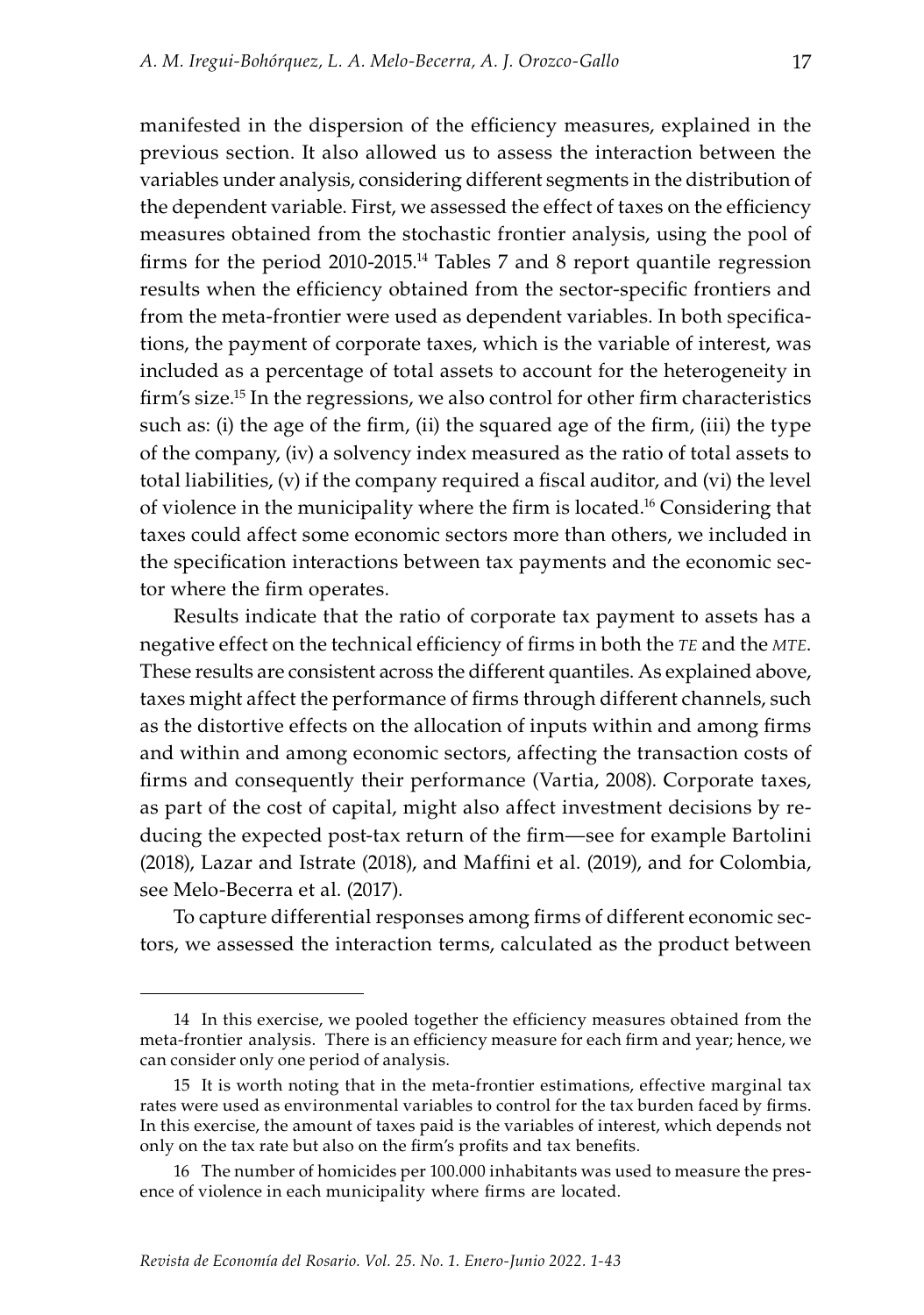manifested in the dispersion of the efficiency measures, explained in the previous section. It also allowed us to assess the interaction between the variables under analysis, considering different segments in the distribution of the dependent variable. First, we assessed the effect of taxes on the efficiency measures obtained from the stochastic frontier analysis, using the pool of firms for the period 2010-2015.[14] Tables 7 and 8 report quantile regression results when the efficiency obtained from the sector-specific frontiers and from the meta-frontier were used as dependent variables. In both specifications, the payment of corporate taxes, which is the variable of interest, was included as a percentage of total assets to account for the heterogeneity in firm's size.[15] In the regressions, we also control for other firm characteristics such as: (i) the age of the firm, (ii) the squared age of the firm, (iii) the type of the company, (iv) a solvency index measured as the ratio of total assets to total liabilities, (v) if the company required a fiscal auditor, and (vi) the level of violence in the municipality where the firm is located.[16] Considering that taxes could affect some economic sectors more than others, we included in the specification interactions between tax payments and the economic sector where the firm operates.

Results indicate that the ratio of corporate tax payment to assets has a negative effect on the technical efficiency of firms in both the *TE* and the *MTE*. These results are consistent across the different quantiles. As explained above, taxes might affect the performance of firms through different channels, such as the distortive effects on the allocation of inputs within and among firms and within and among economic sectors, affecting the transaction costs of firms and consequently their performance (Vartia, 2008). Corporate taxes, as part of the cost of capital, might also affect investment decisions by reducing the expected post-tax return of the firm—see for example Bartolini (2018), Lazar and Istrate (2018), and Maffini et al. (2019), and for Colombia, see Melo-Becerra et al. (2017).

To capture differential responses among firms of different economic sectors, we assessed the interaction terms, calculated as the product between

---

14 In this exercise, we pooled together the efficiency measures obtained from the meta-frontier analysis. There is an efficiency measure for each firm and year; hence, we can consider only one period of analysis.

15 It is worth noting that in the meta-frontier estimations, effective marginal tax rates were used as environmental variables to control for the tax burden faced by firms. In this exercise, the amount of taxes paid is the variables of interest, which depends not only on the tax rate but also on the firm's profits and tax benefits.

16 The number of homicides per 100.000 inhabitants was used to measure the presence of violence in each municipality where firms are located.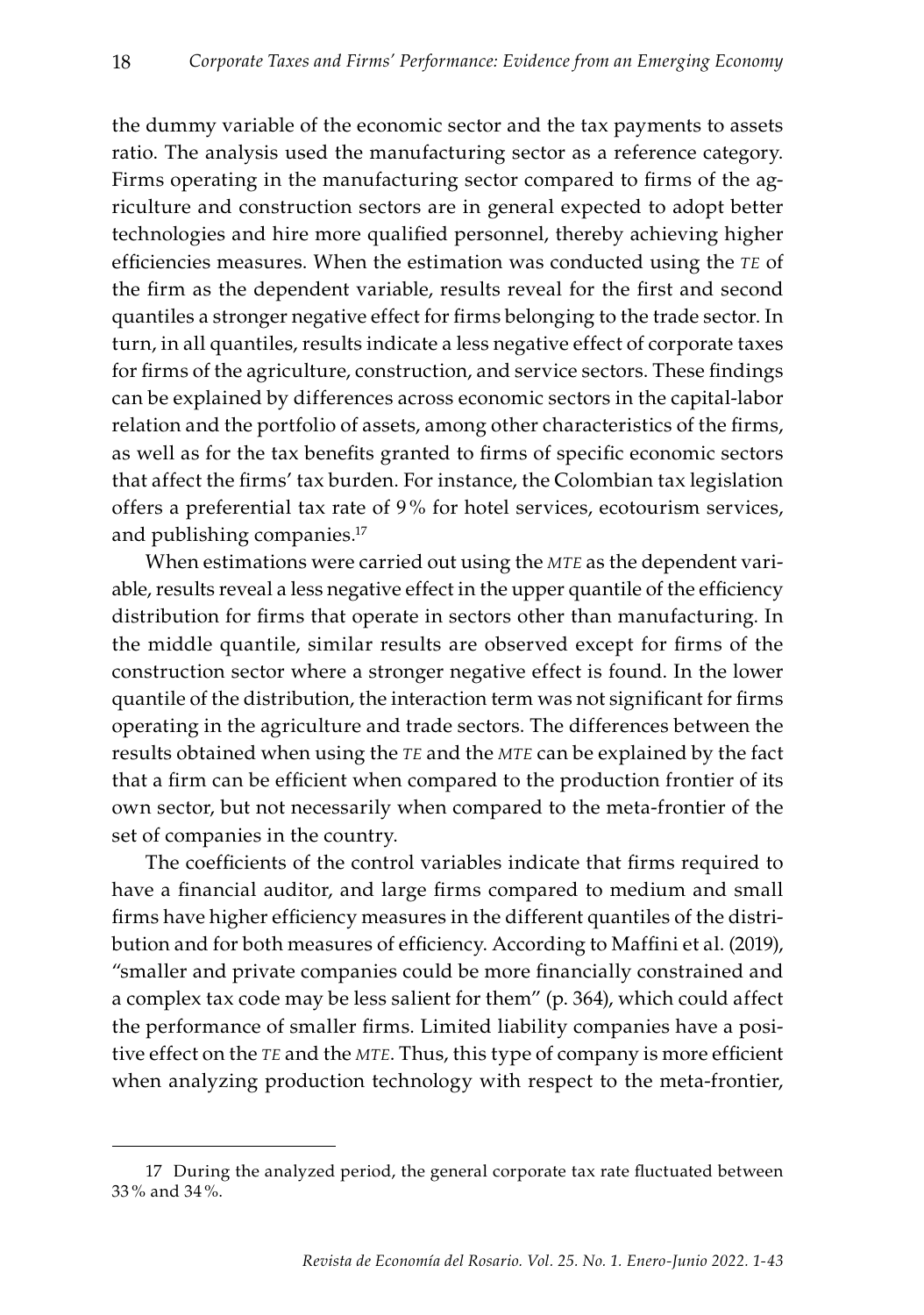the dummy variable of the economic sector and the tax payments to assets ratio. The analysis used the manufacturing sector as a reference category. Firms operating in the manufacturing sector compared to firms of the agriculture and construction sectors are in general expected to adopt better technologies and hire more qualified personnel, thereby achieving higher efficiencies measures. When the estimation was conducted using the *TE* of the firm as the dependent variable, results reveal for the first and second quantiles a stronger negative effect for firms belonging to the trade sector. In turn, in all quantiles, results indicate a less negative effect of corporate taxes for firms of the agriculture, construction, and service sectors. These findings can be explained by differences across economic sectors in the capital-labor relation and the portfolio of assets, among other characteristics of the firms, as well as for the tax benefits granted to firms of specific economic sectors that affect the firms' tax burden. For instance, the Colombian tax legislation offers a preferential tax rate of 9% for hotel services, ecotourism services, and publishing companies.[17]

When estimations were carried out using the *MTE* as the dependent variable, results reveal a less negative effect in the upper quantile of the efficiency distribution for firms that operate in sectors other than manufacturing. In the middle quantile, similar results are observed except for firms of the construction sector where a stronger negative effect is found. In the lower quantile of the distribution, the interaction term was not significant for firms operating in the agriculture and trade sectors. The differences between the results obtained when using the *TE* and the *MTE* can be explained by the fact that a firm can be efficient when compared to the production frontier of its own sector, but not necessarily when compared to the meta-frontier of the set of companies in the country.

The coefficients of the control variables indicate that firms required to have a financial auditor, and large firms compared to medium and small firms have higher efficiency measures in the different quantiles of the distribution and for both measures of efficiency. According to Maffini et al. (2019), "smaller and private companies could be more financially constrained and a complex tax code may be less salient for them" (p. 364), which could affect the performance of smaller firms. Limited liability companies have a positive effect on the *TE* and the *MTE*. Thus, this type of company is more efficient when analyzing production technology with respect to the meta-frontier,

---

17 During the analyzed period, the general corporate tax rate fluctuated between 33% and 34%.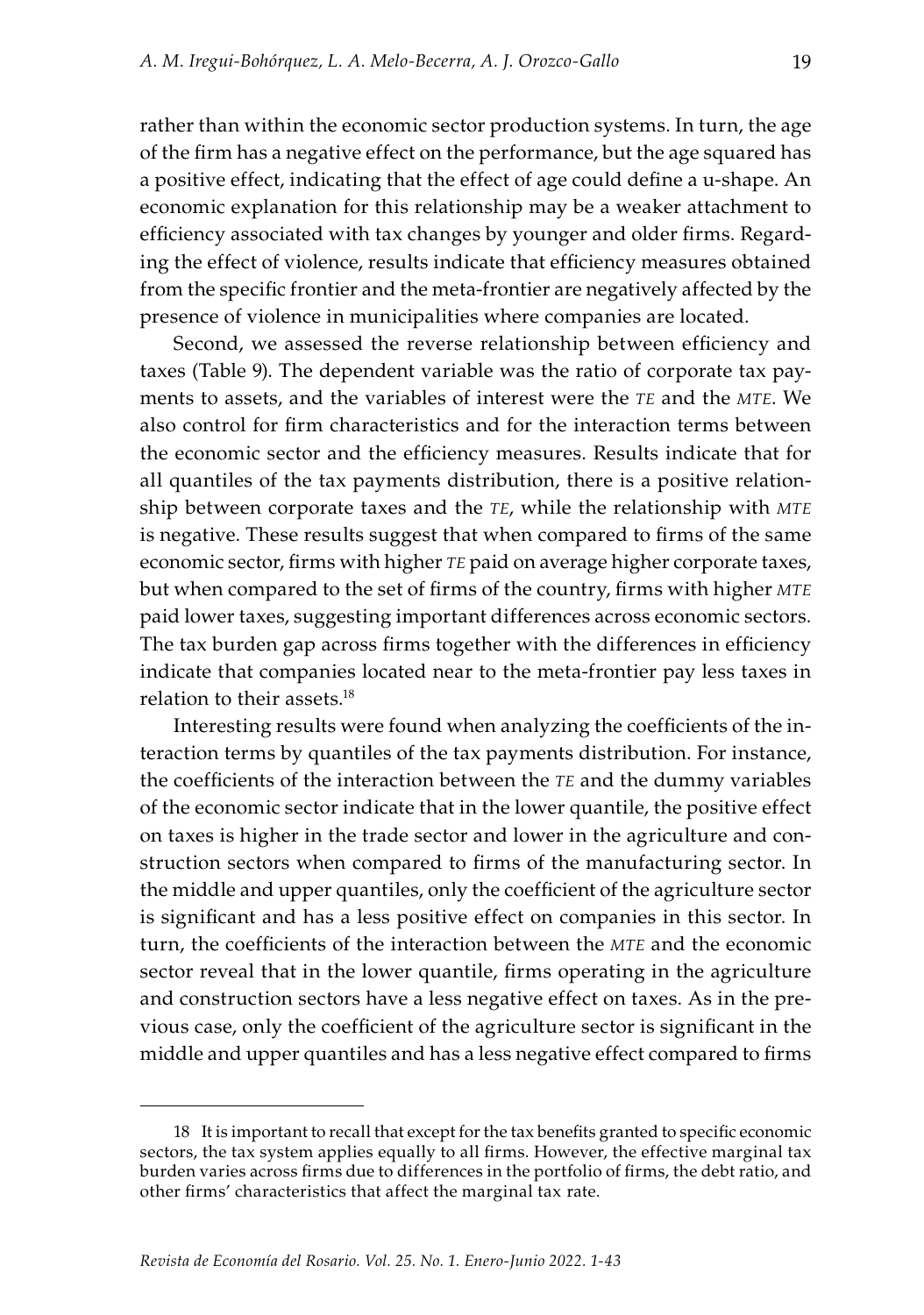rather than within the economic sector production systems. In turn, the age of the firm has a negative effect on the performance, but the age squared has a positive effect, indicating that the effect of age could define a u-shape. An economic explanation for this relationship may be a weaker attachment to efficiency associated with tax changes by younger and older firms. Regarding the effect of violence, results indicate that efficiency measures obtained from the specific frontier and the meta-frontier are negatively affected by the presence of violence in municipalities where companies are located.

Second, we assessed the reverse relationship between efficiency and taxes (Table 9). The dependent variable was the ratio of corporate tax payments to assets, and the variables of interest were the *TE* and the *MTE*. We also control for firm characteristics and for the interaction terms between the economic sector and the efficiency measures. Results indicate that for all quantiles of the tax payments distribution, there is a positive relationship between corporate taxes and the *TE*, while the relationship with *MTE* is negative. These results suggest that when compared to firms of the same economic sector, firms with higher *TE* paid on average higher corporate taxes, but when compared to the set of firms of the country, firms with higher *MTE* paid lower taxes, suggesting important differences across economic sectors. The tax burden gap across firms together with the differences in efficiency indicate that companies located near to the meta-frontier pay less taxes in relation to their assets.[18]

Interesting results were found when analyzing the coefficients of the interaction terms by quantiles of the tax payments distribution. For instance, the coefficients of the interaction between the *TE* and the dummy variables of the economic sector indicate that in the lower quantile, the positive effect on taxes is higher in the trade sector and lower in the agriculture and construction sectors when compared to firms of the manufacturing sector. In the middle and upper quantiles, only the coefficient of the agriculture sector is significant and has a less positive effect on companies in this sector. In turn, the coefficients of the interaction between the *MTE* and the economic sector reveal that in the lower quantile, firms operating in the agriculture and construction sectors have a less negative effect on taxes. As in the previous case, only the coefficient of the agriculture sector is significant in the middle and upper quantiles and has a less negative effect compared to firms

---

18 It is important to recall that except for the tax benefits granted to specific economic sectors, the tax system applies equally to all firms. However, the effective marginal tax burden varies across firms due to differences in the portfolio of firms, the debt ratio, and other firms' characteristics that affect the marginal tax rate.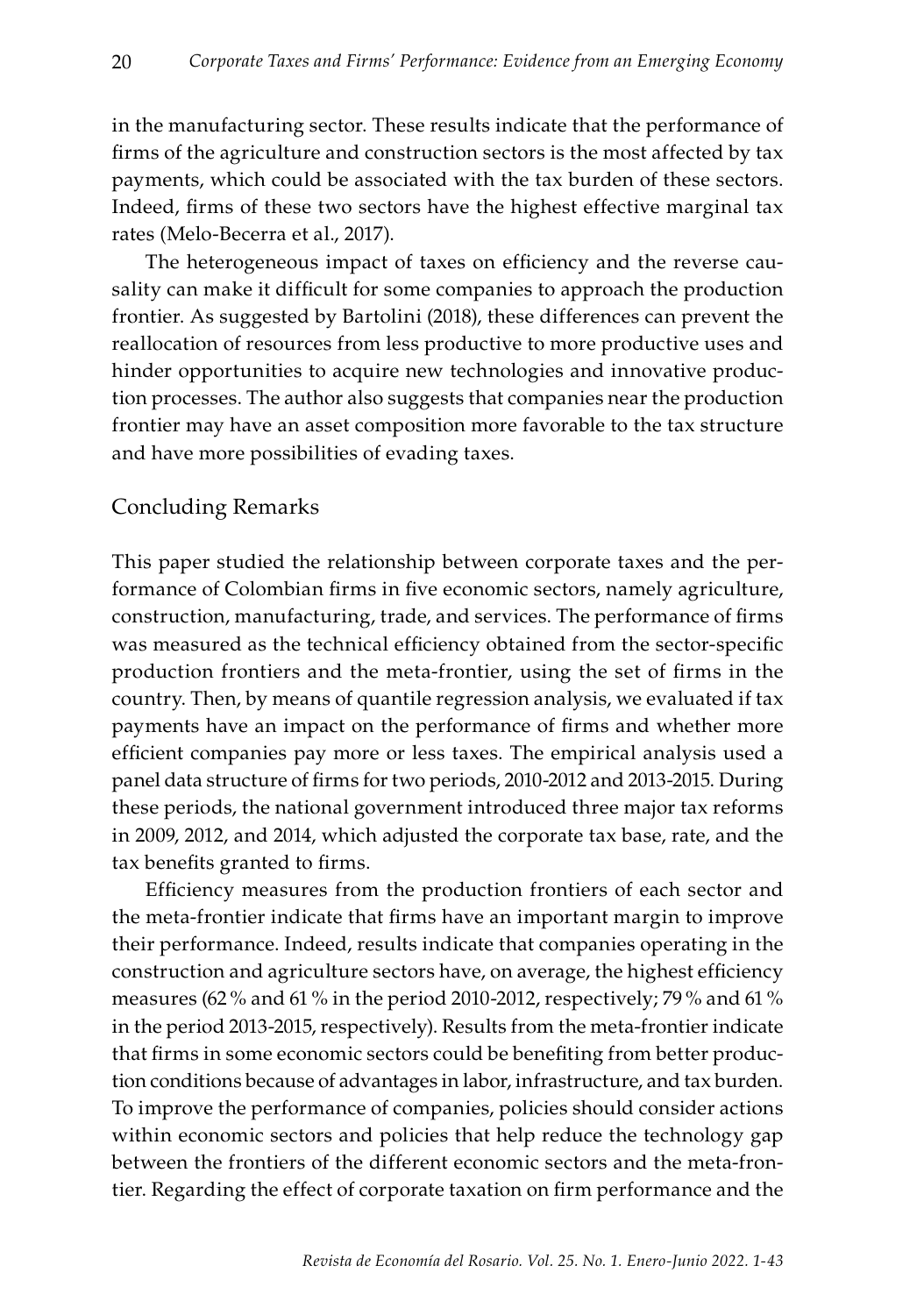in the manufacturing sector. These results indicate that the performance of firms of the agriculture and construction sectors is the most affected by tax payments, which could be associated with the tax burden of these sectors. Indeed, firms of these two sectors have the highest effective marginal tax rates (Melo-Becerra et al., 2017).

The heterogeneous impact of taxes on efficiency and the reverse causality can make it difficult for some companies to approach the production frontier. As suggested by Bartolini (2018), these differences can prevent the reallocation of resources from less productive to more productive uses and hinder opportunities to acquire new technologies and innovative production processes. The author also suggests that companies near the production frontier may have an asset composition more favorable to the tax structure and have more possibilities of evading taxes.

## Concluding Remarks

This paper studied the relationship between corporate taxes and the performance of Colombian firms in five economic sectors, namely agriculture, construction, manufacturing, trade, and services. The performance of firms was measured as the technical efficiency obtained from the sector-specific production frontiers and the meta-frontier, using the set of firms in the country. Then, by means of quantile regression analysis, we evaluated if tax payments have an impact on the performance of firms and whether more efficient companies pay more or less taxes. The empirical analysis used a panel data structure of firms for two periods, 2010-2012 and 2013-2015. During these periods, the national government introduced three major tax reforms in 2009, 2012, and 2014, which adjusted the corporate tax base, rate, and the tax benefits granted to firms.

Efficiency measures from the production frontiers of each sector and the meta-frontier indicate that firms have an important margin to improve their performance. Indeed, results indicate that companies operating in the construction and agriculture sectors have, on average, the highest efficiency measures (62 % and 61 % in the period 2010-2012, respectively; 79 % and 61 % in the period 2013-2015, respectively). Results from the meta-frontier indicate that firms in some economic sectors could be benefiting from better production conditions because of advantages in labor, infrastructure, and tax burden. To improve the performance of companies, policies should consider actions within economic sectors and policies that help reduce the technology gap between the frontiers of the different economic sectors and the meta-frontier. Regarding the effect of corporate taxation on firm performance and the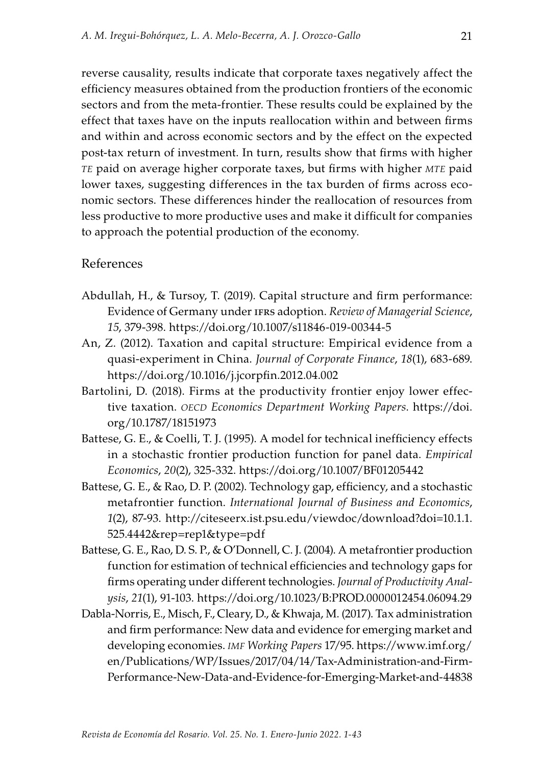reverse causality, results indicate that corporate taxes negatively affect the efficiency measures obtained from the production frontiers of the economic sectors and from the meta-frontier. These results could be explained by the effect that taxes have on the inputs reallocation within and between firms and within and across economic sectors and by the effect on the expected post-tax return of investment. In turn, results show that firms with higher *TE* paid on average higher corporate taxes, but firms with higher *MTE* paid lower taxes, suggesting differences in the tax burden of firms across economic sectors. These differences hinder the reallocation of resources from less productive to more productive uses and make it difficult for companies to approach the potential production of the economy.

## References

Abdullah, H., & Tursoy, T. (2019). Capital structure and firm performance: Evidence of Germany under IFRS adoption. *Review of Managerial Science*, *15*, 379-398. https://doi.org/10.1007/s11846-019-00344-5

An, Z. (2012). Taxation and capital structure: Empirical evidence from a quasi-experiment in China. *Journal of Corporate Finance*, *18*(1), 683-689. https://doi.org/10.1016/j.jcorpfin.2012.04.002

Bartolini, D. (2018). Firms at the productivity frontier enjoy lower effective taxation. *OECD Economics Department Working Papers*. https://doi.org/10.1787/18151973

Battese, G. E., & Coelli, T. J. (1995). A model for technical inefficiency effects in a stochastic frontier production function for panel data. *Empirical Economics*, *20*(2), 325-332. https://doi.org/10.1007/BF01205442

Battese, G. E., & Rao, D. P. (2002). Technology gap, efficiency, and a stochastic metafrontier function. *International Journal of Business and Economics*, *1*(2), 87-93. http://citeseerx.ist.psu.edu/viewdoc/download?doi=10.1.1.525.4442&rep=rep1&type=pdf

Battese, G. E., Rao, D. S. P., & O'Donnell, C. J. (2004). A metafrontier production function for estimation of technical efficiencies and technology gaps for firms operating under different technologies. *Journal of Productivity Analysis*, *21*(1), 91-103. https://doi.org/10.1023/B:PROD.0000012454.06094.29

Dabla-Norris, E., Misch, F., Cleary, D., & Khwaja, M. (2017). Tax administration and firm performance: New data and evidence for emerging market and developing economies. *IMF Working Papers* 17/95. https://www.imf.org/en/Publications/WP/Issues/2017/04/14/Tax-Administration-and-Firm-Performance-New-Data-and-Evidence-for-Emerging-Market-and-44838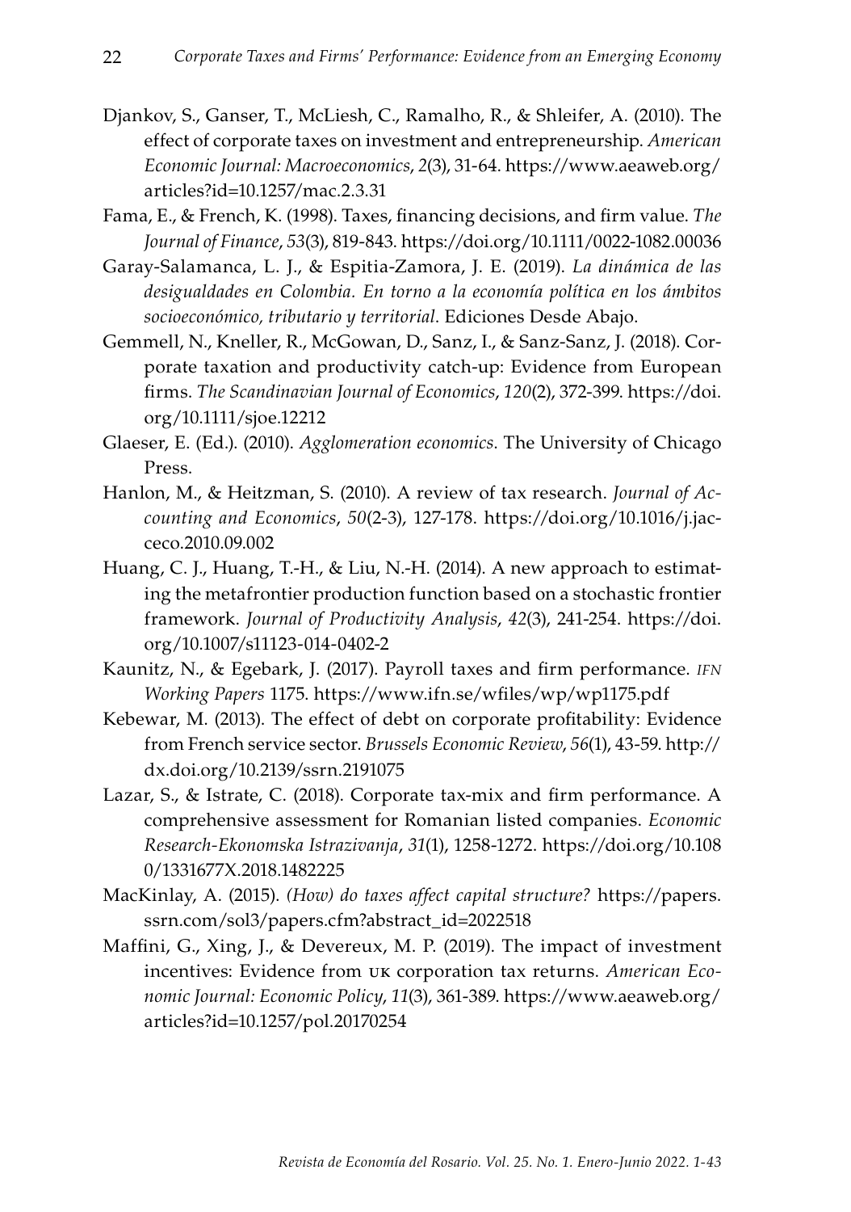Djankov, S., Ganser, T., McLiesh, C., Ramalho, R., & Shleifer, A. (2010). The effect of corporate taxes on investment and entrepreneurship. *American Economic Journal: Macroeconomics*, *2*(3), 31-64. https://www.aeaweb.org/articles?id=10.1257/mac.2.3.31

Fama, E., & French, K. (1998). Taxes, financing decisions, and firm value. *The Journal of Finance*, *53*(3), 819-843. https://doi.org/10.1111/0022-1082.00036

Garay-Salamanca, L. J., & Espitia-Zamora, J. E. (2019). *La dinámica de las desigualdades en Colombia. En torno a la economía política en los ámbitos socioeconómico, tributario y territorial*. Ediciones Desde Abajo.

Gemmell, N., Kneller, R., McGowan, D., Sanz, I., & Sanz-Sanz, J. (2018). Corporate taxation and productivity catch-up: Evidence from European firms. *The Scandinavian Journal of Economics*, *120*(2), 372-399. https://doi.org/10.1111/sjoe.12212

Glaeser, E. (Ed.). (2010). *Agglomeration economics*. The University of Chicago Press.

Hanlon, M., & Heitzman, S. (2010). A review of tax research. *Journal of Accounting and Economics*, *50*(2-3), 127-178. https://doi.org/10.1016/j.jacceco.2010.09.002

Huang, C. J., Huang, T.-H., & Liu, N.-H. (2014). A new approach to estimating the metafrontier production function based on a stochastic frontier framework. *Journal of Productivity Analysis*, *42*(3), 241-254. https://doi.org/10.1007/s11123-014-0402-2

Kaunitz, N., & Egebark, J. (2017). Payroll taxes and firm performance. *IFN Working Papers* 1175. https://www.ifn.se/wfiles/wp/wp1175.pdf

Kebewar, M. (2013). The effect of debt on corporate profitability: Evidence from French service sector. *Brussels Economic Review*, *56*(1), 43-59. http://dx.doi.org/10.2139/ssrn.2191075

Lazar, S., & Istrate, C. (2018). Corporate tax-mix and firm performance. A comprehensive assessment for Romanian listed companies. *Economic Research-Ekonomska Istrazivanja*, *31*(1), 1258-1272. https://doi.org/10.1080/1331677X.2018.1482225

MacKinlay, A. (2015). *(How) do taxes affect capital structure?* https://papers.ssrn.com/sol3/papers.cfm?abstract_id=2022518

Maffini, G., Xing, J., & Devereux, M. P. (2019). The impact of investment incentives: Evidence from UK corporation tax returns. *American Economic Journal: Economic Policy*, *11*(3), 361-389. https://www.aeaweb.org/articles?id=10.1257/pol.20170254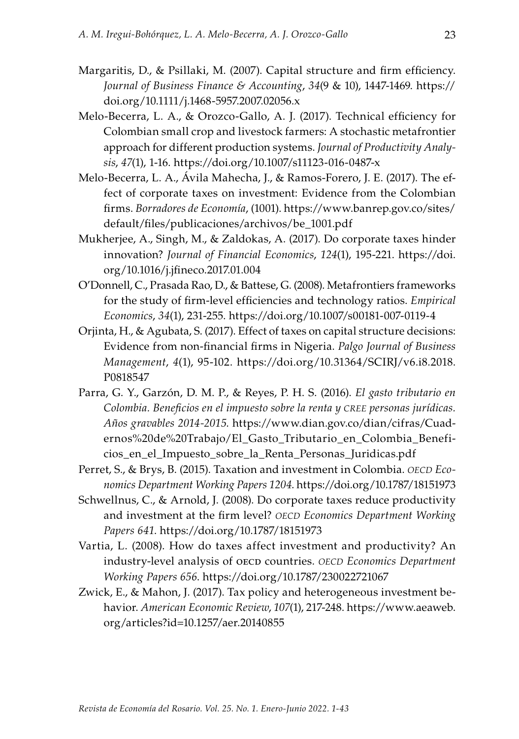Margaritis, D., & Psillaki, M. (2007). Capital structure and firm efficiency. *Journal of Business Finance & Accounting*, *34*(9 & 10), 1447-1469. https://doi.org/10.1111/j.1468-5957.2007.02056.x

Melo-Becerra, L. A., & Orozco-Gallo, A. J. (2017). Technical efficiency for Colombian small crop and livestock farmers: A stochastic metafrontier approach for different production systems. *Journal of Productivity Analysis*, *47*(1), 1-16. https://doi.org/10.1007/s11123-016-0487-x

Melo-Becerra, L. A., Ávila Mahecha, J., & Ramos-Forero, J. E. (2017). The effect of corporate taxes on investment: Evidence from the Colombian firms. *Borradores de Economía*, (1001). https://www.banrep.gov.co/sites/default/files/publicaciones/archivos/be_1001.pdf

Mukherjee, A., Singh, M., & Zaldokas, A. (2017). Do corporate taxes hinder innovation? *Journal of Financial Economics*, *124*(1), 195-221. https://doi.org/10.1016/j.jfineco.2017.01.004

O'Donnell, C., Prasada Rao, D., & Battese, G. (2008). Metafrontiers frameworks for the study of firm-level efficiencies and technology ratios. *Empirical Economics*, *34*(1), 231-255. https://doi.org/10.1007/s00181-007-0119-4

Orjinta, H., & Agubata, S. (2017). Effect of taxes on capital structure decisions: Evidence from non-financial firms in Nigeria. *Palgo Journal of Business Management*, *4*(1), 95-102. https://doi.org/10.31364/SCIRJ/v6.i8.2018.P0818547

Parra, G. Y., Garzón, D. M. P., & Reyes, P. H. S. (2016). *El gasto tributario en Colombia. Beneficios en el impuesto sobre la renta y CREE personas jurídicas. Años gravables 2014-2015*. https://www.dian.gov.co/dian/cifras/Cuadernos%20de%20Trabajo/El_Gasto_Tributario_en_Colombia_Beneficios_en_el_Impuesto_sobre_la_Renta_Personas_Juridicas.pdf

Perret, S., & Brys, B. (2015). Taxation and investment in Colombia. *OECD Economics Department Working Papers 1204*. https://doi.org/10.1787/18151973

Schwellnus, C., & Arnold, J. (2008). Do corporate taxes reduce productivity and investment at the firm level? *OECD Economics Department Working Papers 641*. https://doi.org/10.1787/18151973

Vartia, L. (2008). How do taxes affect investment and productivity? An industry-level analysis of OECD countries. *OECD Economics Department Working Papers 656*. https://doi.org/10.1787/230022721067

Zwick, E., & Mahon, J. (2017). Tax policy and heterogeneous investment behavior. *American Economic Review*, *107*(1), 217-248. https://www.aeaweb.org/articles?id=10.1257/aer.20140855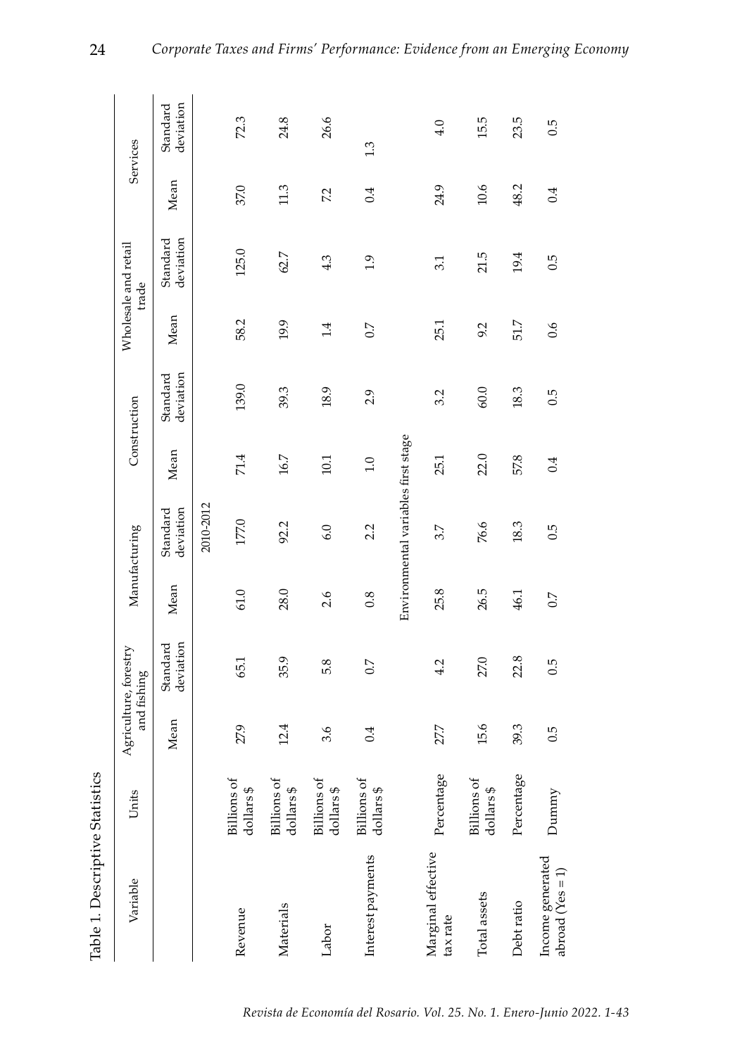Table 1. Descriptive Statistics

| Variable | Units | Agriculture, forestry and fishing | | Manufacturing | | Construction | | Wholesale and retail trade | | Services | |
|---|---|---|---|---|---|---|---|---|---|---|---|
| | | Mean | Standard deviation | Mean | Standard deviation | Mean | Standard deviation | Mean | Standard deviation | Mean | Standard deviation |
| | | | | | 2010-2012 | | | | | | |
| Revenue | Billions of dollars $ | 27.9 | 65.1 | 61.0 | 177.0 | 71.4 | 139.0 | 58.2 | 125.0 | 37.0 | 72.3 |
| Materials | Billions of dollars $ | 12.4 | 35.9 | 28.0 | 92.2 | 16.7 | 39.3 | 19.9 | 62.7 | 11.3 | 24.8 |
| Labor | Billions of dollars $ | 3.6 | 5.8 | 2.6 | 6.0 | 10.1 | 18.9 | 1.4 | 4.3 | 7.2 | 26.6 |
| Interest payments | Billions of dollars $ | 0.4 | 0.7 | 0.8 | 2.2 | 1.0 | 2.9 | 0.7 | 1.9 | 0.4 | 1.3 |
| | | | | Environmental variables first stage | | | | | | | |
| Marginal effective tax rate | Percentage | 27.7 | 4.2 | 25.8 | 3.7 | 25.1 | 3.2 | 25.1 | 3.1 | 24.9 | 4.0 |
| Total assets | Billions of dollars $ | 15.6 | 27.0 | 26.5 | 76.6 | 22.0 | 60.0 | 9.2 | 21.5 | 10.6 | 15.5 |
| Debt ratio | Percentage | 39.3 | 22.8 | 46.1 | 18.3 | 57.8 | 18.3 | 51.7 | 19.4 | 48.2 | 23.5 |
| Income generated abroad (Yes = 1) | Dummy | 0.5 | 0.5 | 0.7 | 0.5 | 0.4 | 0.5 | 0.6 | 0.5 | 0.4 | 0.5 |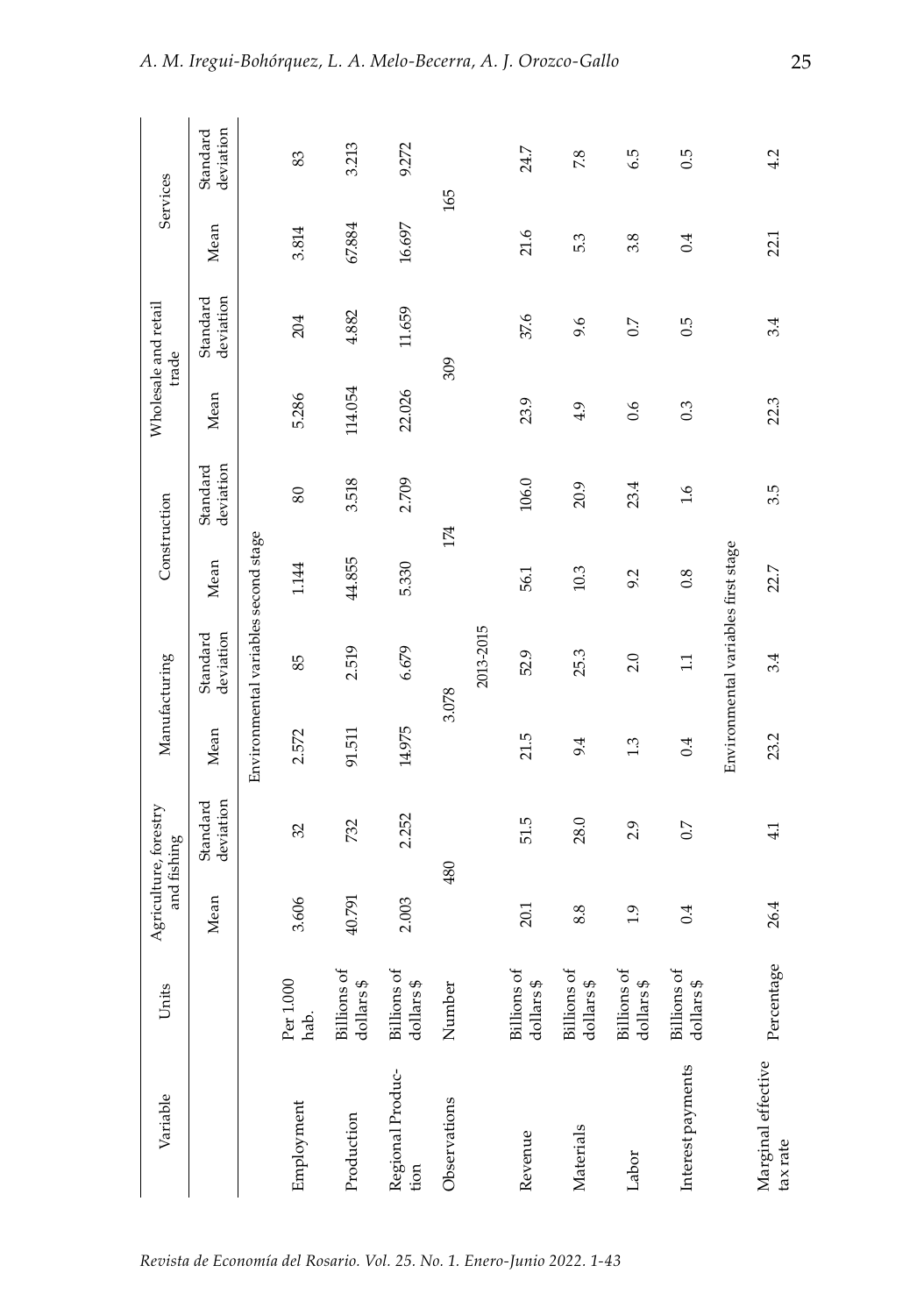| Variable | Units | Agriculture, forestry and fishing | | Manufacturing | | Construction | | Wholesale and retail trade | | Services | |
|---|---|---|---|---|---|---|---|---|---|---|---|
| | | Mean | Standard deviation | Mean | Standard deviation | Mean | Standard deviation | Mean | Standard deviation | Mean | Standard deviation |
| Environmental variables second stage | | | | | | | | | | | |
| Employment | Per 1.000 hab. | 3.606 | 32 | 2.572 | 85 | 1.144 | 80 | 5.286 | 204 | 3.814 | 83 |
| Production | Billions of dollars $ | 40.791 | 732 | 91.511 | 2.519 | 44.855 | 3.518 | 114.054 | 4.882 | 67.884 | 3.213 |
| Regional Production | Billions of dollars $ | 2.003 | 2.252 | 14.975 | 6.679 | 5.330 | 2.709 | 22.026 | 11.659 | 16.697 | 9.272 |
| Observations | Number | 480 | | 3.078 | | 174 | | 309 | | 165 | |
| 2013-2015 | | | | | | | | | | | |
| Revenue | Billions of dollars $ | 20.1 | 51.5 | 21.5 | 52.9 | 56.1 | 106.0 | 23.9 | 37.6 | 21.6 | 24.7 |
| Materials | Billions of dollars $ | 8.8 | 28.0 | 9.4 | 25.3 | 10.3 | 20.9 | 4.9 | 9.6 | 5.3 | 7.8 |
| Labor | Billions of dollars $ | 1.9 | 2.9 | 1.3 | 2.0 | 9.2 | 23.4 | 0.6 | 0.7 | 3.8 | 6.5 |
| Interest payments | Billions of dollars $ | 0.4 | 0.7 | 0.4 | 1.1 | 0.8 | 1.6 | 0.3 | 0.5 | 0.4 | 0.5 |
| Environmental variables first stage | | | | | | | | | | | |
| Marginal effective tax rate | Percentage | 26.4 | 4.1 | 23.2 | 3.4 | 22.7 | 3.5 | 22.3 | 3.4 | 22.1 | 4.2 |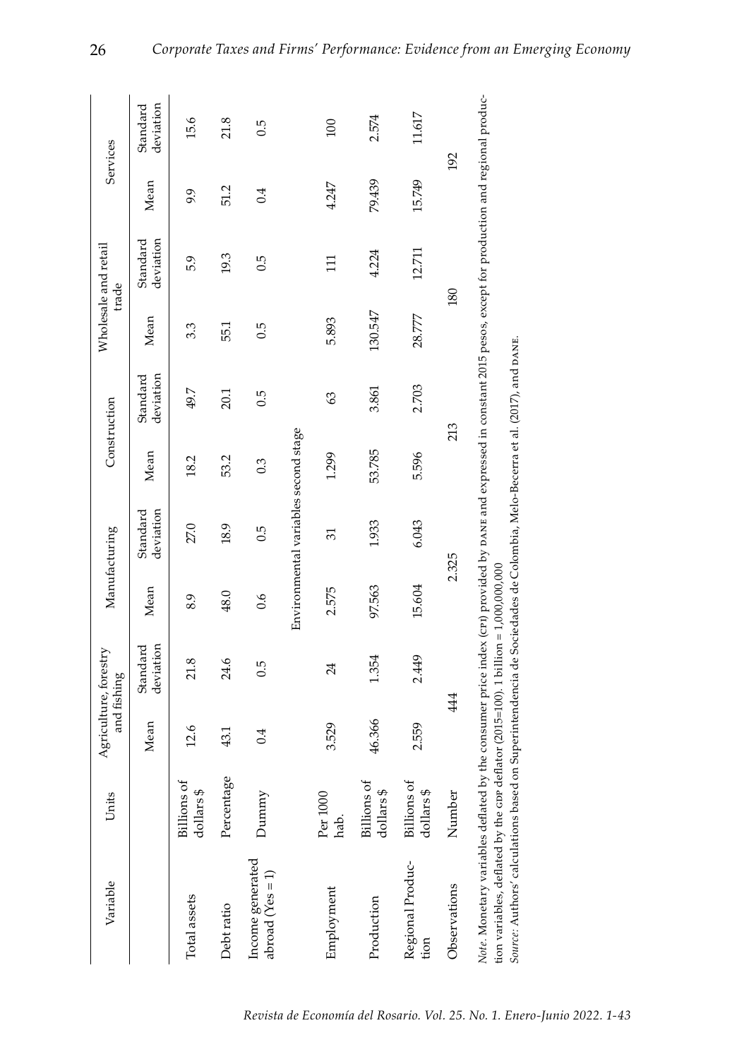| Variable | Units | Agriculture, forestry and fishing | | Manufacturing | | Construction | | Wholesale and retail trade | | Services | |
|---|---|---|---|---|---|---|---|---|---|---|---|
| | | Mean | Standard deviation | Mean | Standard deviation | Mean | Standard deviation | Mean | Standard deviation | Mean | Standard deviation |
| Total assets | Billions of dollars $ | 12.6 | 21.8 | 8.9 | 27.0 | 18.2 | 49.7 | 3.3 | 5.9 | 9.9 | 15.6 |
| Debt ratio | Percentage | 43.1 | 24.6 | 48.0 | 18.9 | 53.2 | 20.1 | 55.1 | 19.3 | 51.2 | 21.8 |
| Income generated abroad (Yes = 1) | Dummy | 0.4 | 0.5 | 0.6 | 0.5 | 0.3 | 0.5 | 0.5 | 0.5 | 0.4 | 0.5 |
| Environmental variables second stage | | | | | | | | | | | |
| Employment | Per 1000 hab. | 3.529 | 24 | 2.575 | 31 | 1.299 | 63 | 5.893 | 111 | 4.247 | 100 |
| Production | Billions of dollars $ | 46.366 | 1.354 | 97.563 | 1.933 | 53.785 | 3.861 | 130.547 | 4.224 | 79.439 | 2.574 |
| Regional Production | Billions of dollars $ | 2.559 | 2.449 | 15.604 | 6.043 | 5.596 | 2.703 | 28.777 | 12.711 | 15.749 | 11.617 |
| Observations | Number | 444 | | 2.325 | | 213 | | 180 | | 192 | |

*Note*. Monetary variables deflated by the consumer price index (CPI) provided by DANE and expressed in constant 2015 pesos, except for production and regional production variables, deflated by the GDP deflator (2015=100). 1 billion = 1,000,000,000

*Source*: Authors' calculations based on Superintendencia de Sociedades de Colombia, Melo-Becerra et al. (2017), and DANE.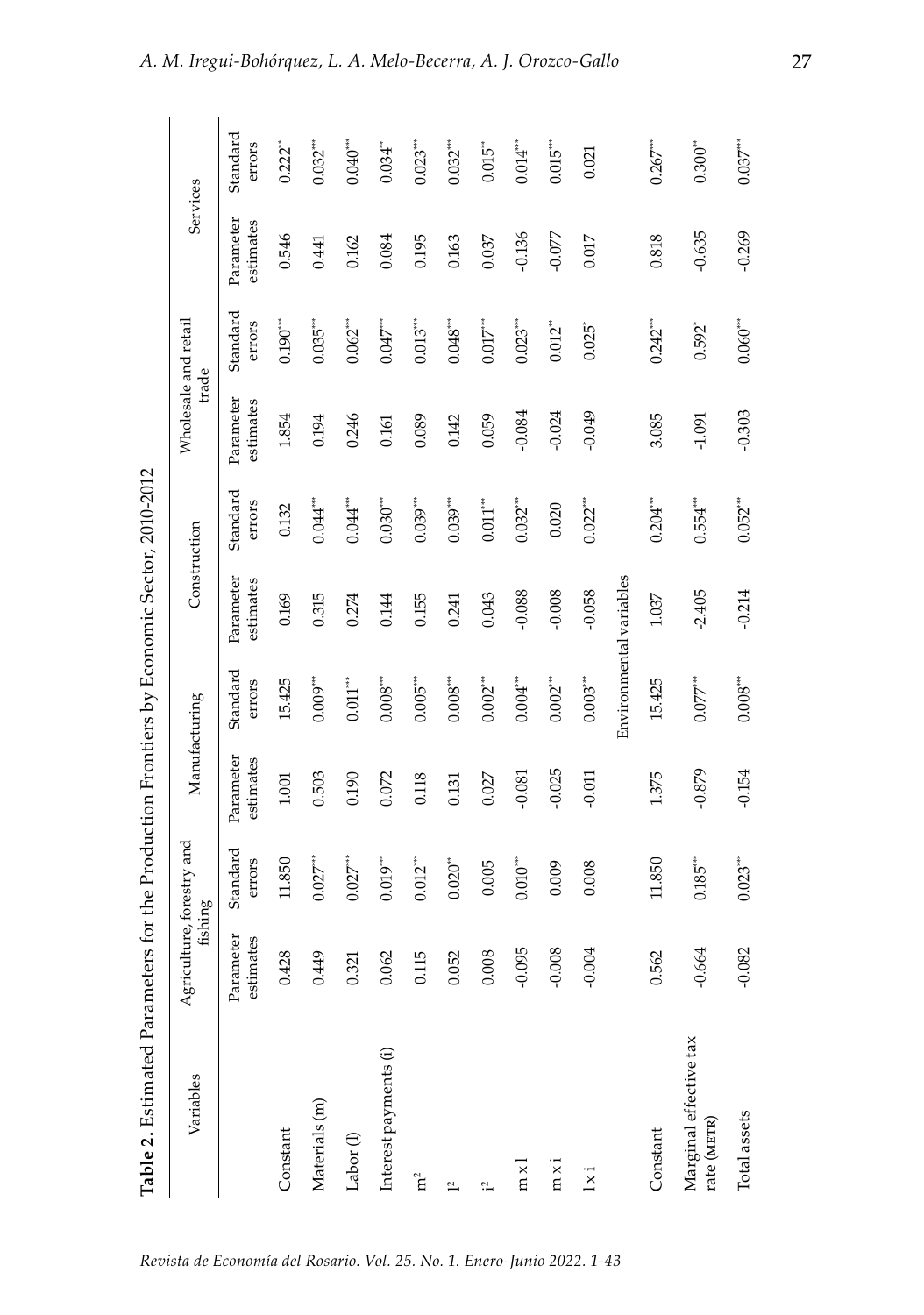**Table 2.** Estimated Parameters for the Production Frontiers by Economic Sector, 2010-2012

| Variables | Agriculture, forestry and fishing | | Manufacturing | | Construction | | Wholesale and retail trade | | Services | |
|---|---|---|---|---|---|---|---|---|---|---|
| | Parameter estimates | Standard errors | Parameter estimates | Standard errors | Parameter estimates | Standard errors | Parameter estimates | Standard errors | Parameter estimates | Standard errors |
| Constant | 0.428 | 11.850 | 1.001 | 15.425 | 0.169 | 0.132 | 1.854 | 0.190*** | 0.546 | 0.222** |
| Materials (m) | 0.449 | 0.027*** | 0.503 | 0.009*** | 0.315 | 0.044*** | 0.194 | 0.035*** | 0.441 | 0.032*** |
| Labor (l) | 0.321 | 0.027*** | 0.190 | 0.011*** | 0.274 | 0.044*** | 0.246 | 0.062*** | 0.162 | 0.040*** |
| Interest payments (i) | 0.062 | 0.019*** | 0.072 | 0.008*** | 0.144 | 0.030*** | 0.161 | 0.047*** | 0.084 | 0.034** |
| $m^2$ | 0.115 | 0.012*** | 0.118 | 0.005*** | 0.155 | 0.039*** | 0.089 | 0.013*** | 0.195 | 0.023*** |
| $l^2$ | 0.052 | 0.020** | 0.131 | 0.008*** | 0.241 | 0.039*** | 0.142 | 0.048*** | 0.163 | 0.032*** |
| $i^2$ | 0.008 | 0.005 | 0.027 | 0.002*** | 0.043 | 0.011*** | 0.059 | 0.017*** | 0.037 | 0.015** |
| m x l | -0.095 | 0.010*** | -0.081 | 0.004*** | -0.088 | 0.032*** | -0.084 | 0.023*** | -0.136 | 0.014*** |
| m x i | -0.008 | 0.009 | -0.025 | 0.002*** | -0.008 | 0.020 | -0.024 | 0.012** | -0.077 | 0.015*** |
| l x i | -0.004 | 0.008 | -0.011 | 0.003*** | -0.058 | 0.022*** | -0.049 | 0.025* | 0.017 | 0.021 |
| | | | | Environmental variables | | | | | | |
| Constant | 0.562 | 11.850 | 1.375 | 15.425 | 1.037 | 0.204*** | 3.085 | 0.242*** | 0.818 | 0.267*** |
| Marginal effective tax rate (METR) | -0.664 | 0.185*** | -0.879 | 0.077*** | -2.405 | 0.554*** | -1.091 | 0.592* | -0.635 | 0.300** |
| Total assets | -0.082 | 0.023*** | -0.154 | 0.008*** | -0.214 | 0.052*** | -0.303 | 0.060*** | -0.269 | 0.037*** |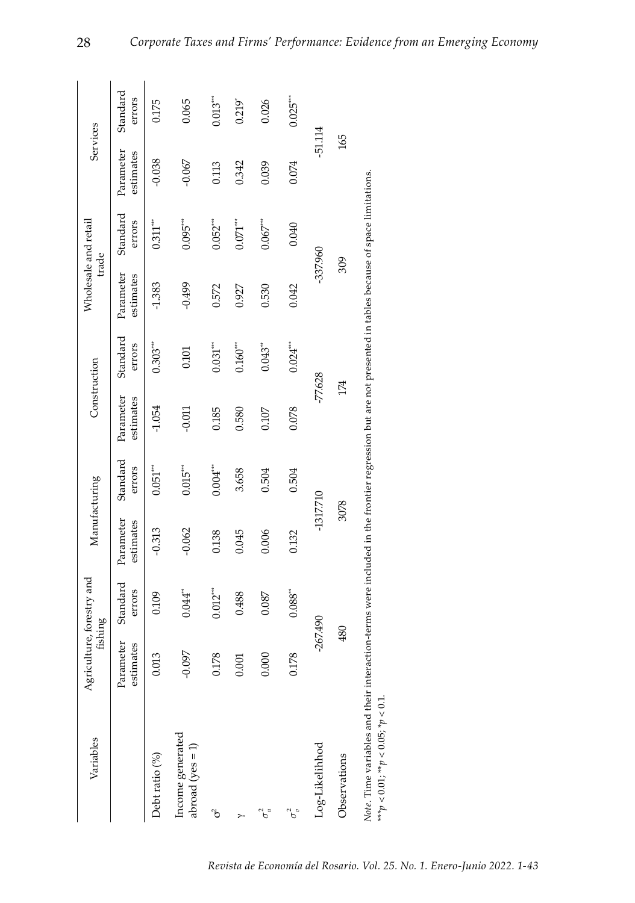| Variables | Agriculture, forestry and fishing | | Manufacturing | | Construction | | Wholesale and retail trade | | Services | |
|---|---|---|---|---|---|---|---|---|---|---|
| | Parameter estimates | Standard errors | Parameter estimates | Standard errors | Parameter estimates | Standard errors | Parameter estimates | Standard errors | Parameter estimates | Standard errors |
| Debt ratio (%) | 0.013 | 0.109 | -0.313 | 0.051*** | -1.054 | 0.303*** | -1.383 | 0.311*** | -0.038 | 0.175 |
| Income generated abroad (yes = 1) | -0.097 | 0.044** | -0.062 | 0.015*** | -0.011 | 0.101 | -0.499 | 0.095*** | -0.067 | 0.065 |
| $\sigma^2$ | 0.178 | 0.012*** | 0.138 | 0.004*** | 0.185 | 0.031*** | 0.572 | 0.052*** | 0.113 | 0.013*** |
| $\gamma$ | 0.001 | 0.488 | 0.045 | 3.658 | 0.580 | 0.160*** | 0.927 | 0.071*** | 0.342 | 0.219* |
| $\sigma_u^2$ | 0.000 | 0.087 | 0.006 | 0.504 | 0.107 | 0.043** | 0.530 | 0.067*** | 0.039 | 0.026 |
| $\sigma_v^2$ | 0.178 | 0.088** | 0.132 | 0.504 | 0.078 | 0.024*** | 0.042 | 0.040 | 0.074 | 0.025*** |
| Log-Likelihhod | -267.490 | | -1317.710 | | -77.628 | | -337.960 | | -51.114 | |
| Observations | 480 | | 3078 | | 174 | | 309 | | 165 | |

*Note*. Time variables and their interaction-terms were included in the frontier regression but are not presented in tables because of space limitations.
***$p < 0.01$; **$p < 0.05$; *$p < 0.1$.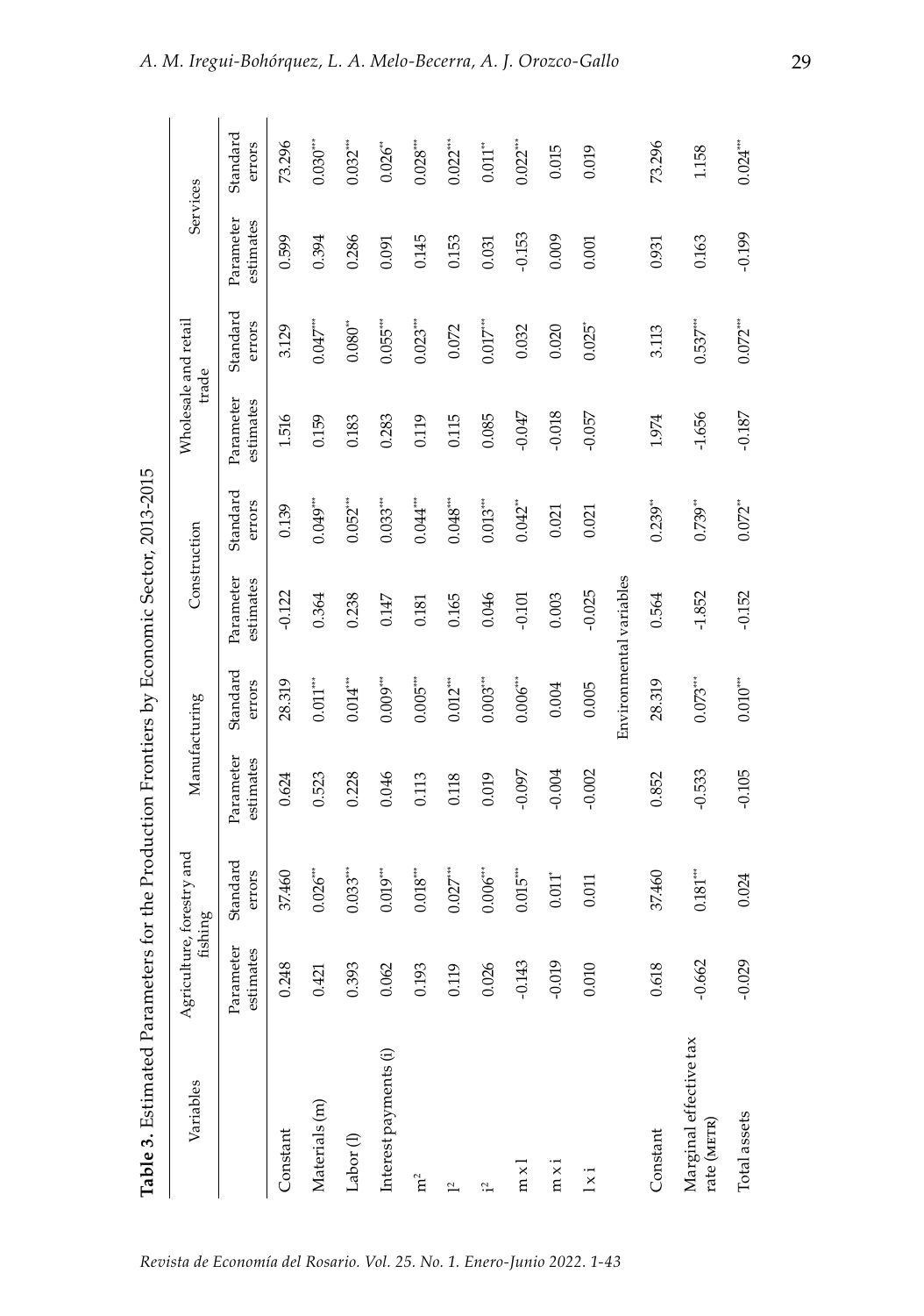**Table 3.** Estimated Parameters for the Production Frontiers by Economic Sector, 2013-2015

| Variables | Agriculture, forestry and fishing | | Manufacturing | | Construction | | Wholesale and retail trade | | Services | |
|---|---|---|---|---|---|---|---|---|---|---|
| | Parameter estimates | Standard errors | Parameter estimates | Standard errors | Parameter estimates | Standard errors | Parameter estimates | Standard errors | Parameter estimates | Standard errors |
| Constant | 0.248 | 37.460 | 0.624 | 28.319 | -0.122 | 0.139 | 1.516 | 3.129 | 0.599 | 73.296 |
| Materials (m) | 0.421 | 0.026*** | 0.523 | 0.011*** | 0.364 | 0.049*** | 0.159 | 0.047*** | 0.394 | 0.030*** |
| Labor (l) | 0.393 | 0.033*** | 0.228 | 0.014*** | 0.238 | 0.052*** | 0.183 | 0.080** | 0.286 | 0.032*** |
| Interest payments (i) | 0.062 | 0.019*** | 0.046 | 0.009*** | 0.147 | 0.033*** | 0.283 | 0.055*** | 0.091 | 0.026** |
| $m^2$ | 0.193 | 0.018*** | 0.113 | 0.005*** | 0.181 | 0.044*** | 0.119 | 0.023*** | 0.145 | 0.028*** |
| $l^2$ | 0.119 | 0.027*** | 0.118 | 0.012*** | 0.165 | 0.048*** | 0.115 | 0.072 | 0.153 | 0.022*** |
| $i^2$ | 0.026 | 0.006*** | 0.019 | 0.003*** | 0.046 | 0.013*** | 0.085 | 0.017*** | 0.031 | 0.011** |
| m x l | -0.143 | 0.015*** | -0.097 | 0.006*** | -0.101 | 0.042** | -0.047 | 0.032 | -0.153 | 0.022*** |
| m x i | -0.019 | 0.011* | -0.004 | 0.004 | 0.003 | 0.021 | -0.018 | 0.020 | 0.009 | 0.015 |
| l x i | 0.010 | 0.011 | -0.002 | 0.005 | -0.025 | 0.021 | -0.057 | 0.025* | 0.001 | 0.019 |
| Environmental variables | | | | | | | | | | |
| Constant | 0.618 | 37.460 | 0.852 | 28.319 | 0.564 | 0.239** | 1.974 | 3.113 | 0.931 | 73.296 |
| Marginal effective tax rate (METR) | -0.662 | 0.181*** | -0.533 | 0.073*** | -1.852 | 0.739** | -1.656 | 0.537*** | 0.163 | 1.158 |
| Total assets | -0.029 | 0.024 | -0.105 | 0.010*** | -0.152 | 0.072** | -0.187 | 0.072*** | -0.199 | 0.024*** |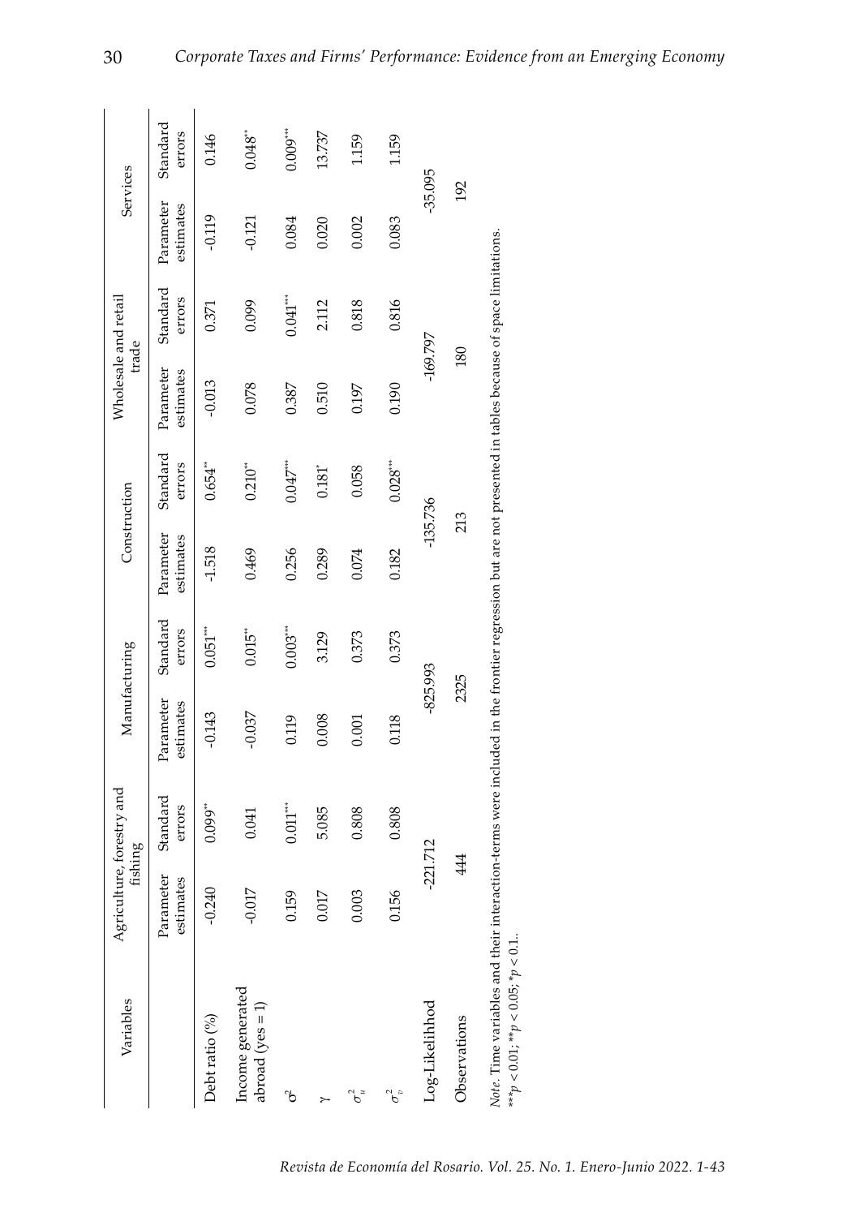| Variables | Agriculture, forestry and fishing | | Manufacturing | | Construction | | Wholesale and retail trade | | Services | |
|---|---|---|---|---|---|---|---|---|---|---|
| | Parameter estimates | Standard errors | Parameter estimates | Standard errors | Parameter estimates | Standard errors | Parameter estimates | Standard errors | Parameter estimates | Standard errors |
| Debt ratio (%) | -0.240 | 0.099** | -0.143 | 0.051*** | -1.518 | 0.654** | -0.013 | 0.371 | -0.119 | 0.146 |
| Income generated abroad (yes = 1) | -0.017 | 0.041 | -0.037 | 0.015** | 0.469 | 0.210** | 0.078 | 0.099 | -0.121 | 0.048** |
| $\sigma^2$ | 0.159 | 0.011*** | 0.119 | 0.003*** | 0.256 | 0.047*** | 0.387 | 0.041*** | 0.084 | 0.009*** |
| $\gamma$ | 0.017 | 5.085 | 0.008 | 3.129 | 0.289 | 0.181* | 0.510 | 2.112 | 0.020 | 13.737 |
| $\sigma_u^2$ | 0.003 | 0.808 | 0.001 | 0.373 | 0.074 | 0.058 | 0.197 | 0.818 | 0.002 | 1.159 |
| $\sigma_v^2$ | 0.156 | 0.808 | 0.118 | 0.373 | 0.182 | 0.028*** | 0.190 | 0.816 | 0.083 | 1.159 |
| Log-Likelihod | -221.712 | | -825.993 | | -135.736 | | -169.797 | | -35.095 | |
| Observations | 444 | | 2325 | | 213 | | 180 | | 192 | |

*Note*. Time variables and their interaction-terms were included in the frontier regression but are not presented in tables because of space limitations.
***$p < 0.01$; **$p < 0.05$; *$p < 0.1$..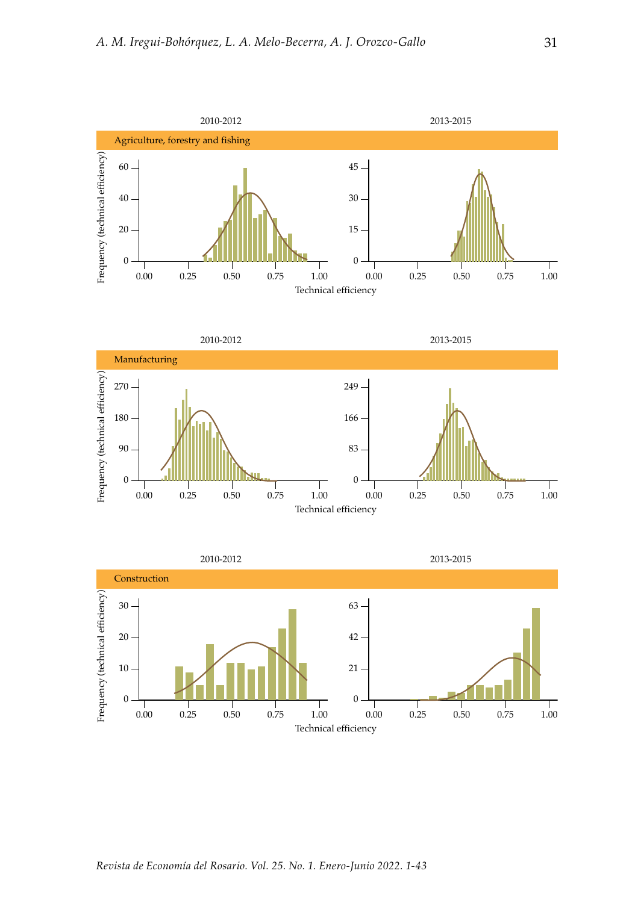2010-2012

2013-2015

Agriculture, forestry and fishing

Frequency (technical efficiency)

Technical efficiency

2010-2012

2013-2015

Manufacturing

Frequency (technical efficiency)

Technical efficiency

2010-2012

2013-2015

Construction

Frequency (technical efficiency)

Technical efficiency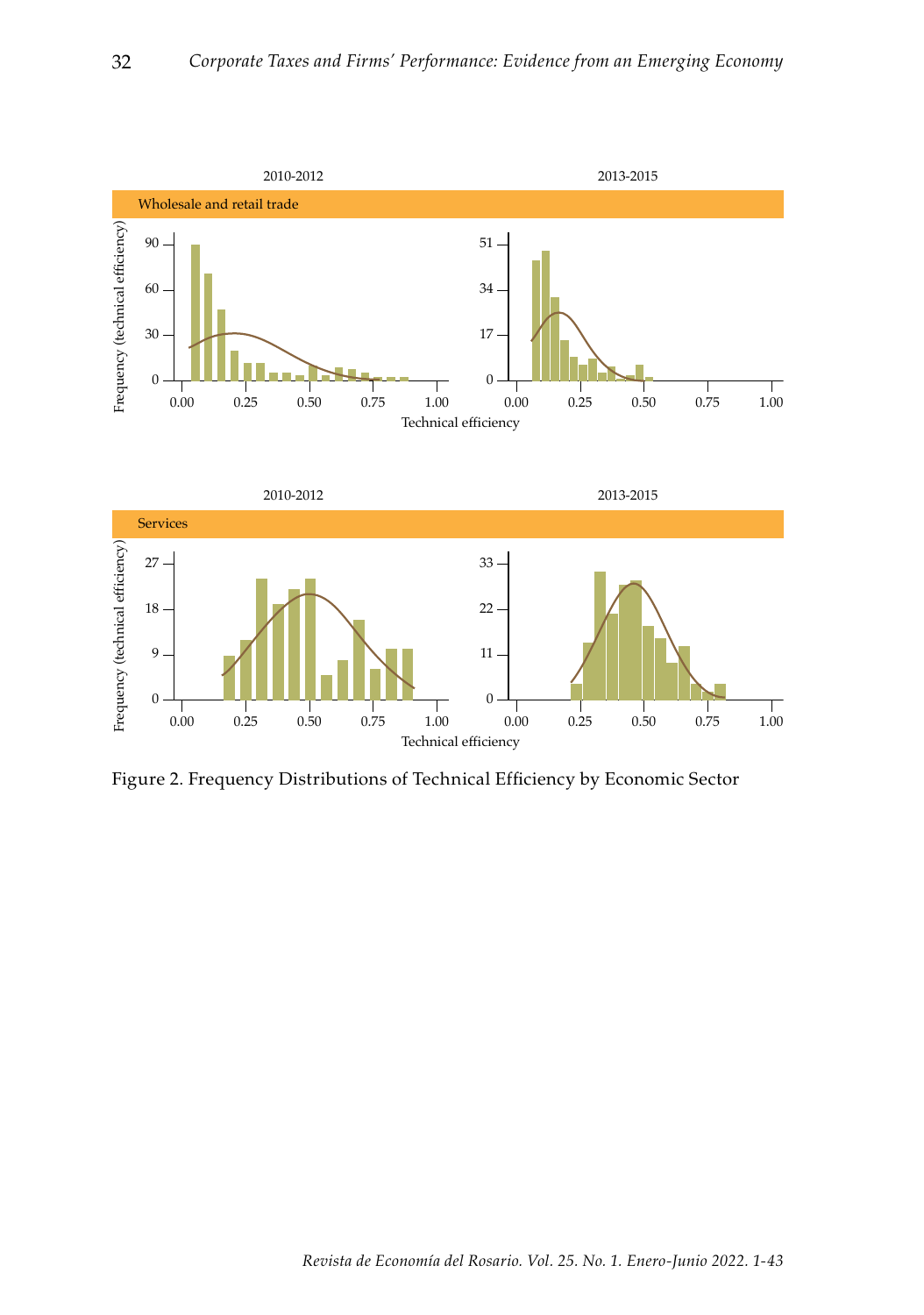Figure 2. Frequency Distributions of Technical Efficiency by Economic Sector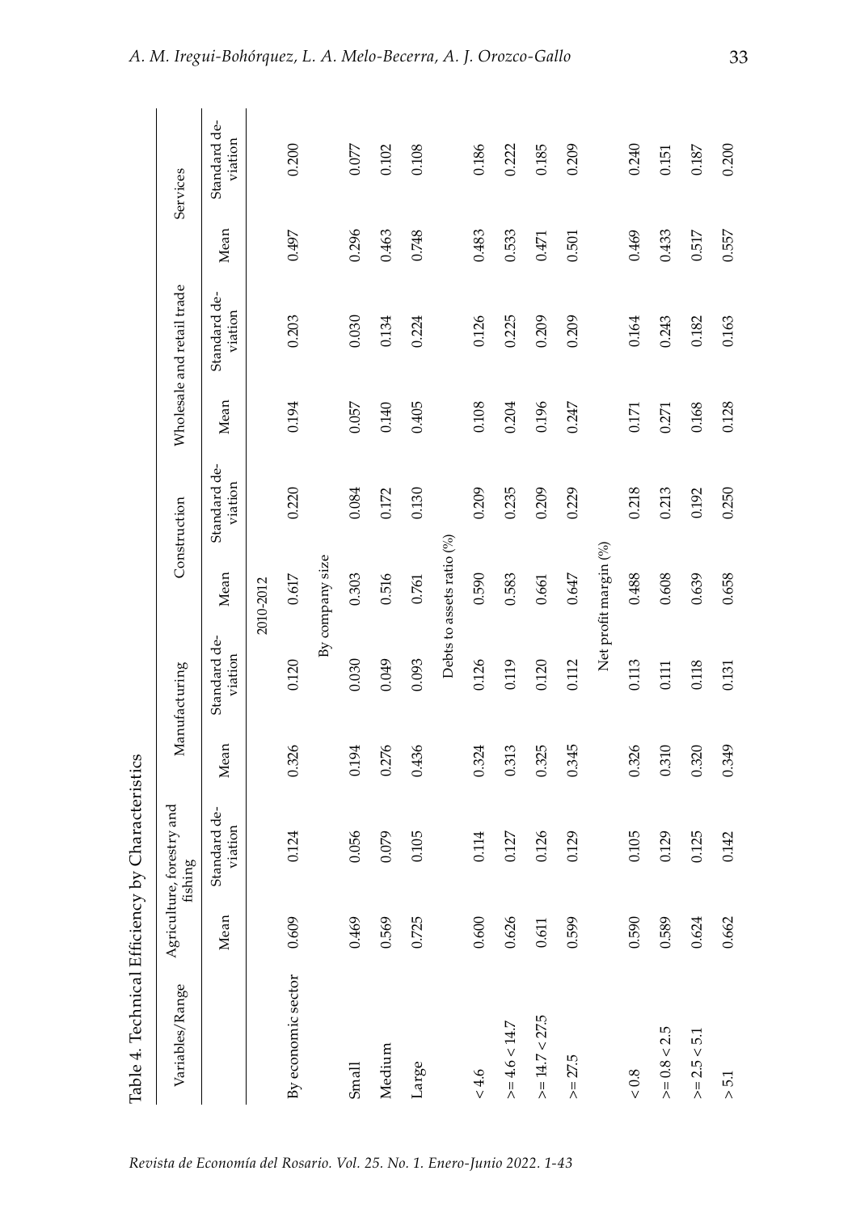Table 4. Technical Efficiency by Characteristics

| Variables/Range | Agriculture, forestry and fishing | | Manufacturing | | Construction | | Wholesale and retail trade | | Services | |
|---|---|---|---|---|---|---|---|---|---|---|
| | Mean | Standard deviation | Mean | Standard deviation | Mean | Standard deviation | Mean | Standard deviation | Mean | Standard deviation |
| | | | | | 2010-2012 | | | | | |
| By economic sector | 0.609 | 0.124 | 0.326 | 0.120 | 0.617 | 0.220 | 0.194 | 0.203 | 0.497 | 0.200 |
| | | | | | By company size | | | | | |
| Small | 0.469 | 0.056 | 0.194 | 0.030 | 0.303 | 0.084 | 0.057 | 0.030 | 0.296 | 0.077 |
| Medium | 0.569 | 0.079 | 0.276 | 0.049 | 0.516 | 0.172 | 0.140 | 0.134 | 0.463 | 0.102 |
| Large | 0.725 | 0.105 | 0.436 | 0.093 | 0.761 | 0.130 | 0.405 | 0.224 | 0.748 | 0.108 |
| | | | | | Debts to assets ratio (%) | | | | | |
| < 4.6 | 0.600 | 0.114 | 0.324 | 0.126 | 0.590 | 0.209 | 0.108 | 0.126 | 0.483 | 0.186 |
| >= 4.6 < 14.7 | 0.626 | 0.127 | 0.313 | 0.119 | 0.583 | 0.235 | 0.204 | 0.225 | 0.533 | 0.222 |
| >= 14.7 < 27.5 | 0.611 | 0.126 | 0.325 | 0.120 | 0.661 | 0.209 | 0.196 | 0.209 | 0.471 | 0.185 |
| >= 27.5 | 0.599 | 0.129 | 0.345 | 0.112 | 0.647 | 0.229 | 0.247 | 0.209 | 0.501 | 0.209 |
| | | | | | Net profit margin (%) | | | | | |
| < 0.8 | 0.590 | 0.105 | 0.326 | 0.113 | 0.488 | 0.218 | 0.171 | 0.164 | 0.469 | 0.240 |
| >= 0.8 < 2.5 | 0.589 | 0.129 | 0.310 | 0.111 | 0.608 | 0.213 | 0.271 | 0.243 | 0.433 | 0.151 |
| >= 2.5 < 5.1 | 0.624 | 0.125 | 0.320 | 0.118 | 0.639 | 0.192 | 0.168 | 0.182 | 0.517 | 0.187 |
| > 5.1 | 0.662 | 0.142 | 0.349 | 0.131 | 0.658 | 0.250 | 0.128 | 0.163 | 0.557 | 0.200 |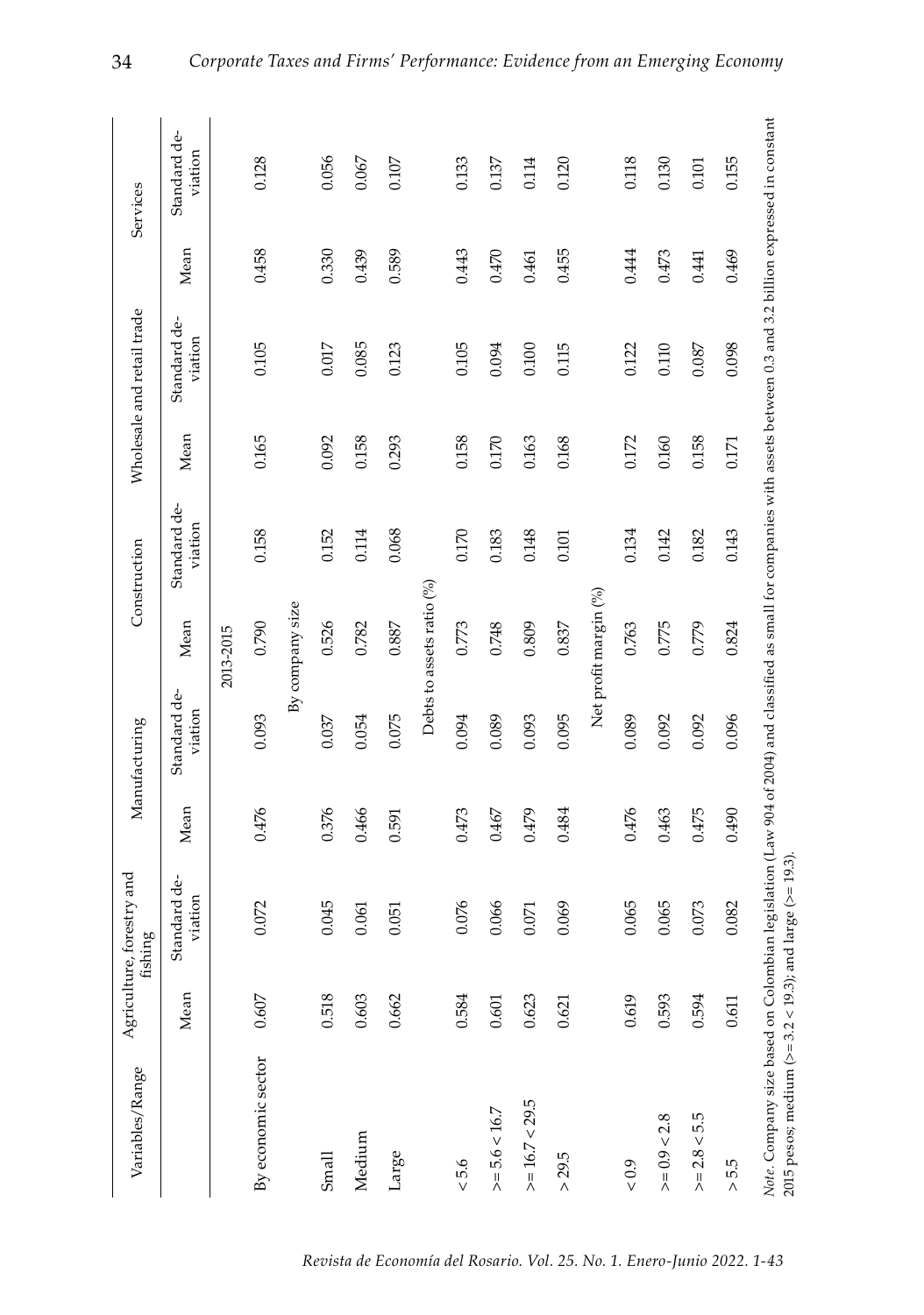| Variables/Range | Agriculture, forestry and fishing | | Manufacturing | | Construction | | Wholesale and retail trade | | Services | |
|---|---|---|---|---|---|---|---|---|---|---|
| | Mean | Standard deviation | Mean | Standard deviation | Mean | Standard deviation | Mean | Standard deviation | Mean | Standard deviation |
| | 2013-2015 | | | | | | | | | |
| By economic sector | 0.607 | 0.072 | 0.476 | 0.093 | 0.790 | 0.158 | 0.165 | 0.105 | 0.458 | 0.128 |
| | By company size | | | | | | | | | |
| Small | 0.518 | 0.045 | 0.376 | 0.037 | 0.526 | 0.152 | 0.092 | 0.017 | 0.330 | 0.056 |
| Medium | 0.603 | 0.061 | 0.466 | 0.054 | 0.782 | 0.114 | 0.158 | 0.085 | 0.439 | 0.067 |
| Large | 0.662 | 0.051 | 0.591 | 0.075 | 0.887 | 0.068 | 0.293 | 0.123 | 0.589 | 0.107 |
| | Debts to assets ratio (%) | | | | | | | | | |
| < 5.6 | 0.584 | 0.076 | 0.473 | 0.094 | 0.773 | 0.170 | 0.158 | 0.105 | 0.443 | 0.133 |
| >= 5.6 < 16.7 | 0.601 | 0.066 | 0.467 | 0.089 | 0.748 | 0.183 | 0.170 | 0.094 | 0.470 | 0.137 |
| >= 16.7 < 29.5 | 0.623 | 0.071 | 0.479 | 0.093 | 0.809 | 0.148 | 0.163 | 0.100 | 0.461 | 0.114 |
| > 29.5 | 0.621 | 0.069 | 0.484 | 0.095 | 0.837 | 0.101 | 0.168 | 0.115 | 0.455 | 0.120 |
| | Net profit margin (%) | | | | | | | | | |
| < 0.9 | 0.619 | 0.065 | 0.476 | 0.089 | 0.763 | 0.134 | 0.172 | 0.122 | 0.444 | 0.118 |
| >= 0.9 < 2.8 | 0.593 | 0.065 | 0.463 | 0.092 | 0.775 | 0.142 | 0.160 | 0.110 | 0.473 | 0.130 |
| >= 2.8 < 5.5 | 0.594 | 0.073 | 0.475 | 0.092 | 0.779 | 0.182 | 0.158 | 0.087 | 0.441 | 0.101 |
| > 5.5 | 0.611 | 0.082 | 0.490 | 0.096 | 0.824 | 0.143 | 0.171 | 0.098 | 0.469 | 0.155 |

*Note*. Company size based on Colombian legislation (Law 904 of 2004) and classified as small for companies with assets between 0.3 and 3.2 billion expressed in constant 2015 pesos; medium (>= 3.2 < 19.3); and large (>= 19.3).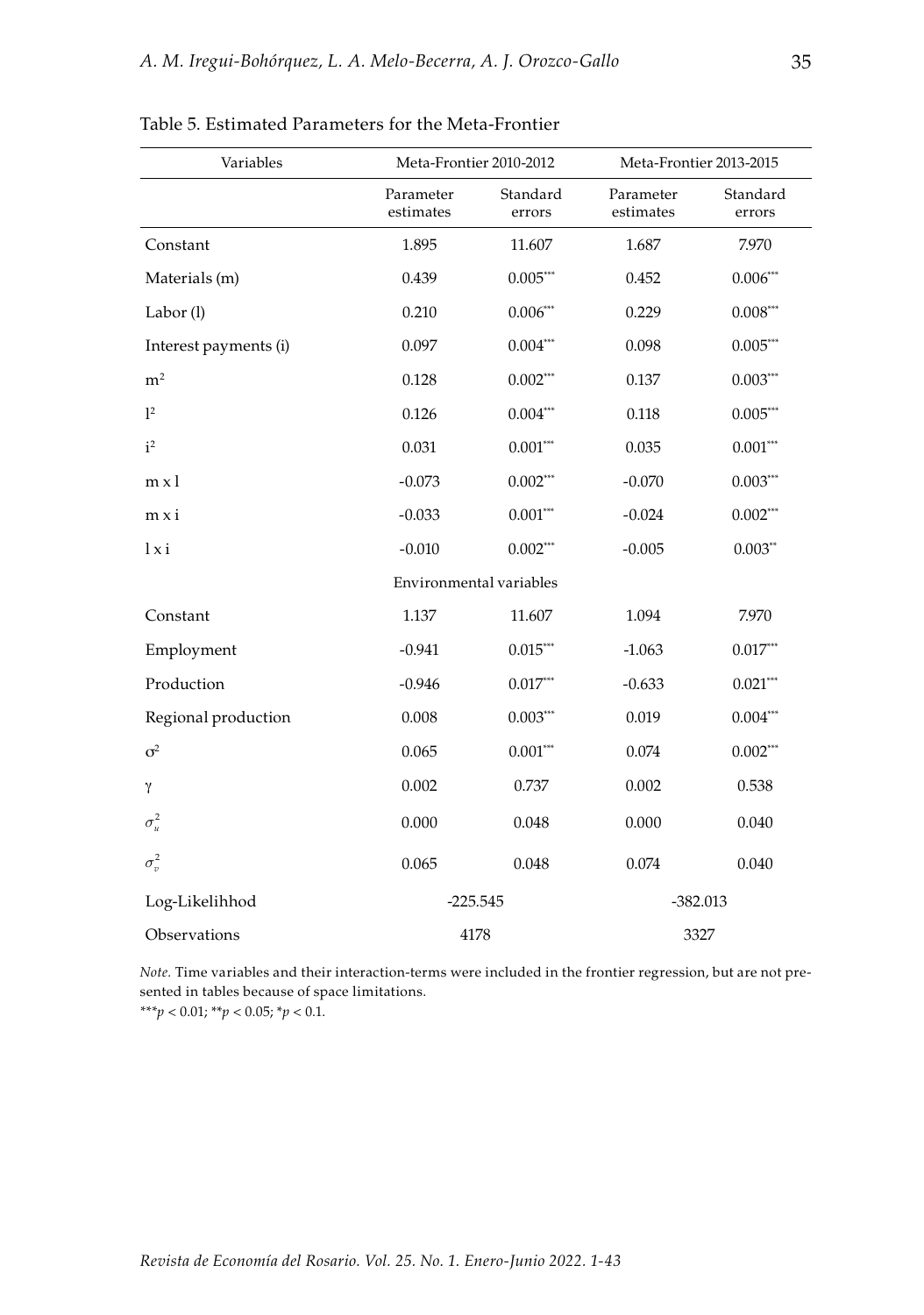Table 5. Estimated Parameters for the Meta-Frontier

| Variables | Meta-Frontier 2010-2012 | | Meta-Frontier 2013-2015 | |
|---|---|---|---|---|
| | Parameter estimates | Standard errors | Parameter estimates | Standard errors |
| Constant | 1.895 | 11.607 | 1.687 | 7.970 |
| Materials (m) | 0.439 | 0.005*** | 0.452 | 0.006*** |
| Labor (l) | 0.210 | 0.006*** | 0.229 | 0.008*** |
| Interest payments (i) | 0.097 | 0.004*** | 0.098 | 0.005*** |
| $m^2$ | 0.128 | 0.002*** | 0.137 | 0.003*** |
| $l^2$ | 0.126 | 0.004*** | 0.118 | 0.005*** |
| $i^2$ | 0.031 | 0.001*** | 0.035 | 0.001*** |
| m x l | -0.073 | 0.002*** | -0.070 | 0.003*** |
| m x i | -0.033 | 0.001*** | -0.024 | 0.002*** |
| l x i | -0.010 | 0.002*** | -0.005 | 0.003** |
| Environmental variables | | | | |
| Constant | 1.137 | 11.607 | 1.094 | 7.970 |
| Employment | -0.941 | 0.015*** | -1.063 | 0.017*** |
| Production | -0.946 | 0.017*** | -0.633 | 0.021*** |
| Regional production | 0.008 | 0.003*** | 0.019 | 0.004*** |
| $\sigma^2$ | 0.065 | 0.001*** | 0.074 | 0.002*** |
| $\gamma$ | 0.002 | 0.737 | 0.002 | 0.538 |
| $\sigma_u^2$ | 0.000 | 0.048 | 0.000 | 0.040 |
| $\sigma_v^2$ | 0.065 | 0.048 | 0.074 | 0.040 |
| Log-Likelihhod | -225.545 | | -382.013 | |
| Observations | 4178 | | 3327 | |

*Note.* Time variables and their interaction-terms were included in the frontier regression, but are not presented in tables because of space limitations.

***$p < 0.01$; **$p < 0.05$; *$p < 0.1$.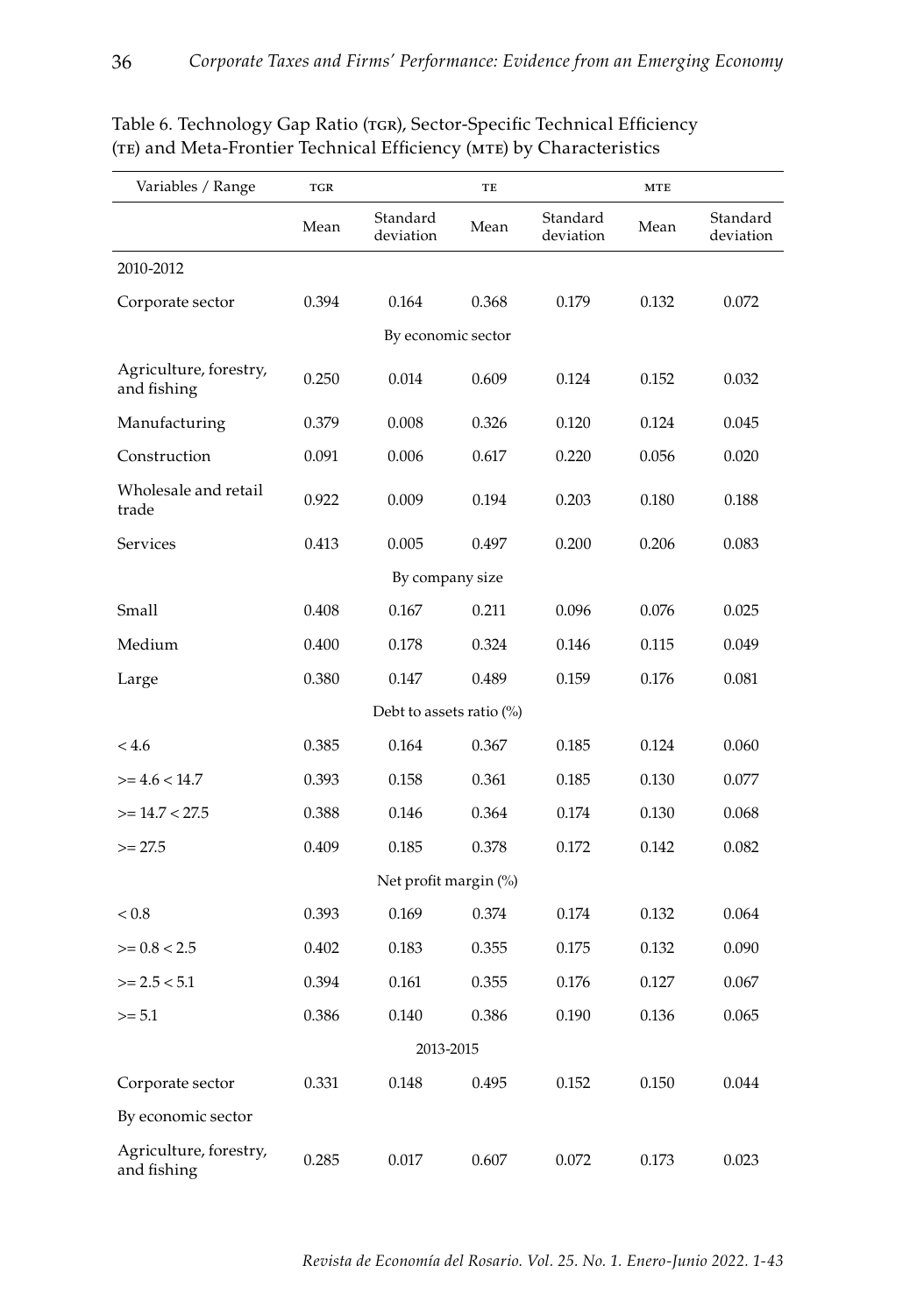Table 6. Technology Gap Ratio (TGR), Sector-Specific Technical Efficiency (TE) and Meta-Frontier Technical Efficiency (MTE) by Characteristics

| Variables / Range | TGR | | TE | | MTE | |
|---|---|---|---|---|---|---|
| | Mean | Standard deviation | Mean | Standard deviation | Mean | Standard deviation |
| 2010-2012 | | | | | | |
| Corporate sector | 0.394 | 0.164 | 0.368 | 0.179 | 0.132 | 0.072 |
| By economic sector | | | | | | |
| Agriculture, forestry, and fishing | 0.250 | 0.014 | 0.609 | 0.124 | 0.152 | 0.032 |
| Manufacturing | 0.379 | 0.008 | 0.326 | 0.120 | 0.124 | 0.045 |
| Construction | 0.091 | 0.006 | 0.617 | 0.220 | 0.056 | 0.020 |
| Wholesale and retail trade | 0.922 | 0.009 | 0.194 | 0.203 | 0.180 | 0.188 |
| Services | 0.413 | 0.005 | 0.497 | 0.200 | 0.206 | 0.083 |
| By company size | | | | | | |
| Small | 0.408 | 0.167 | 0.211 | 0.096 | 0.076 | 0.025 |
| Medium | 0.400 | 0.178 | 0.324 | 0.146 | 0.115 | 0.049 |
| Large | 0.380 | 0.147 | 0.489 | 0.159 | 0.176 | 0.081 |
| Debt to assets ratio (%) | | | | | | |
| < 4.6 | 0.385 | 0.164 | 0.367 | 0.185 | 0.124 | 0.060 |
| >= 4.6 < 14.7 | 0.393 | 0.158 | 0.361 | 0.185 | 0.130 | 0.077 |
| >= 14.7 < 27.5 | 0.388 | 0.146 | 0.364 | 0.174 | 0.130 | 0.068 |
| >= 27.5 | 0.409 | 0.185 | 0.378 | 0.172 | 0.142 | 0.082 |
| Net profit margin (%) | | | | | | |
| < 0.8 | 0.393 | 0.169 | 0.374 | 0.174 | 0.132 | 0.064 |
| >= 0.8 < 2.5 | 0.402 | 0.183 | 0.355 | 0.175 | 0.132 | 0.090 |
| >= 2.5 < 5.1 | 0.394 | 0.161 | 0.355 | 0.176 | 0.127 | 0.067 |
| >= 5.1 | 0.386 | 0.140 | 0.386 | 0.190 | 0.136 | 0.065 |
| 2013-2015 | | | | | | |
| Corporate sector | 0.331 | 0.148 | 0.495 | 0.152 | 0.150 | 0.044 |
| By economic sector | | | | | | |
| Agriculture, forestry, and fishing | 0.285 | 0.017 | 0.607 | 0.072 | 0.173 | 0.023 |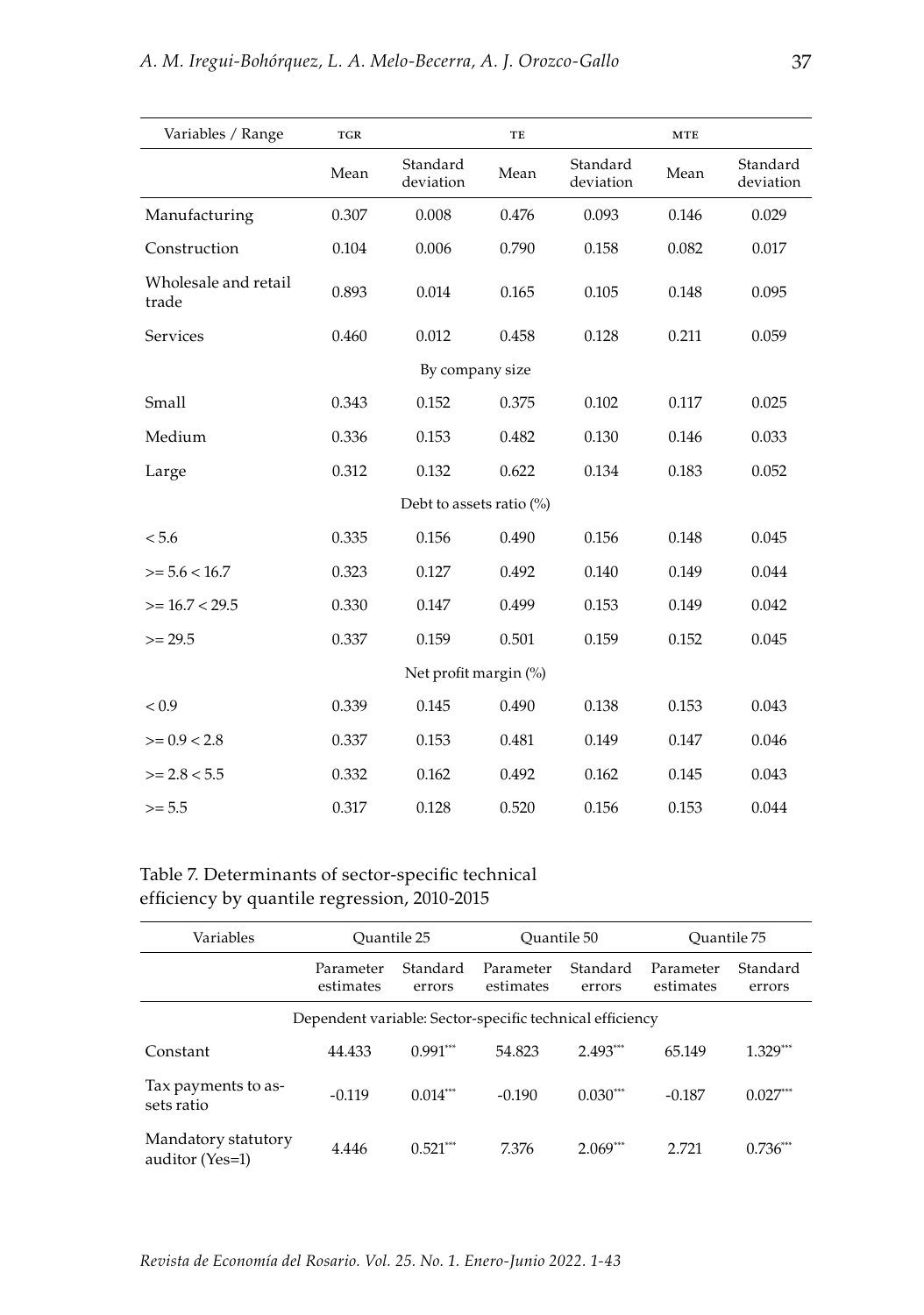| Variables / Range | TGR | | TE | | MTE | |
|---|---|---|---|---|---|---|
| | Mean | Standard deviation | Mean | Standard deviation | Mean | Standard deviation |
| Manufacturing | 0.307 | 0.008 | 0.476 | 0.093 | 0.146 | 0.029 |
| Construction | 0.104 | 0.006 | 0.790 | 0.158 | 0.082 | 0.017 |
| Wholesale and retail trade | 0.893 | 0.014 | 0.165 | 0.105 | 0.148 | 0.095 |
| Services | 0.460 | 0.012 | 0.458 | 0.128 | 0.211 | 0.059 |
| | | By company size | | | | |
| Small | 0.343 | 0.152 | 0.375 | 0.102 | 0.117 | 0.025 |
| Medium | 0.336 | 0.153 | 0.482 | 0.130 | 0.146 | 0.033 |
| Large | 0.312 | 0.132 | 0.622 | 0.134 | 0.183 | 0.052 |
| | | Debt to assets ratio (%) | | | | |
| < 5.6 | 0.335 | 0.156 | 0.490 | 0.156 | 0.148 | 0.045 |
| >= 5.6 < 16.7 | 0.323 | 0.127 | 0.492 | 0.140 | 0.149 | 0.044 |
| >= 16.7 < 29.5 | 0.330 | 0.147 | 0.499 | 0.153 | 0.149 | 0.042 |
| >= 29.5 | 0.337 | 0.159 | 0.501 | 0.159 | 0.152 | 0.045 |
| | | Net profit margin (%) | | | | |
| < 0.9 | 0.339 | 0.145 | 0.490 | 0.138 | 0.153 | 0.043 |
| >= 0.9 < 2.8 | 0.337 | 0.153 | 0.481 | 0.149 | 0.147 | 0.046 |
| >= 2.8 < 5.5 | 0.332 | 0.162 | 0.492 | 0.162 | 0.145 | 0.043 |
| >= 5.5 | 0.317 | 0.128 | 0.520 | 0.156 | 0.153 | 0.044 |

Table 7. Determinants of sector-specific technical efficiency by quantile regression, 2010-2015

| Variables | Quantile 25 | | Quantile 50 | | Quantile 75 | |
|---|---|---|---|---|---|---|
| | Parameter estimates | Standard errors | Parameter estimates | Standard errors | Parameter estimates | Standard errors |
| | | | Dependent variable: Sector-specific technical efficiency | | | |
| Constant | 44.433 | 0.991*** | 54.823 | 2.493*** | 65.149 | 1.329*** |
| Tax payments to assets ratio | -0.119 | 0.014*** | -0.190 | 0.030*** | -0.187 | 0.027*** |
| Mandatory statutory auditor (Yes=1) | 4.446 | 0.521*** | 7.376 | 2.069*** | 2.721 | 0.736*** |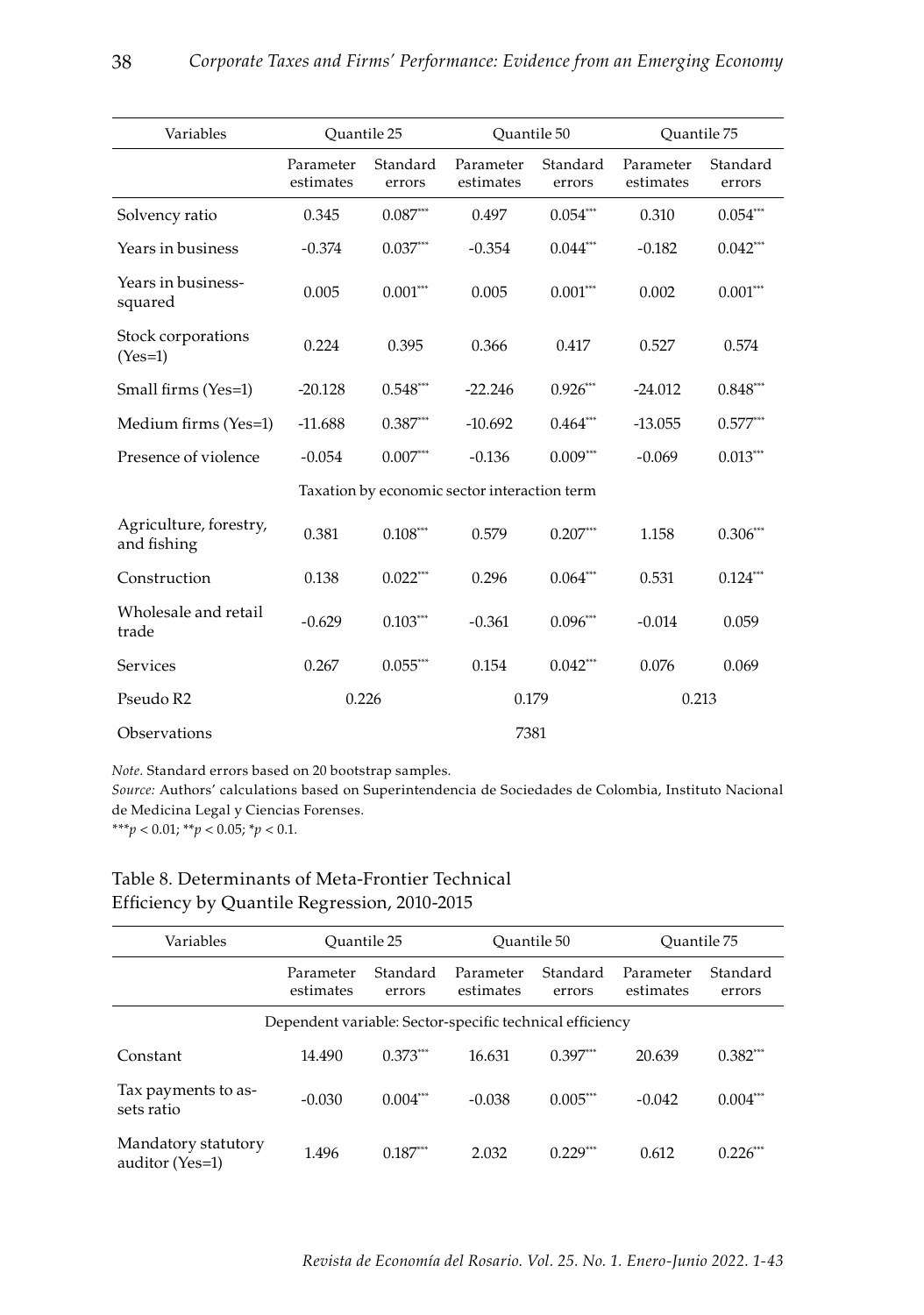| Variables | Quantile 25 | | Quantile 50 | | Quantile 75 | |
|---|---|---|---|---|---|---|
| | Parameter estimates | Standard errors | Parameter estimates | Standard errors | Parameter estimates | Standard errors |
| Solvency ratio | 0.345 | 0.087*** | 0.497 | 0.054*** | 0.310 | 0.054*** |
| Years in business | -0.374 | 0.037*** | -0.354 | 0.044*** | -0.182 | 0.042*** |
| Years in business-squared | 0.005 | 0.001*** | 0.005 | 0.001*** | 0.002 | 0.001*** |
| Stock corporations (Yes=1) | 0.224 | 0.395 | 0.366 | 0.417 | 0.527 | 0.574 |
| Small firms (Yes=1) | -20.128 | 0.548*** | -22.246 | 0.926*** | -24.012 | 0.848*** |
| Medium firms (Yes=1) | -11.688 | 0.387*** | -10.692 | 0.464*** | -13.055 | 0.577*** |
| Presence of violence | -0.054 | 0.007*** | -0.136 | 0.009*** | -0.069 | 0.013*** |
| Taxation by economic sector interaction term | | | | | | |
| Agriculture, forestry, and fishing | 0.381 | 0.108*** | 0.579 | 0.207*** | 1.158 | 0.306*** |
| Construction | 0.138 | 0.022*** | 0.296 | 0.064*** | 0.531 | 0.124*** |
| Wholesale and retail trade | -0.629 | 0.103*** | -0.361 | 0.096*** | -0.014 | 0.059 |
| Services | 0.267 | 0.055*** | 0.154 | 0.042*** | 0.076 | 0.069 |
| Pseudo R2 | 0.226 | | 0.179 | | 0.213 | |
| Observations | | | 7381 | | | |

*Note.* Standard errors based on 20 bootstrap samples.
*Source:* Authors' calculations based on Superintendencia de Sociedades de Colombia, Instituto Nacional de Medicina Legal y Ciencias Forenses.
***$p < 0.01$; **$p < 0.05$; *$p < 0.1$.

Table 8. Determinants of Meta-Frontier Technical Efficiency by Quantile Regression, 2010-2015

| Variables | Quantile 25 | | Quantile 50 | | Quantile 75 | |
|---|---|---|---|---|---|---|
| | Parameter estimates | Standard errors | Parameter estimates | Standard errors | Parameter estimates | Standard errors |
| Dependent variable: Sector-specific technical efficiency | | | | | | |
| Constant | 14.490 | 0.373*** | 16.631 | 0.397*** | 20.639 | 0.382*** |
| Tax payments to assets ratio | -0.030 | 0.004*** | -0.038 | 0.005*** | -0.042 | 0.004*** |
| Mandatory statutory auditor (Yes=1) | 1.496 | 0.187*** | 2.032 | 0.229*** | 0.612 | 0.226*** |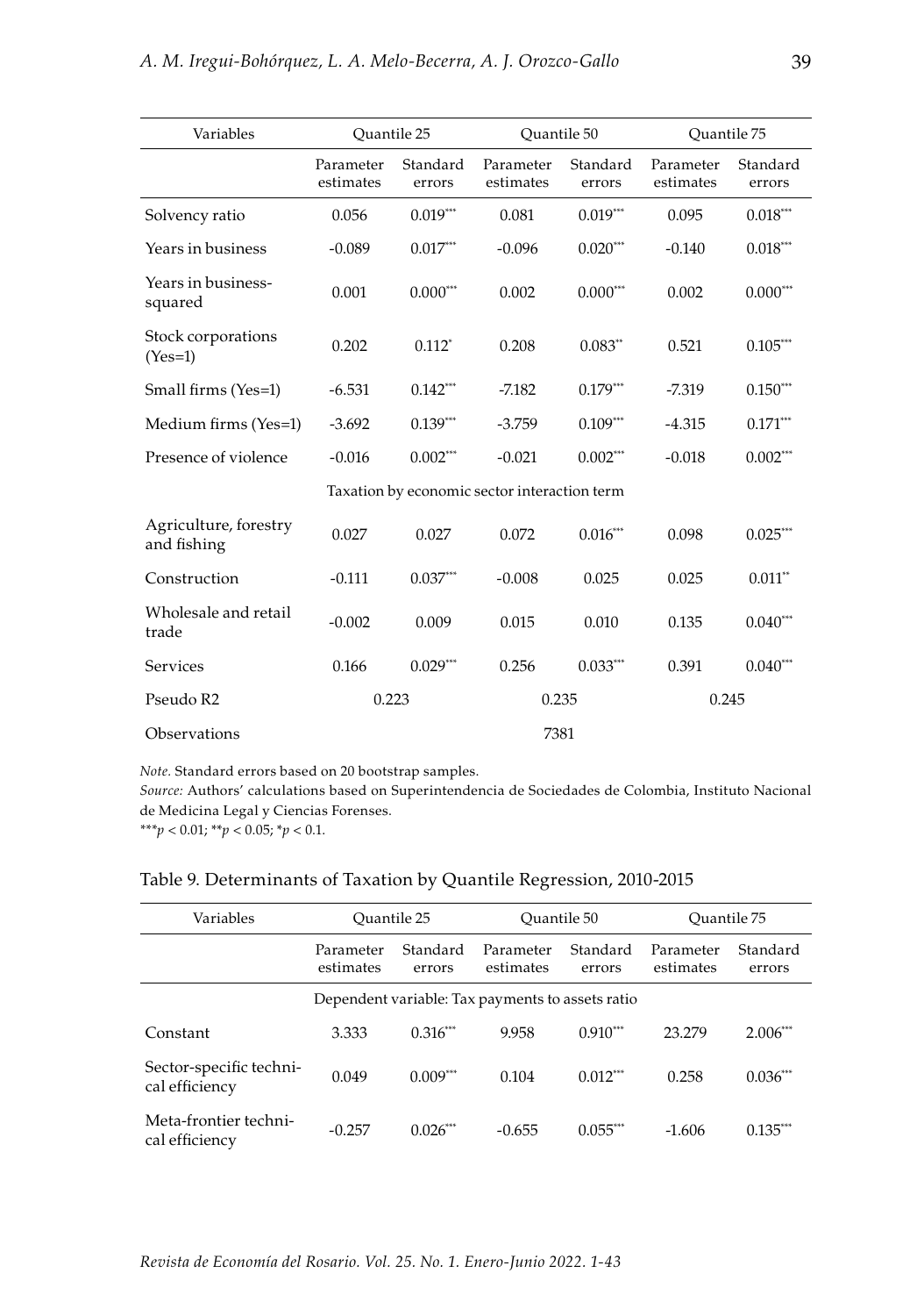| Variables | Quantile 25 | | Quantile 50 | | Quantile 75 | |
|---|---|---|---|---|---|---|
| | Parameter estimates | Standard errors | Parameter estimates | Standard errors | Parameter estimates | Standard errors |
| Solvency ratio | 0.056 | 0.019*** | 0.081 | 0.019*** | 0.095 | 0.018*** |
| Years in business | -0.089 | 0.017*** | -0.096 | 0.020*** | -0.140 | 0.018*** |
| Years in business-squared | 0.001 | 0.000*** | 0.002 | 0.000*** | 0.002 | 0.000*** |
| Stock corporations (Yes=1) | 0.202 | 0.112* | 0.208 | 0.083** | 0.521 | 0.105*** |
| Small firms (Yes=1) | -6.531 | 0.142*** | -7.182 | 0.179*** | -7.319 | 0.150*** |
| Medium firms (Yes=1) | -3.692 | 0.139*** | -3.759 | 0.109*** | -4.315 | 0.171*** |
| Presence of violence | -0.016 | 0.002*** | -0.021 | 0.002*** | -0.018 | 0.002*** |
| Taxation by economic sector interaction term | | | | | | |
| Agriculture, forestry and fishing | 0.027 | 0.027 | 0.072 | 0.016*** | 0.098 | 0.025*** |
| Construction | -0.111 | 0.037*** | -0.008 | 0.025 | 0.025 | 0.011** |
| Wholesale and retail trade | -0.002 | 0.009 | 0.015 | 0.010 | 0.135 | 0.040*** |
| Services | 0.166 | 0.029*** | 0.256 | 0.033*** | 0.391 | 0.040*** |
| Pseudo R2 | 0.223 | | 0.235 | | 0.245 | |
| Observations | 7381 | | | | | |

*Note.* Standard errors based on 20 bootstrap samples.
*Source:* Authors' calculations based on Superintendencia de Sociedades de Colombia, Instituto Nacional de Medicina Legal y Ciencias Forenses.
***$p < 0.01$; **$p < 0.05$; *$p < 0.1$.

Table 9. Determinants of Taxation by Quantile Regression, 2010-2015

| Variables | Quantile 25 | | Quantile 50 | | Quantile 75 | |
|---|---|---|---|---|---|---|
| | Parameter estimates | Standard errors | Parameter estimates | Standard errors | Parameter estimates | Standard errors |
| Dependent variable: Tax payments to assets ratio | | | | | | |
| Constant | 3.333 | 0.316*** | 9.958 | 0.910*** | 23.279 | 2.006*** |
| Sector-specific technical efficiency | 0.049 | 0.009*** | 0.104 | 0.012*** | 0.258 | 0.036*** |
| Meta-frontier technical efficiency | -0.257 | 0.026*** | -0.655 | 0.055*** | -1.606 | 0.135*** |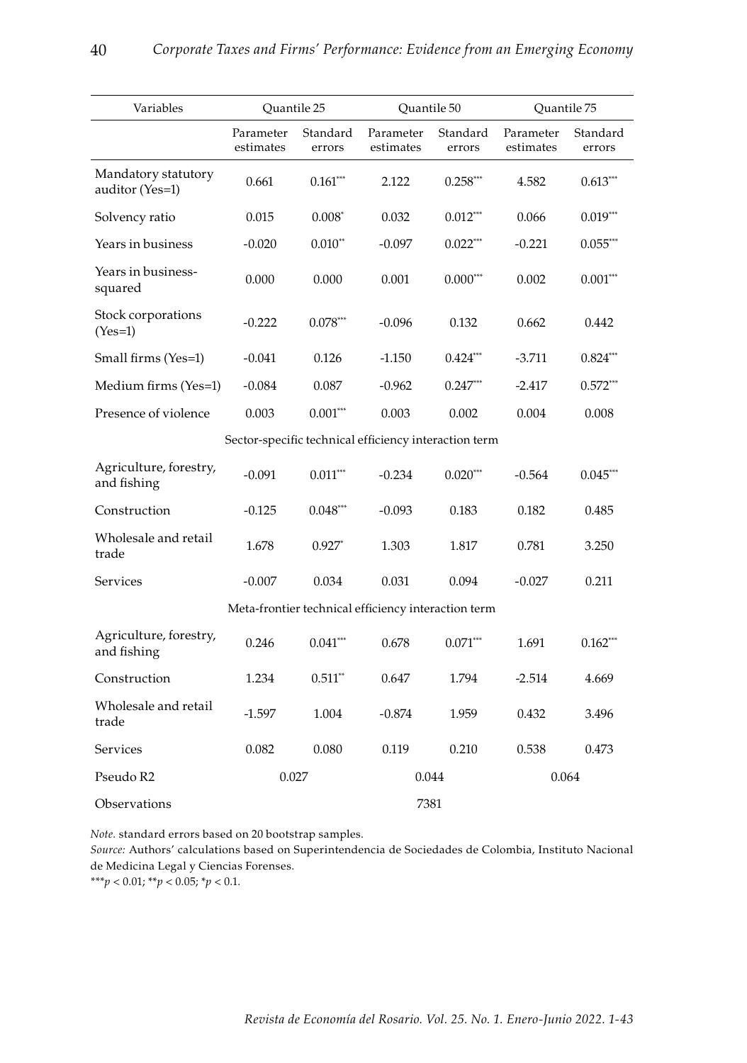| Variables | Quantile 25 | | Quantile 50 | | Quantile 75 | |
|---|---|---|---|---|---|---|
| | Parameter estimates | Standard errors | Parameter estimates | Standard errors | Parameter estimates | Standard errors |
| Mandatory statutory auditor (Yes=1) | 0.661 | 0.161*** | 2.122 | 0.258*** | 4.582 | 0.613*** |
| Solvency ratio | 0.015 | 0.008* | 0.032 | 0.012*** | 0.066 | 0.019*** |
| Years in business | -0.020 | 0.010** | -0.097 | 0.022*** | -0.221 | 0.055*** |
| Years in business-squared | 0.000 | 0.000 | 0.001 | 0.000*** | 0.002 | 0.001*** |
| Stock corporations (Yes=1) | -0.222 | 0.078*** | -0.096 | 0.132 | 0.662 | 0.442 |
| Small firms (Yes=1) | -0.041 | 0.126 | -1.150 | 0.424*** | -3.711 | 0.824*** |
| Medium firms (Yes=1) | -0.084 | 0.087 | -0.962 | 0.247*** | -2.417 | 0.572*** |
| Presence of violence | 0.003 | 0.001*** | 0.003 | 0.002 | 0.004 | 0.008 |
| Sector-specific technical efficiency interaction term | | | | | | |
| Agriculture, forestry, and fishing | -0.091 | 0.011*** | -0.234 | 0.020*** | -0.564 | 0.045*** |
| Construction | -0.125 | 0.048*** | -0.093 | 0.183 | 0.182 | 0.485 |
| Wholesale and retail trade | 1.678 | 0.927* | 1.303 | 1.817 | 0.781 | 3.250 |
| Services | -0.007 | 0.034 | 0.031 | 0.094 | -0.027 | 0.211 |
| Meta-frontier technical efficiency interaction term | | | | | | |
| Agriculture, forestry, and fishing | 0.246 | 0.041*** | 0.678 | 0.071*** | 1.691 | 0.162*** |
| Construction | 1.234 | 0.511** | 0.647 | 1.794 | -2.514 | 4.669 |
| Wholesale and retail trade | -1.597 | 1.004 | -0.874 | 1.959 | 0.432 | 3.496 |
| Services | 0.082 | 0.080 | 0.119 | 0.210 | 0.538 | 0.473 |
| Pseudo R2 | 0.027 | | 0.044 | | 0.064 | |
| Observations | | | 7381 | | | |

*Note.* standard errors based on 20 bootstrap samples.

*Source:* Authors' calculations based on Superintendencia de Sociedades de Colombia, Instituto Nacional de Medicina Legal y Ciencias Forenses.

***$p < 0.01$; **$p < 0.05$; *$p < 0.1$.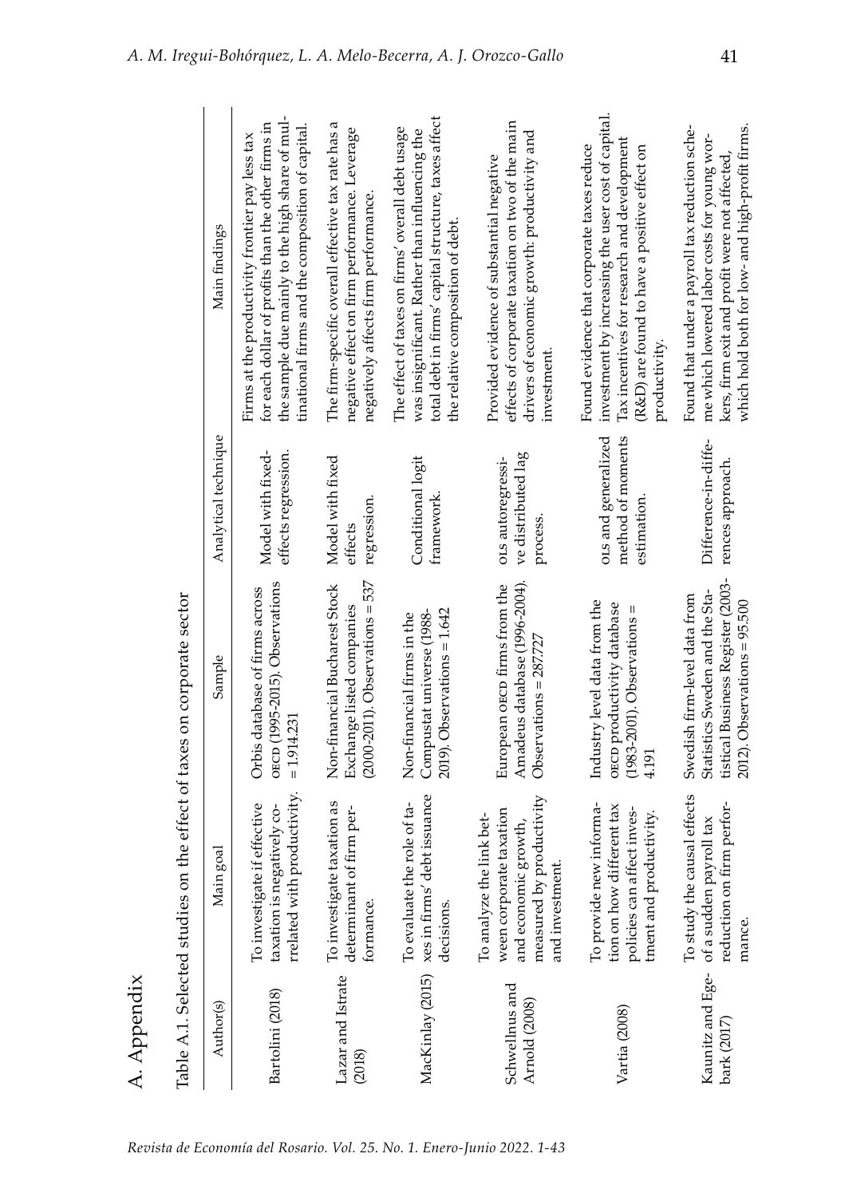# A. Appendix

Table A.1. Selected studies on the effect of taxes on corporate sector

| Author(s) | Main goal | Sample | Analytical technique | Main findings |
|---|---|---|---|---|
| Bartolini (2018) | To investigate if effective taxation is negatively correlated with productivity. | Orbis database of firms across OECD (1995-2015). Observations = 1.914.231 | Model with fixed-effects regression. | Firms at the productivity frontier pay less tax for each dollar of profits than the other firms in the sample due mainly to the high share of multinational firms and the composition of capital. |
| Lazar and Istrate (2018) | To investigate taxation as determinant of firm performance. | Non-financial Bucharest Stock Exchange listed companies (2000-2011). Observations = 537 | Model with fixed effects regression. | The firm-specific overall effective tax rate has a negative effect on firm performance. Leverage negatively affects firm performance. |
| MacKinlay (2015) | To evaluate the role of taxes in firms' debt issuance decisions. | Non-financial firms in the Compustat universe (1988-2019). Observations = 1.642 | Conditional logit framework. | The effect of taxes on firms' overall debt usage was insignificant. Rather than influencing the total debt in firms' capital structure, taxes affect the relative composition of debt. |
| Schwellnus and Arnold (2008) | To analyze the link between corporate taxation and economic growth, measured by productivity and investment. | European OECD firms from the Amadeus database (1996-2004). Observations = 287727 | OLS autoregressive distributed lag process. | Provided evidence of substantial negative effects of corporate taxation on two of the main drivers of economic growth: productivity and investment. |
| Vartia (2008) | To provide new information on how different tax policies can affect investment and productivity. | Industry level data from the OECD productivity database (1983-2001). Observations = 4.191 | OLS and generalized method of moments estimation. | Found evidence that corporate taxes reduce investment by increasing the user cost of capital. Tax incentives for research and development (R&D) are found to have a positive effect on productivity. |
| Kaunitz and Egebark (2017) | To study the causal effects of a sudden payroll tax reduction on firm performance. | Swedish firm-level data from Statistics Sweden and the Statistical Business Register (2003-2012). Observations = 95.500 | Difference-in-differences approach. | Found that under a payroll tax reduction scheme which lowered labor costs for young workers, firm exit and profit were not affected, which hold both for low- and high-profit firms. |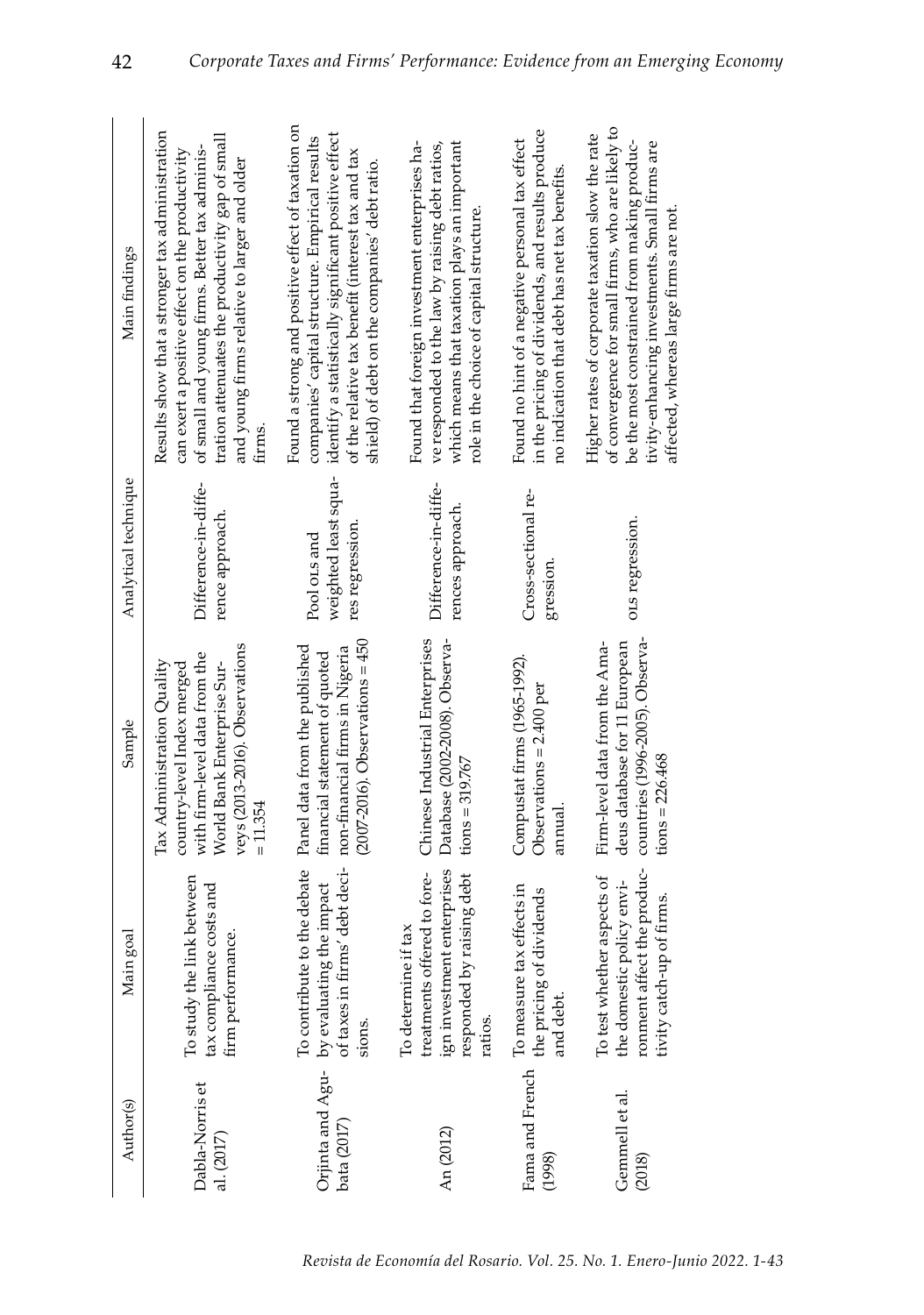| Author(s) | Main goal | Sample | Analytical technique | Main findings |
|---|---|---|---|---|
| Dabla-Norris et al. (2017) | To study the link between tax compliance costs and firm performance. | Tax Administration Quality country-level Index merged with firm-level data from the World Bank Enterprise Surveys (2013-2016). Observations = 11.354 | Difference-in-difference approach. | Results show that a stronger tax administration can exert a positive effect on the productivity of small and young firms. Better tax administration attenuates the productivity gap of small and young firms relative to larger and older firms. |
| Orjinta and Agubata (2017) | To contribute to the debate by evaluating the impact of taxes in firms' debt decisions. | Panel data from the published financial statement of quoted non-financial firms in Nigeria (2007-2016). Observations = 450 | Pool OLS and weighted least squares regression. | Found a strong and positive effect of taxation on companies' capital structure. Empirical results identify a statistically significant positive effect of the relative tax benefit (interest tax and tax shield) of debt on the companies' debt ratio. |
| An (2012) | To determine if tax treatments offered to foreign investment enterprises responded by raising debt ratios. | Chinese Industrial Enterprises Database (2002-2008). Observations = 319.767 | Difference-in-differences approach. | Found that foreign investment enterprises have responded to the law by raising debt ratios, which means that taxation plays an important role in the choice of capital structure. |
| Fama and French (1998) | To measure tax effects in the pricing of dividends and debt. | Compustat firms (1965-1992). Observations = 2.400 per annual. | Cross-sectional regression. | Found no hint of a negative personal tax effect in the pricing of dividends, and results produce no indication that debt has net tax benefits. |
| Gemmell et al. (2018) | To test whether aspects of the domestic policy environment affect the productivity catch-up of firms. | Firm-level data from the Amadeus database for 11 European countries (1996-2005). Observations = 226.468 | OLS regression. | Higher rates of corporate taxation slow the rate of convergence for small firms, who are likely to be the most constrained from making productivity-enhancing investments. Small firms are affected, whereas large firms are not. |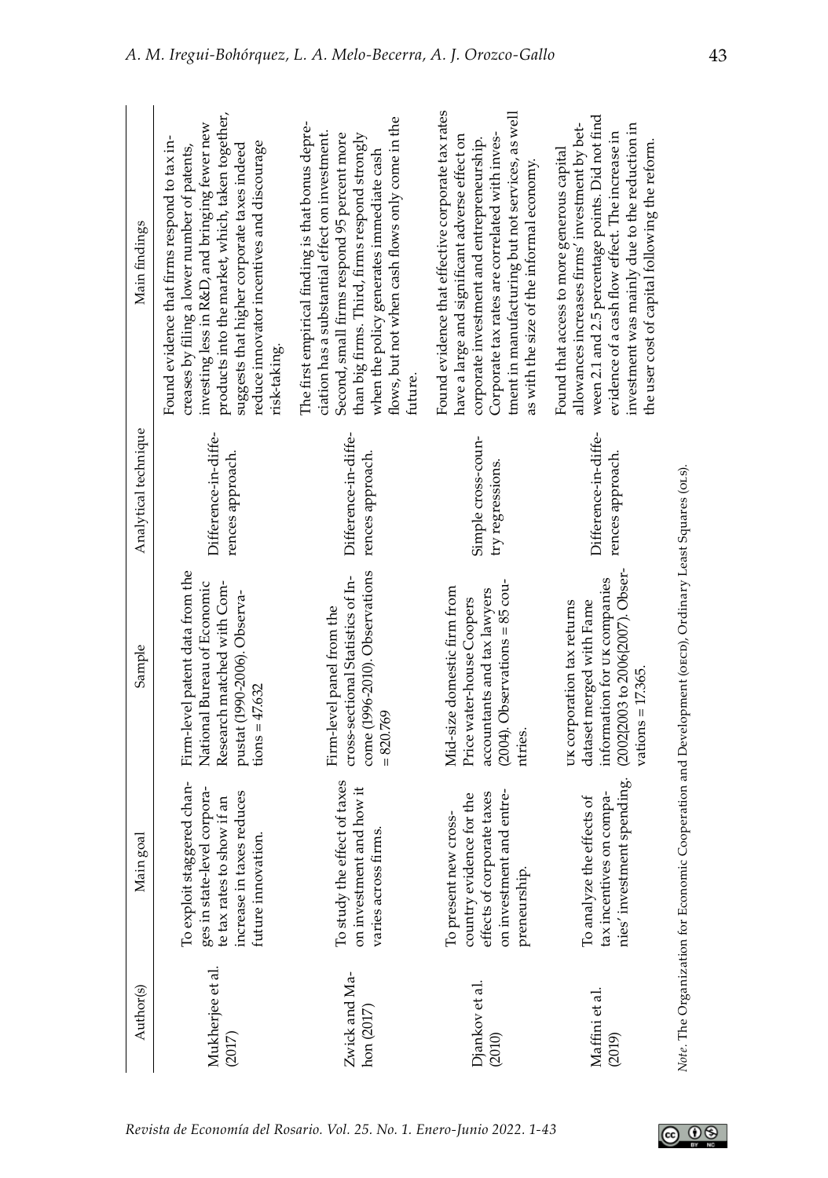| Author(s) | Main goal | Sample | Analytical technique | Main findings |
|---|---|---|---|---|
| Mukherjee et al. (2017) | To exploit staggered changes in state-level corporate tax rates to show if an increase in taxes reduces future innovation. | Firm-level patent data from the National Bureau of Economic Research matched with Compustat (1990-2006). Observations = 47.632 | Difference-in-differences approach. | Found evidence that firms respond to tax increases by filing a lower number of patents, investing less in R&D, and bringing fewer new products into the market, which, taken together, suggests that higher corporate taxes indeed reduce innovator incentives and discourage risk-taking. |
| Zwick and Mahon (2017) | To study the effect of taxes on investment and how it varies across firms. | Firm-level panel from the cross-sectional Statistics of Income (1996-2010). Observations = 820.769 | Difference-in-differences approach. | The first empirical finding is that bonus depreciation has a substantial effect on investment. Second, small firms respond 95 percent more than big firms. Third, firms respond strongly when the policy generates immediate cash flows, but not when cash flows only come in the future. |
| Djankov et al. (2010) | To present new cross-country evidence for the effects of corporate taxes on investment and entrepreneurship. | Mid-size domestic firm from Price water-house Coopers accountants and tax lawyers (2004). Observations = 85 countries. | Simple cross-country regressions. | Found evidence that effective corporate tax rates have a large and significant adverse effect on corporate investment and entrepreneurship. Corporate tax rates are correlated with investment in manufacturing but not services, as well as with the size of the informal economy. |
| Maffini et al. (2019) | To analyze the effects of tax incentives on companies' investment spending. | UK corporation tax returns dataset merged with Fame information for UK companies (2002\|2003 to 2006\|2007). Observations = 17.365. | Difference-in-differences approach. | Found that access to more generous capital allowances increases firms' investment by between 2.1 and 2.5 percentage points. Did not find evidence of a cash flow effect. The increase in investment was mainly due to the reduction in the user cost of capital following the reform. |

*Note.* The Organization for Economic Cooperation and Development (OECD), Ordinary Least Squares (OLS).